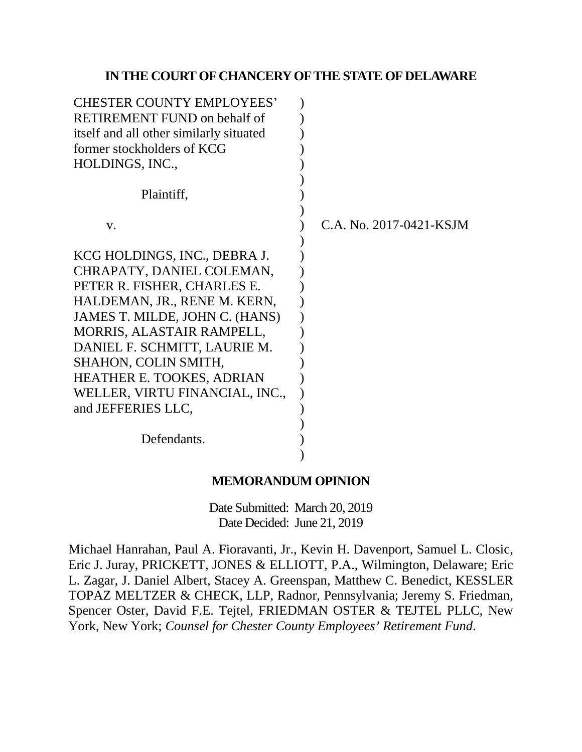**IN THE COURT OF CHANCERY OF THE STATE OF DELAWARE**

| | | |
|---|---|---|
| CHESTER COUNTY EMPLOYEES' RETIREMENT FUND on behalf of itself and all other similarly situated former stockholders of KCG HOLDINGS, INC., | ) | |
| Plaintiff, | ) | |
| v. | ) | C.A. No. 2017-0421-KSJM |
| KCG HOLDINGS, INC., DEBRA J. CHRAPATY, DANIEL COLEMAN, PETER R. FISHER, CHARLES E. HALDEMAN, JR., RENE M. KERN, JAMES T. MILDE, JOHN C. (HANS) MORRIS, ALASTAIR RAMPELL, DANIEL F. SCHMITT, LAURIE M. SHAHON, COLIN SMITH, HEATHER E. TOOKES, ADRIAN WELLER, VIRTU FINANCIAL, INC., and JEFFERIES LLC, | ) | |
| Defendants. | ) | |

**MEMORANDUM OPINION**

Date Submitted: March 20, 2019
Date Decided: June 21, 2019

Michael Hanrahan, Paul A. Fioravanti, Jr., Kevin H. Davenport, Samuel L. Closic, Eric J. Juray, PRICKETT, JONES & ELLIOTT, P.A., Wilmington, Delaware; Eric L. Zagar, J. Daniel Albert, Stacey A. Greenspan, Matthew C. Benedict, KESSLER TOPAZ MELTZER & CHECK, LLP, Radnor, Pennsylvania; Jeremy S. Friedman, Spencer Oster, David F.E. Tejtel, FRIEDMAN OSTER & TEJTEL PLLC, New York, New York; *Counsel for Chester County Employees' Retirement Fund*.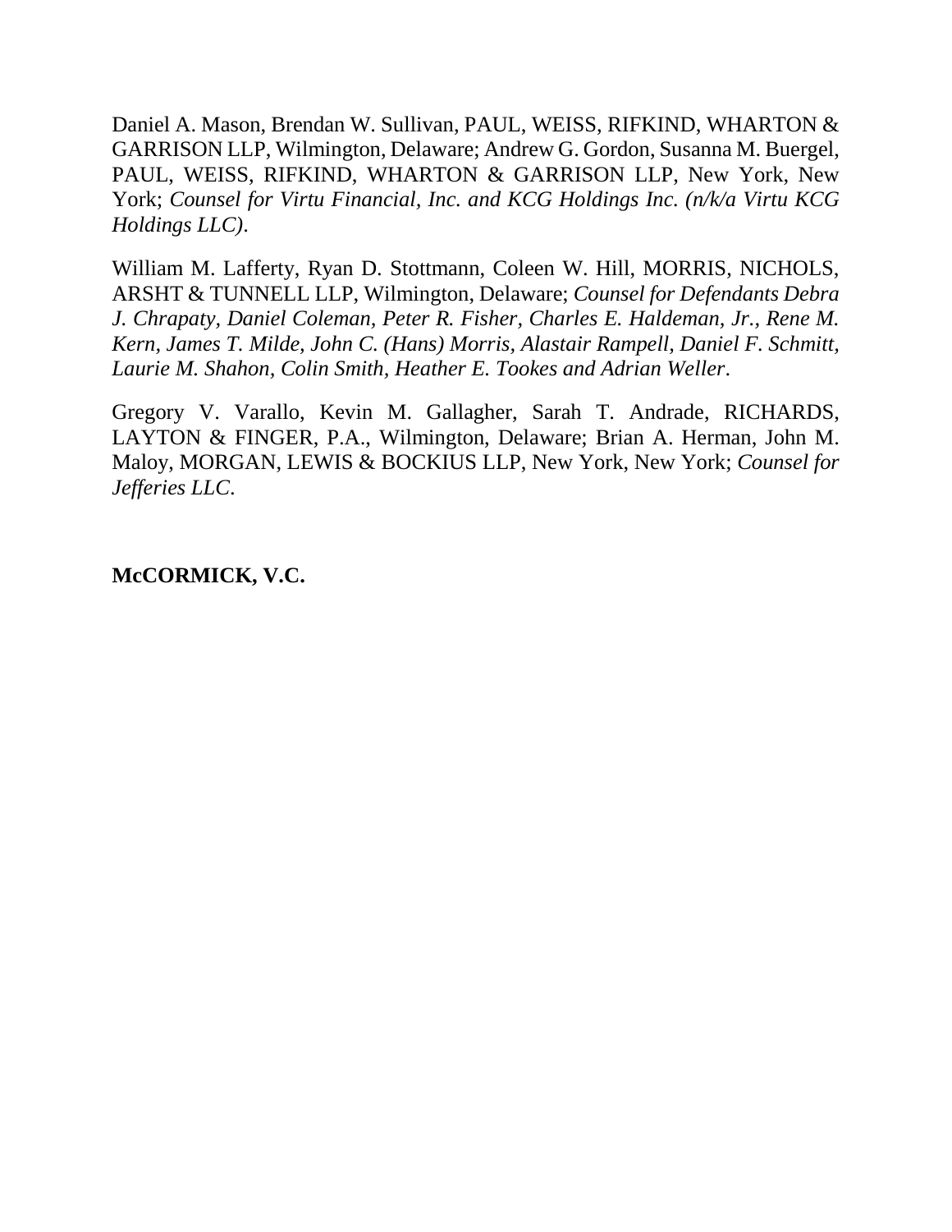Daniel A. Mason, Brendan W. Sullivan, PAUL, WEISS, RIFKIND, WHARTON & GARRISON LLP, Wilmington, Delaware; Andrew G. Gordon, Susanna M. Buergel, PAUL, WEISS, RIFKIND, WHARTON & GARRISON LLP, New York, New York; *Counsel for Virtu Financial, Inc. and KCG Holdings Inc. (n/k/a Virtu KCG Holdings LLC)*.

William M. Lafferty, Ryan D. Stottmann, Coleen W. Hill, MORRIS, NICHOLS, ARSHT & TUNNELL LLP, Wilmington, Delaware; *Counsel for Defendants Debra J. Chrapaty, Daniel Coleman, Peter R. Fisher, Charles E. Haldeman, Jr., Rene M. Kern, James T. Milde, John C. (Hans) Morris, Alastair Rampell, Daniel F. Schmitt, Laurie M. Shahon, Colin Smith, Heather E. Tookes and Adrian Weller*.

Gregory V. Varallo, Kevin M. Gallagher, Sarah T. Andrade, RICHARDS, LAYTON & FINGER, P.A., Wilmington, Delaware; Brian A. Herman, John M. Maloy, MORGAN, LEWIS & BOCKIUS LLP, New York, New York; *Counsel for Jefferies LLC*.

**McCORMICK, V.C.**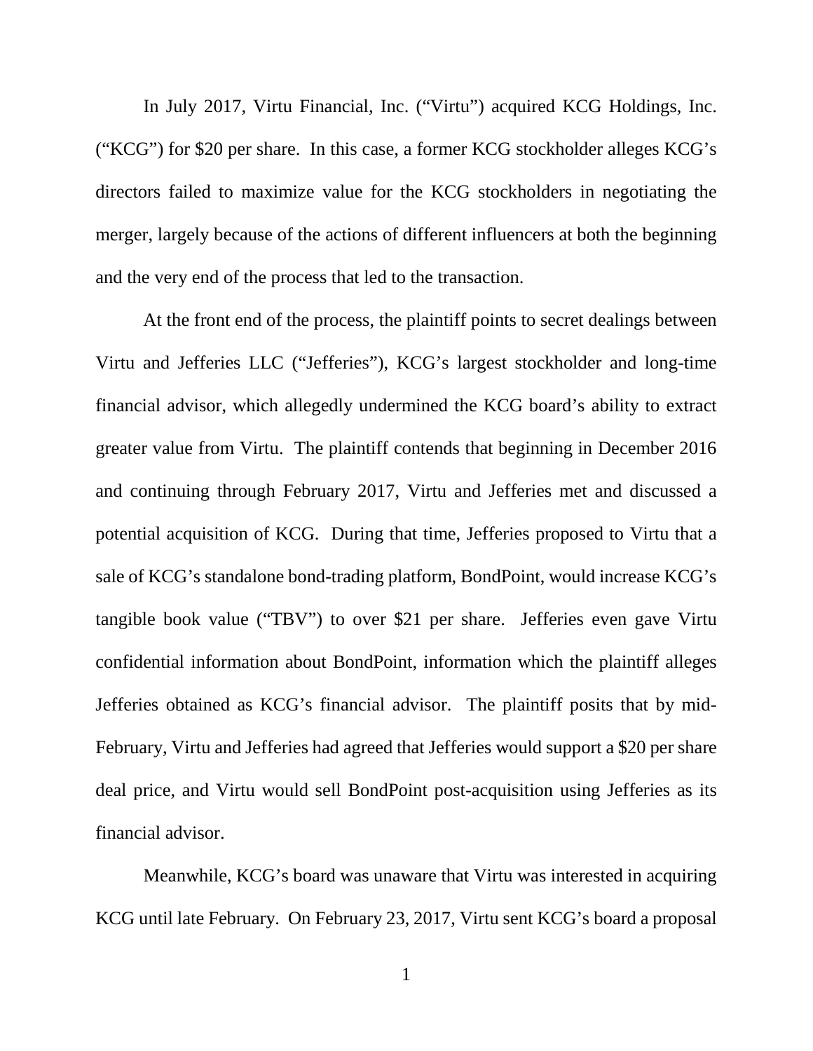In July 2017, Virtu Financial, Inc. ("Virtu") acquired KCG Holdings, Inc. ("KCG") for $20 per share. In this case, a former KCG stockholder alleges KCG's directors failed to maximize value for the KCG stockholders in negotiating the merger, largely because of the actions of different influencers at both the beginning and the very end of the process that led to the transaction.

At the front end of the process, the plaintiff points to secret dealings between Virtu and Jefferies LLC ("Jefferies"), KCG's largest stockholder and long-time financial advisor, which allegedly undermined the KCG board's ability to extract greater value from Virtu. The plaintiff contends that beginning in December 2016 and continuing through February 2017, Virtu and Jefferies met and discussed a potential acquisition of KCG. During that time, Jefferies proposed to Virtu that a sale of KCG's standalone bond-trading platform, BondPoint, would increase KCG's tangible book value ("TBV") to over $21 per share. Jefferies even gave Virtu confidential information about BondPoint, information which the plaintiff alleges Jefferies obtained as KCG's financial advisor. The plaintiff posits that by mid-February, Virtu and Jefferies had agreed that Jefferies would support a $20 per share deal price, and Virtu would sell BondPoint post-acquisition using Jefferies as its financial advisor.

Meanwhile, KCG's board was unaware that Virtu was interested in acquiring KCG until late February. On February 23, 2017, Virtu sent KCG's board a proposal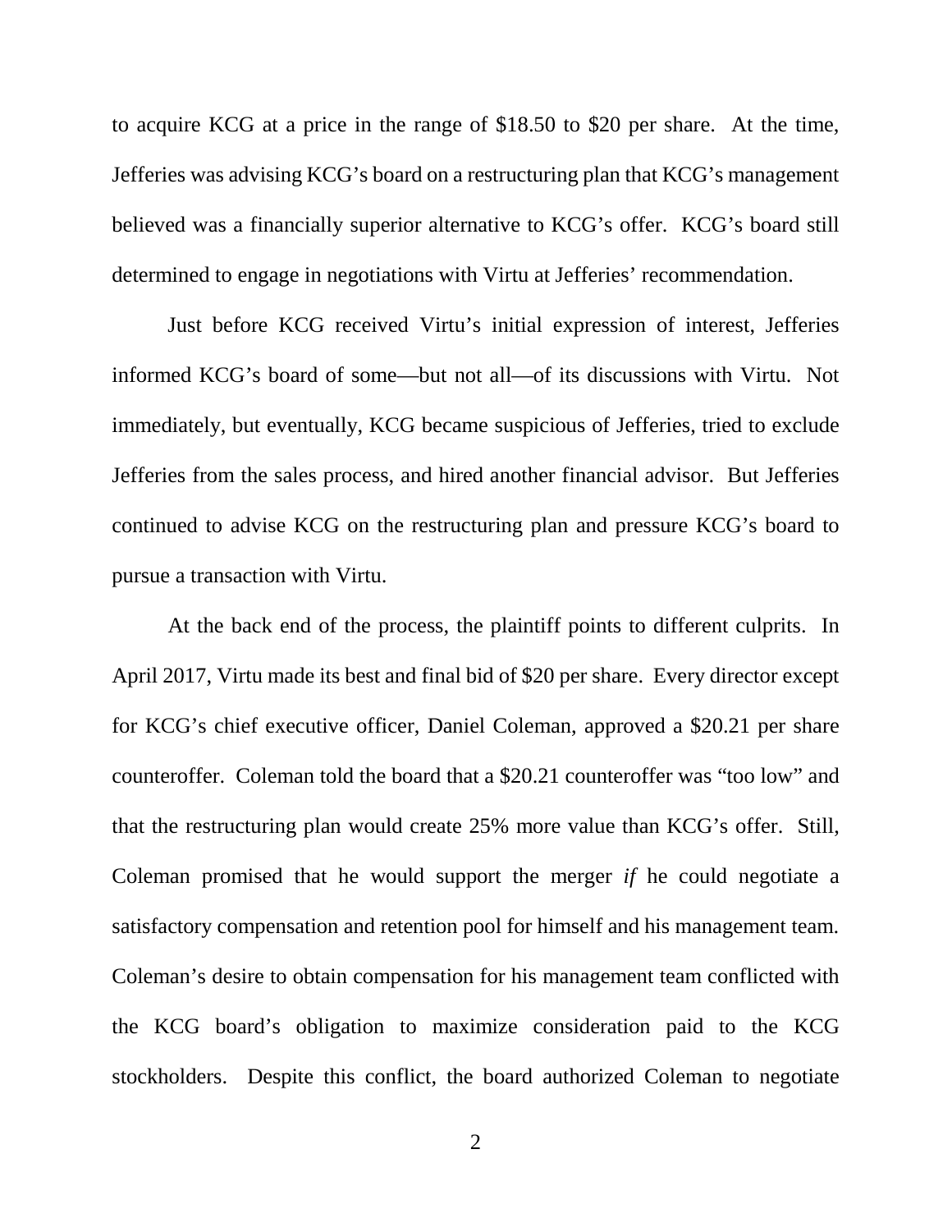to acquire KCG at a price in the range of $18.50 to $20 per share. At the time, Jefferies was advising KCG's board on a restructuring plan that KCG's management believed was a financially superior alternative to KCG's offer. KCG's board still determined to engage in negotiations with Virtu at Jefferies' recommendation.

Just before KCG received Virtu's initial expression of interest, Jefferies informed KCG's board of some—but not all—of its discussions with Virtu. Not immediately, but eventually, KCG became suspicious of Jefferies, tried to exclude Jefferies from the sales process, and hired another financial advisor. But Jefferies continued to advise KCG on the restructuring plan and pressure KCG's board to pursue a transaction with Virtu.

At the back end of the process, the plaintiff points to different culprits. In April 2017, Virtu made its best and final bid of $20 per share. Every director except for KCG's chief executive officer, Daniel Coleman, approved a $20.21 per share counteroffer. Coleman told the board that a $20.21 counteroffer was "too low" and that the restructuring plan would create 25% more value than KCG's offer. Still, Coleman promised that he would support the merger *if* he could negotiate a satisfactory compensation and retention pool for himself and his management team. Coleman's desire to obtain compensation for his management team conflicted with the KCG board's obligation to maximize consideration paid to the KCG stockholders. Despite this conflict, the board authorized Coleman to negotiate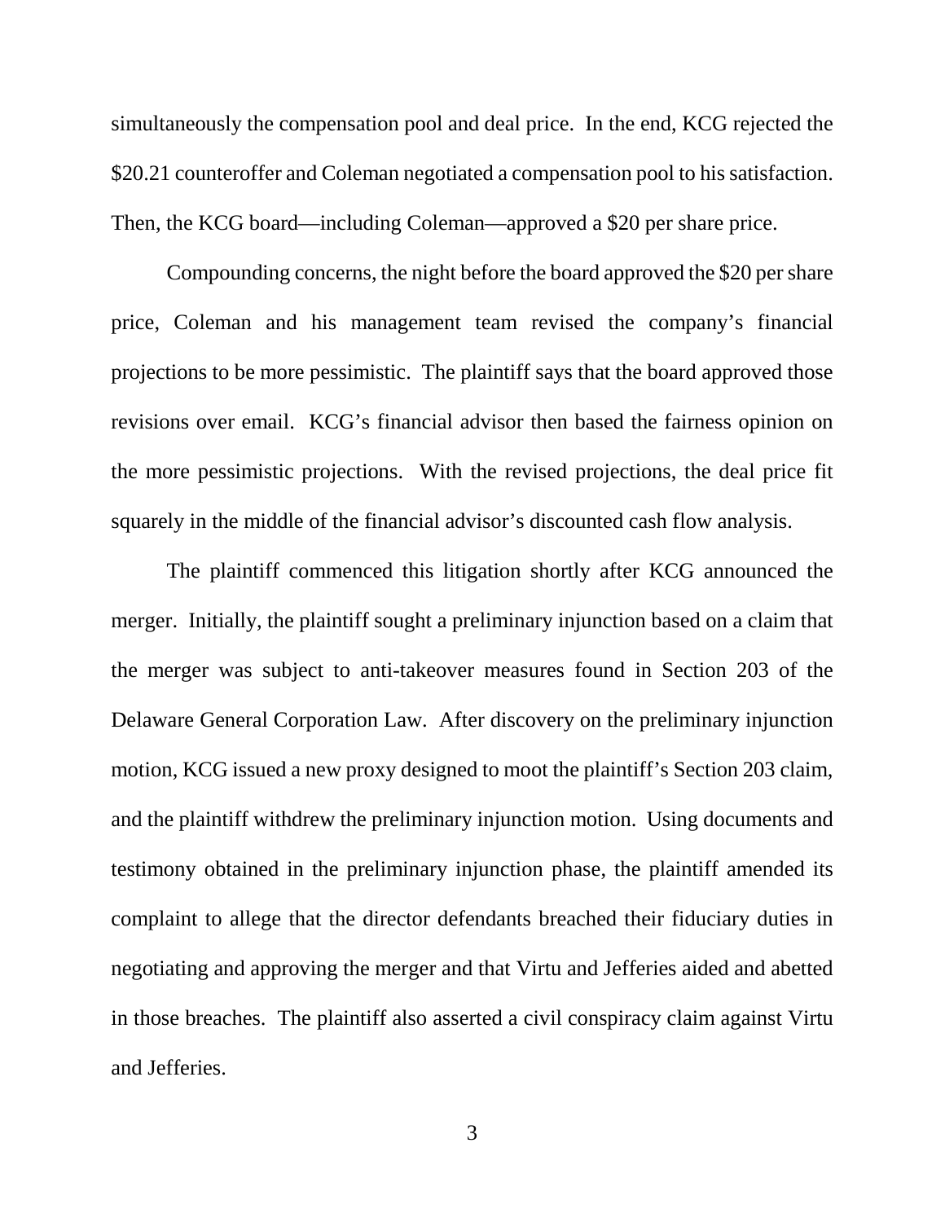simultaneously the compensation pool and deal price. In the end, KCG rejected the $20.21 counteroffer and Coleman negotiated a compensation pool to his satisfaction. Then, the KCG board—including Coleman—approved a $20 per share price.

Compounding concerns, the night before the board approved the $20 per share price, Coleman and his management team revised the company's financial projections to be more pessimistic. The plaintiff says that the board approved those revisions over email. KCG's financial advisor then based the fairness opinion on the more pessimistic projections. With the revised projections, the deal price fit squarely in the middle of the financial advisor's discounted cash flow analysis.

The plaintiff commenced this litigation shortly after KCG announced the merger. Initially, the plaintiff sought a preliminary injunction based on a claim that the merger was subject to anti-takeover measures found in Section 203 of the Delaware General Corporation Law. After discovery on the preliminary injunction motion, KCG issued a new proxy designed to moot the plaintiff's Section 203 claim, and the plaintiff withdrew the preliminary injunction motion. Using documents and testimony obtained in the preliminary injunction phase, the plaintiff amended its complaint to allege that the director defendants breached their fiduciary duties in negotiating and approving the merger and that Virtu and Jefferies aided and abetted in those breaches. The plaintiff also asserted a civil conspiracy claim against Virtu and Jefferies.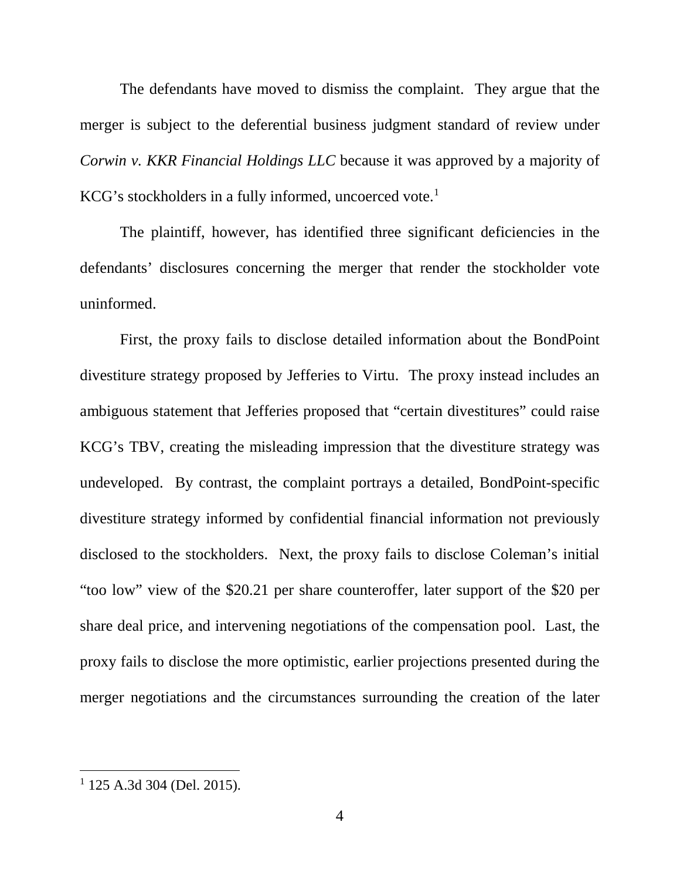The defendants have moved to dismiss the complaint. They argue that the merger is subject to the deferential business judgment standard of review under *Corwin v. KKR Financial Holdings LLC* because it was approved by a majority of KCG's stockholders in a fully informed, uncoerced vote.[1]

The plaintiff, however, has identified three significant deficiencies in the defendants' disclosures concerning the merger that render the stockholder vote uninformed.

First, the proxy fails to disclose detailed information about the BondPoint divestiture strategy proposed by Jefferies to Virtu. The proxy instead includes an ambiguous statement that Jefferies proposed that "certain divestitures" could raise KCG's TBV, creating the misleading impression that the divestiture strategy was undeveloped. By contrast, the complaint portrays a detailed, BondPoint-specific divestiture strategy informed by confidential financial information not previously disclosed to the stockholders. Next, the proxy fails to disclose Coleman's initial "too low" view of the \$20.21 per share counteroffer, later support of the \$20 per share deal price, and intervening negotiations of the compensation pool. Last, the proxy fails to disclose the more optimistic, earlier projections presented during the merger negotiations and the circumstances surrounding the creation of the later

---

[1] 125 A.3d 304 (Del. 2015).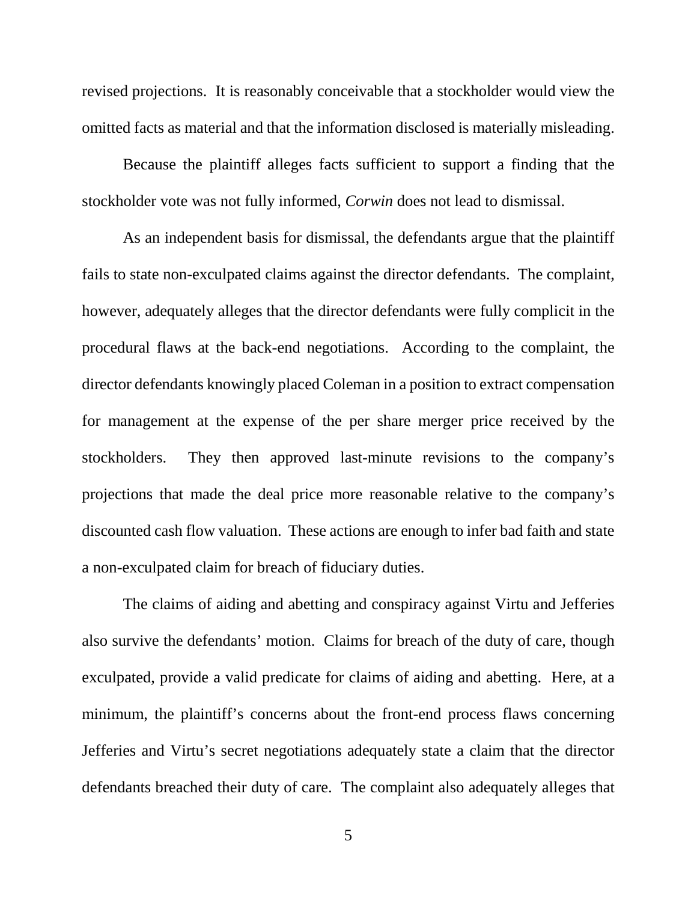revised projections. It is reasonably conceivable that a stockholder would view the omitted facts as material and that the information disclosed is materially misleading.

Because the plaintiff alleges facts sufficient to support a finding that the stockholder vote was not fully informed, *Corwin* does not lead to dismissal.

As an independent basis for dismissal, the defendants argue that the plaintiff fails to state non-exculpated claims against the director defendants. The complaint, however, adequately alleges that the director defendants were fully complicit in the procedural flaws at the back-end negotiations. According to the complaint, the director defendants knowingly placed Coleman in a position to extract compensation for management at the expense of the per share merger price received by the stockholders. They then approved last-minute revisions to the company's projections that made the deal price more reasonable relative to the company's discounted cash flow valuation. These actions are enough to infer bad faith and state a non-exculpated claim for breach of fiduciary duties.

The claims of aiding and abetting and conspiracy against Virtu and Jefferies also survive the defendants' motion. Claims for breach of the duty of care, though exculpated, provide a valid predicate for claims of aiding and abetting. Here, at a minimum, the plaintiff's concerns about the front-end process flaws concerning Jefferies and Virtu's secret negotiations adequately state a claim that the director defendants breached their duty of care. The complaint also adequately alleges that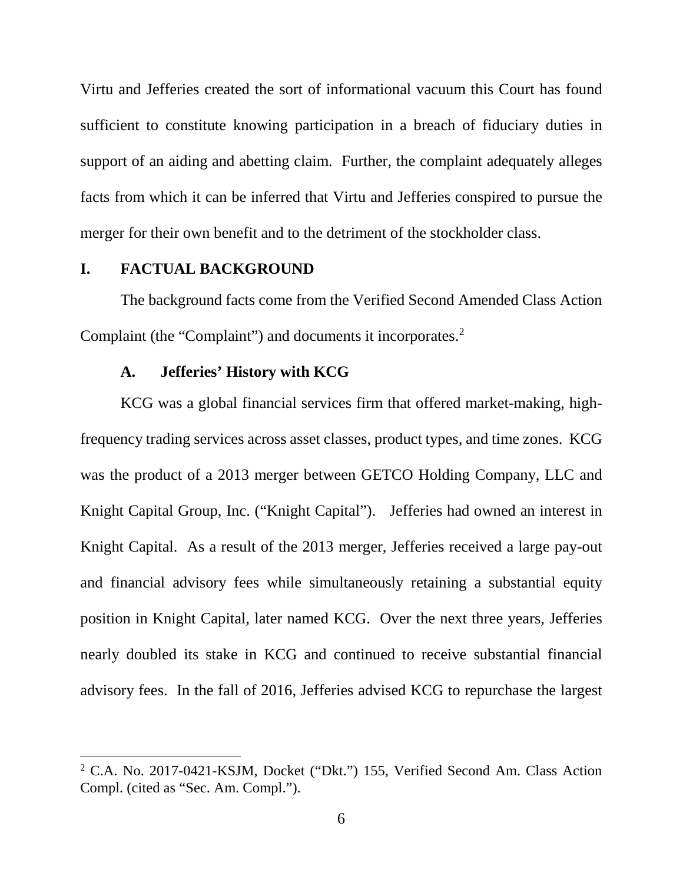Virtu and Jefferies created the sort of informational vacuum this Court has found sufficient to constitute knowing participation in a breach of fiduciary duties in support of an aiding and abetting claim. Further, the complaint adequately alleges facts from which it can be inferred that Virtu and Jefferies conspired to pursue the merger for their own benefit and to the detriment of the stockholder class.

## I. FACTUAL BACKGROUND

The background facts come from the Verified Second Amended Class Action Complaint (the "Complaint") and documents it incorporates.[2]

### A. Jefferies' History with KCG

KCG was a global financial services firm that offered market-making, high-frequency trading services across asset classes, product types, and time zones. KCG was the product of a 2013 merger between GETCO Holding Company, LLC and Knight Capital Group, Inc. ("Knight Capital"). Jefferies had owned an interest in Knight Capital. As a result of the 2013 merger, Jefferies received a large pay-out and financial advisory fees while simultaneously retaining a substantial equity position in Knight Capital, later named KCG. Over the next three years, Jefferies nearly doubled its stake in KCG and continued to receive substantial financial advisory fees. In the fall of 2016, Jefferies advised KCG to repurchase the largest

---

[2] C.A. No. 2017-0421-KSJM, Docket ("Dkt.") 155, Verified Second Am. Class Action Compl. (cited as "Sec. Am. Compl.").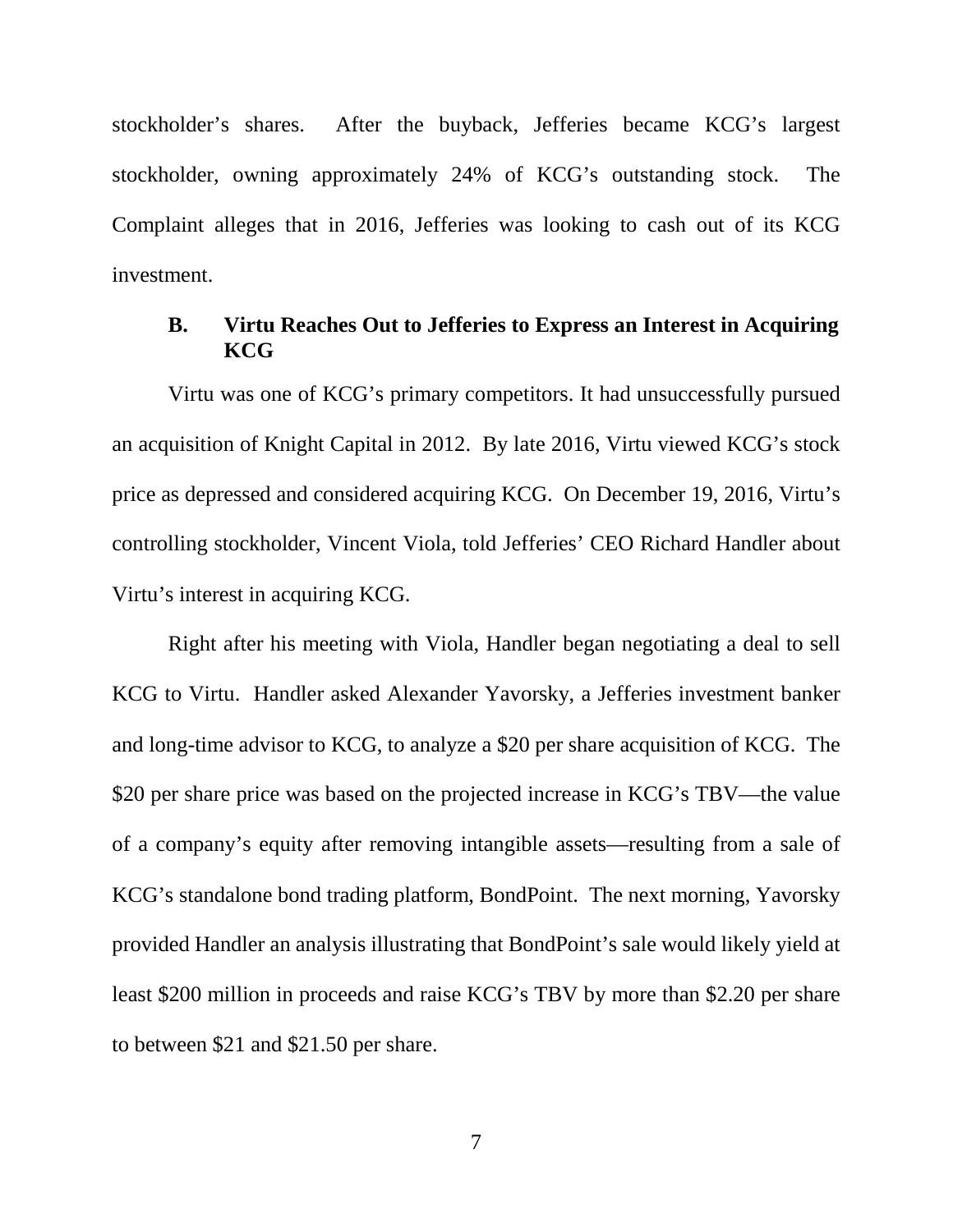stockholder's shares. After the buyback, Jefferies became KCG's largest stockholder, owning approximately 24% of KCG's outstanding stock. The Complaint alleges that in 2016, Jefferies was looking to cash out of its KCG investment.

### B. Virtu Reaches Out to Jefferies to Express an Interest in Acquiring KCG

Virtu was one of KCG's primary competitors. It had unsuccessfully pursued an acquisition of Knight Capital in 2012. By late 2016, Virtu viewed KCG's stock price as depressed and considered acquiring KCG. On December 19, 2016, Virtu's controlling stockholder, Vincent Viola, told Jefferies' CEO Richard Handler about Virtu's interest in acquiring KCG.

Right after his meeting with Viola, Handler began negotiating a deal to sell KCG to Virtu. Handler asked Alexander Yavorsky, a Jefferies investment banker and long-time advisor to KCG, to analyze a $20 per share acquisition of KCG. The $20 per share price was based on the projected increase in KCG's TBV—the value of a company's equity after removing intangible assets—resulting from a sale of KCG's standalone bond trading platform, BondPoint. The next morning, Yavorsky provided Handler an analysis illustrating that BondPoint's sale would likely yield at least $200 million in proceeds and raise KCG's TBV by more than $2.20 per share to between $21 and $21.50 per share.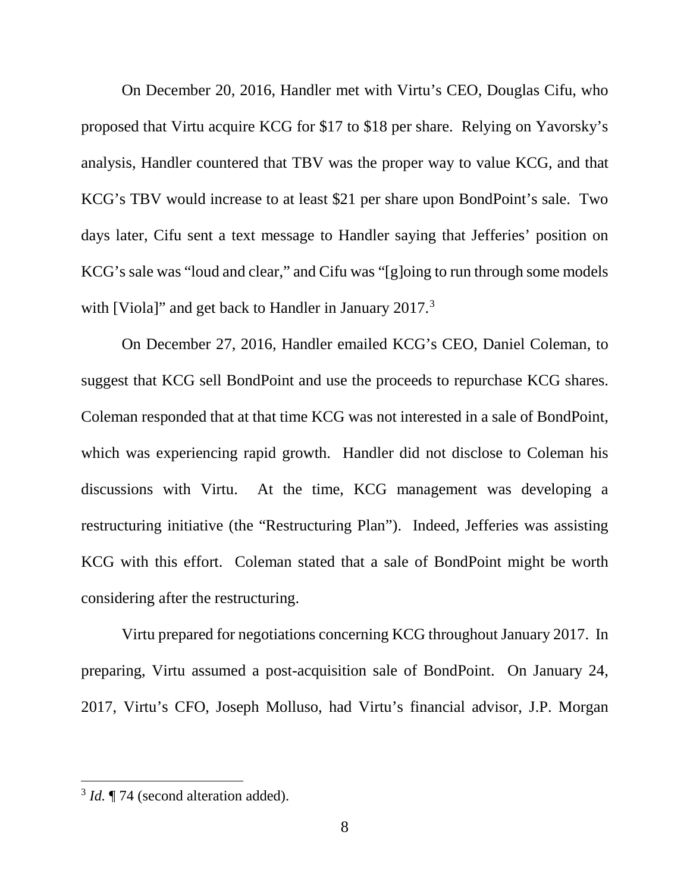On December 20, 2016, Handler met with Virtu's CEO, Douglas Cifu, who proposed that Virtu acquire KCG for $17 to $18 per share. Relying on Yavorsky's analysis, Handler countered that TBV was the proper way to value KCG, and that KCG's TBV would increase to at least $21 per share upon BondPoint's sale. Two days later, Cifu sent a text message to Handler saying that Jefferies' position on KCG's sale was "loud and clear," and Cifu was "[g]oing to run through some models with [Viola]" and get back to Handler in January 2017.[3]

On December 27, 2016, Handler emailed KCG's CEO, Daniel Coleman, to suggest that KCG sell BondPoint and use the proceeds to repurchase KCG shares. Coleman responded that at that time KCG was not interested in a sale of BondPoint, which was experiencing rapid growth. Handler did not disclose to Coleman his discussions with Virtu. At the time, KCG management was developing a restructuring initiative (the "Restructuring Plan"). Indeed, Jefferies was assisting KCG with this effort. Coleman stated that a sale of BondPoint might be worth considering after the restructuring.

Virtu prepared for negotiations concerning KCG throughout January 2017. In preparing, Virtu assumed a post-acquisition sale of BondPoint. On January 24, 2017, Virtu's CFO, Joseph Molluso, had Virtu's financial advisor, J.P. Morgan

---

[3] *Id.* ¶ 74 (second alteration added).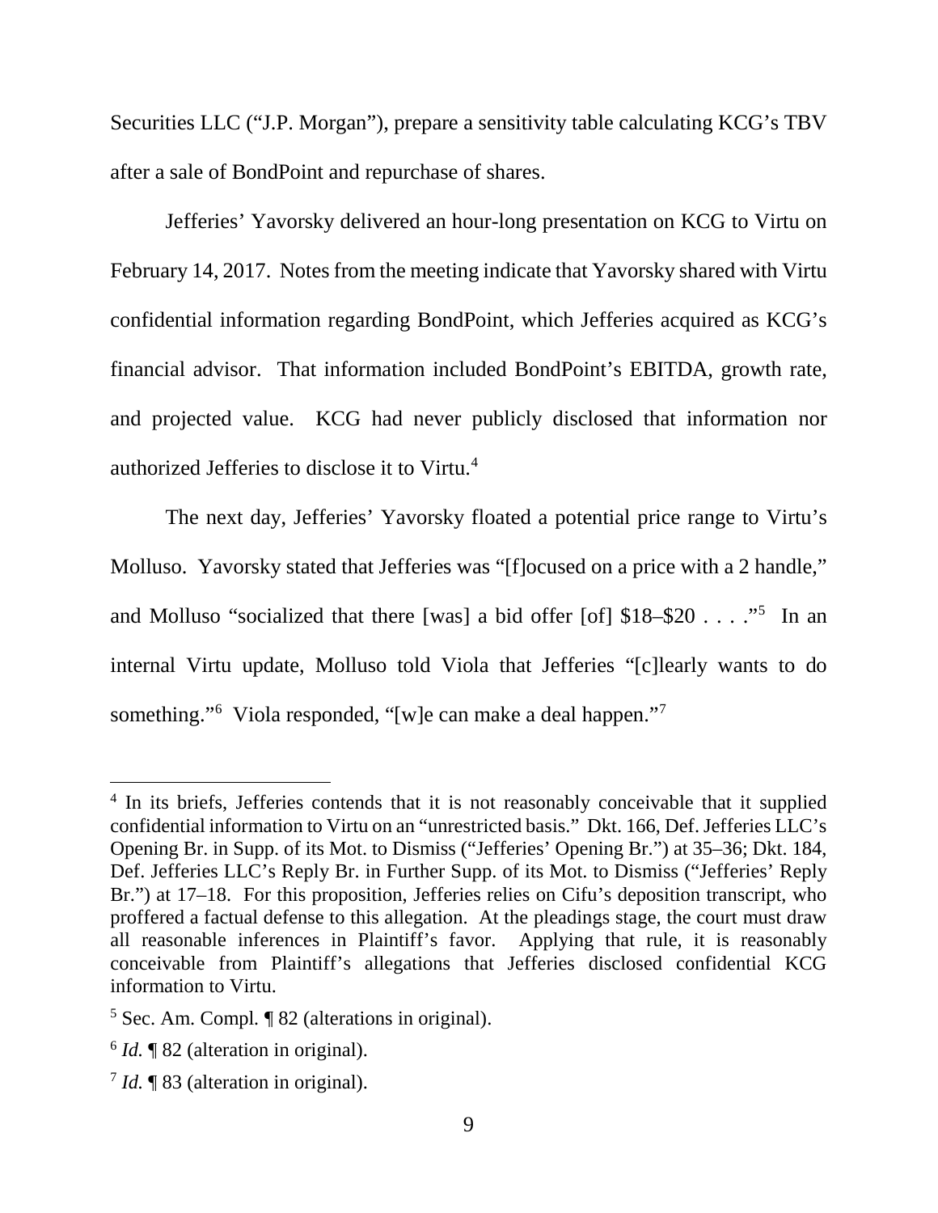Securities LLC ("J.P. Morgan"), prepare a sensitivity table calculating KCG's TBV after a sale of BondPoint and repurchase of shares.

Jefferies' Yavorsky delivered an hour-long presentation on KCG to Virtu on February 14, 2017. Notes from the meeting indicate that Yavorsky shared with Virtu confidential information regarding BondPoint, which Jefferies acquired as KCG's financial advisor. That information included BondPoint's EBITDA, growth rate, and projected value. KCG had never publicly disclosed that information nor authorized Jefferies to disclose it to Virtu.[4]

The next day, Jefferies' Yavorsky floated a potential price range to Virtu's Molluso. Yavorsky stated that Jefferies was "[f]ocused on a price with a 2 handle," and Molluso "socialized that there [was] a bid offer [of] $18–$20 . . . ."[5] In an internal Virtu update, Molluso told Viola that Jefferies "[c]learly wants to do something."[6] Viola responded, "[w]e can make a deal happen."[7]

---

[4] In its briefs, Jefferies contends that it is not reasonably conceivable that it supplied confidential information to Virtu on an "unrestricted basis." Dkt. 166, Def. Jefferies LLC's Opening Br. in Supp. of its Mot. to Dismiss ("Jefferies' Opening Br.") at 35–36; Dkt. 184, Def. Jefferies LLC's Reply Br. in Further Supp. of its Mot. to Dismiss ("Jefferies' Reply Br.") at 17–18. For this proposition, Jefferies relies on Cifu's deposition transcript, who proffered a factual defense to this allegation. At the pleadings stage, the court must draw all reasonable inferences in Plaintiff's favor. Applying that rule, it is reasonably conceivable from Plaintiff's allegations that Jefferies disclosed confidential KCG information to Virtu.

[5] Sec. Am. Compl. ¶ 82 (alterations in original).

[6] *Id.* ¶ 82 (alteration in original).

[7] *Id.* ¶ 83 (alteration in original).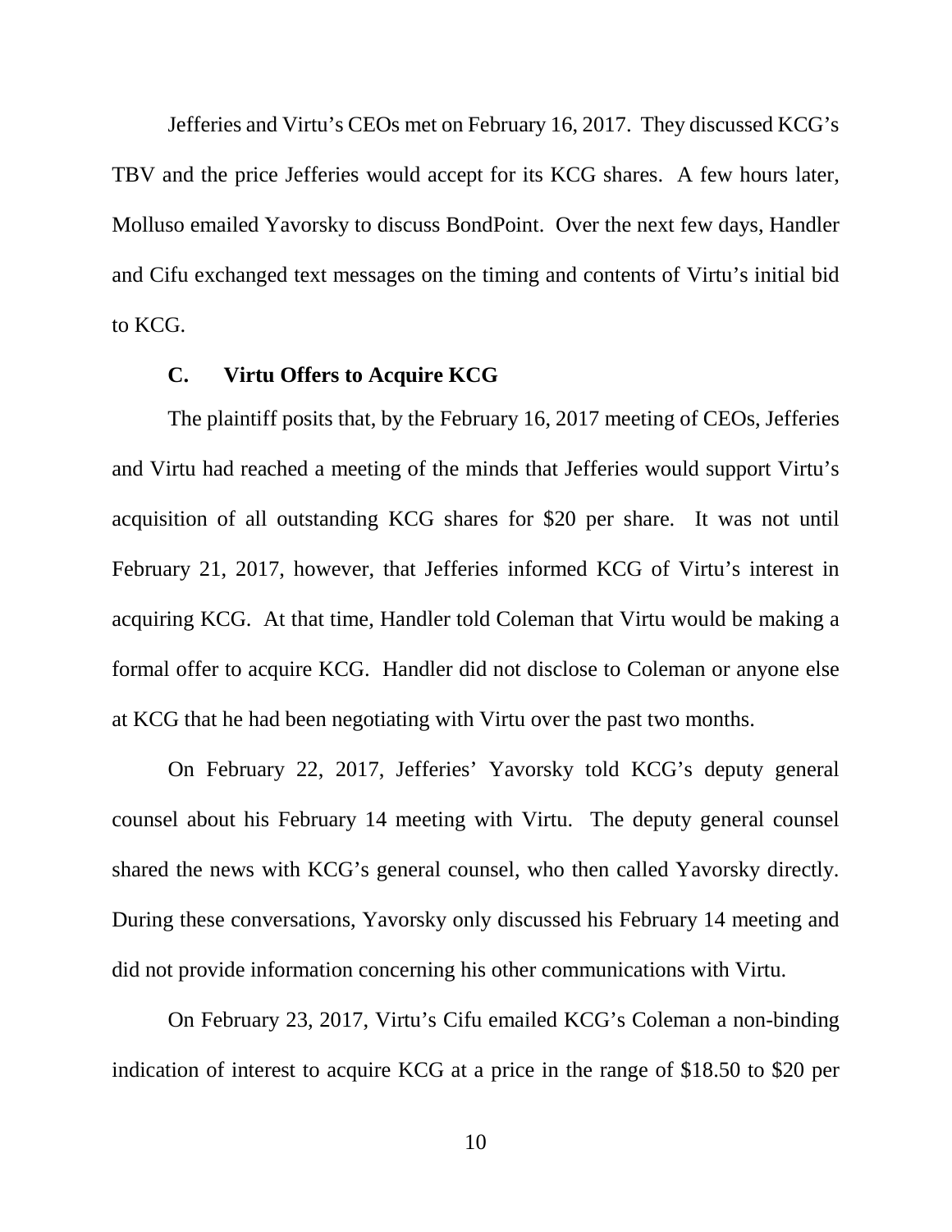Jefferies and Virtu's CEOs met on February 16, 2017. They discussed KCG's TBV and the price Jefferies would accept for its KCG shares. A few hours later, Molluso emailed Yavorsky to discuss BondPoint. Over the next few days, Handler and Cifu exchanged text messages on the timing and contents of Virtu's initial bid to KCG.

### C. Virtu Offers to Acquire KCG

The plaintiff posits that, by the February 16, 2017 meeting of CEOs, Jefferies and Virtu had reached a meeting of the minds that Jefferies would support Virtu's acquisition of all outstanding KCG shares for $20 per share. It was not until February 21, 2017, however, that Jefferies informed KCG of Virtu's interest in acquiring KCG. At that time, Handler told Coleman that Virtu would be making a formal offer to acquire KCG. Handler did not disclose to Coleman or anyone else at KCG that he had been negotiating with Virtu over the past two months.

On February 22, 2017, Jefferies' Yavorsky told KCG's deputy general counsel about his February 14 meeting with Virtu. The deputy general counsel shared the news with KCG's general counsel, who then called Yavorsky directly. During these conversations, Yavorsky only discussed his February 14 meeting and did not provide information concerning his other communications with Virtu.

On February 23, 2017, Virtu's Cifu emailed KCG's Coleman a non-binding indication of interest to acquire KCG at a price in the range of $18.50 to $20 per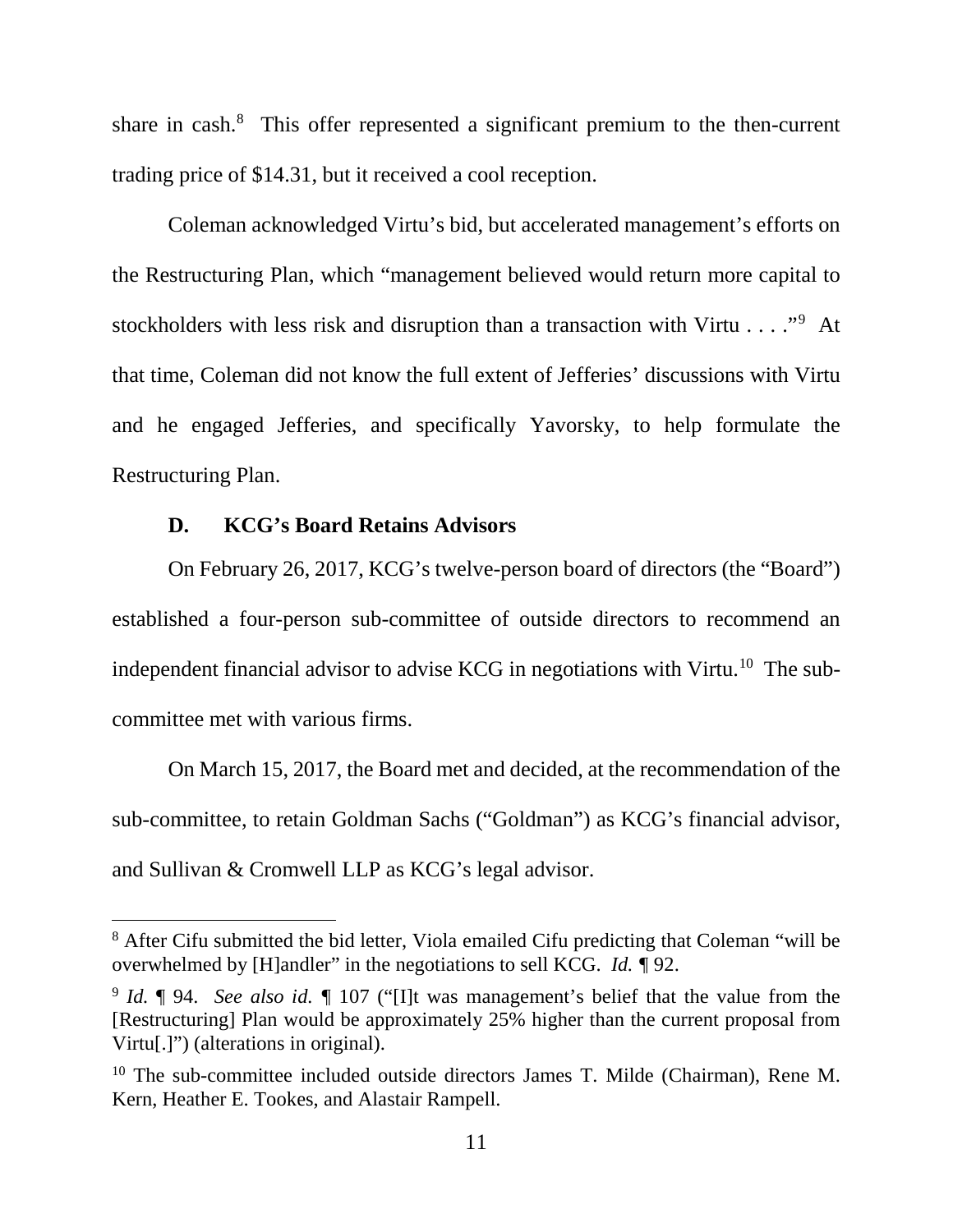share in cash.[8] This offer represented a significant premium to the then-current trading price of $14.31, but it received a cool reception.

Coleman acknowledged Virtu's bid, but accelerated management's efforts on the Restructuring Plan, which "management believed would return more capital to stockholders with less risk and disruption than a transaction with Virtu . . . ."[9] At that time, Coleman did not know the full extent of Jefferies' discussions with Virtu and he engaged Jefferies, and specifically Yavorsky, to help formulate the Restructuring Plan.

### D. KCG's Board Retains Advisors

On February 26, 2017, KCG's twelve-person board of directors (the "Board") established a four-person sub-committee of outside directors to recommend an independent financial advisor to advise KCG in negotiations with Virtu.[10] The sub-committee met with various firms.

On March 15, 2017, the Board met and decided, at the recommendation of the sub-committee, to retain Goldman Sachs ("Goldman") as KCG's financial advisor, and Sullivan & Cromwell LLP as KCG's legal advisor.

---

[8] After Cifu submitted the bid letter, Viola emailed Cifu predicting that Coleman "will be overwhelmed by [H]andler" in the negotiations to sell KCG. *Id.* ¶ 92.

[9] *Id.* ¶ 94. *See also id.* ¶ 107 ("[I]t was management's belief that the value from the [Restructuring] Plan would be approximately 25% higher than the current proposal from Virtu[.]") (alterations in original).

[10] The sub-committee included outside directors James T. Milde (Chairman), Rene M. Kern, Heather E. Tookes, and Alastair Rampell.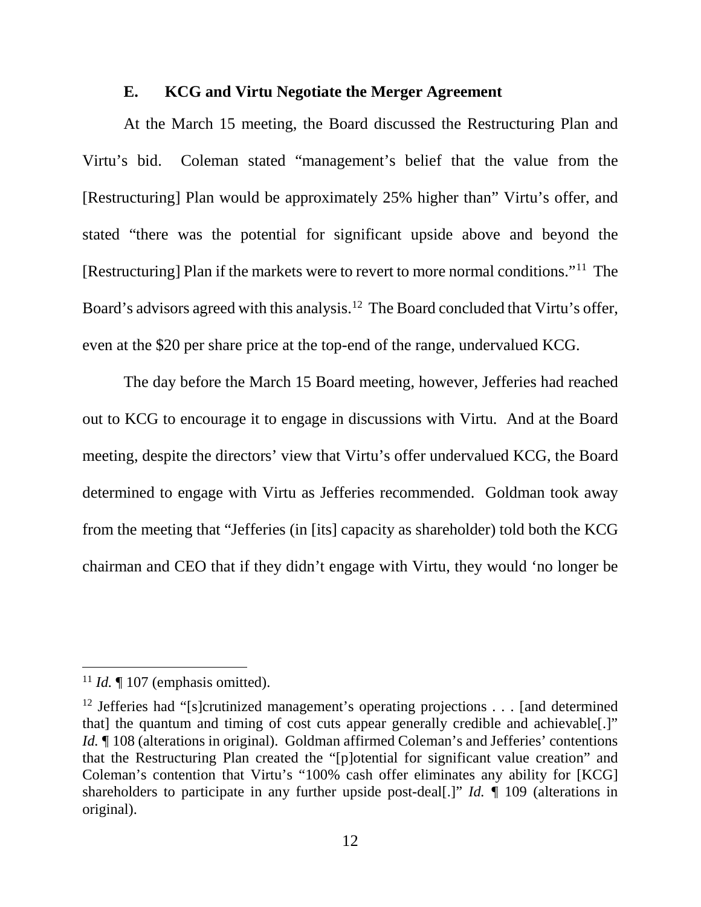### E. KCG and Virtu Negotiate the Merger Agreement

At the March 15 meeting, the Board discussed the Restructuring Plan and Virtu's bid. Coleman stated "management's belief that the value from the [Restructuring] Plan would be approximately 25% higher than" Virtu's offer, and stated "there was the potential for significant upside above and beyond the [Restructuring] Plan if the markets were to revert to more normal conditions."[11] The Board's advisors agreed with this analysis.[12] The Board concluded that Virtu's offer, even at the $20 per share price at the top-end of the range, undervalued KCG.

The day before the March 15 Board meeting, however, Jefferies had reached out to KCG to encourage it to engage in discussions with Virtu. And at the Board meeting, despite the directors' view that Virtu's offer undervalued KCG, the Board determined to engage with Virtu as Jefferies recommended. Goldman took away from the meeting that "Jefferies (in [its] capacity as shareholder) told both the KCG chairman and CEO that if they didn't engage with Virtu, they would 'no longer be

---

[11] *Id.* ¶ 107 (emphasis omitted).

[12] Jefferies had "[s]crutinized management's operating projections . . . [and determined that] the quantum and timing of cost cuts appear generally credible and achievable[.]" *Id.* ¶ 108 (alterations in original). Goldman affirmed Coleman's and Jefferies' contentions that the Restructuring Plan created the "[p]otential for significant value creation" and Coleman's contention that Virtu's "100% cash offer eliminates any ability for [KCG] shareholders to participate in any further upside post-deal[.]" *Id.* ¶ 109 (alterations in original).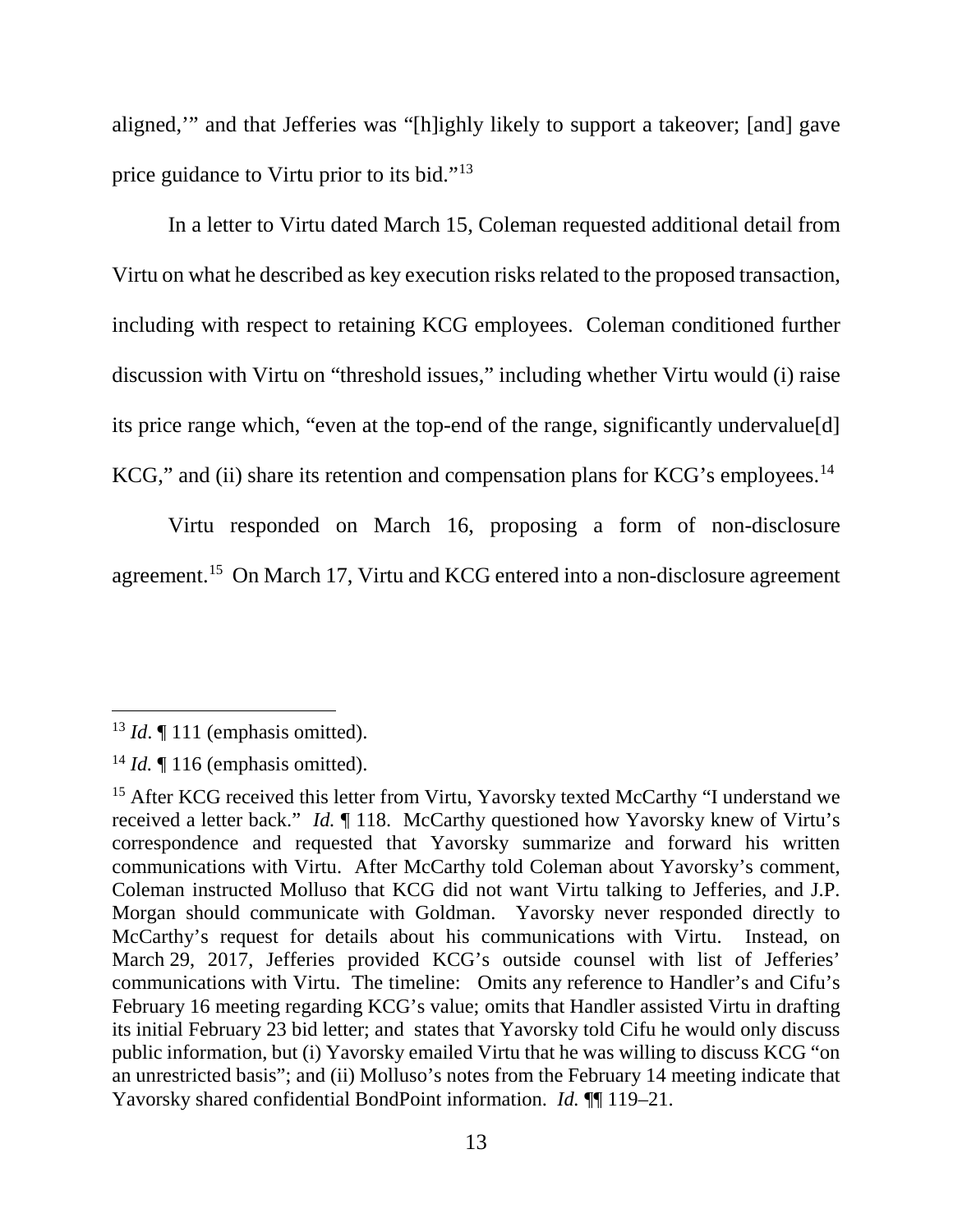aligned,'" and that Jefferies was "[h]ighly likely to support a takeover; [and] gave price guidance to Virtu prior to its bid."[13]

In a letter to Virtu dated March 15, Coleman requested additional detail from Virtu on what he described as key execution risks related to the proposed transaction, including with respect to retaining KCG employees. Coleman conditioned further discussion with Virtu on "threshold issues," including whether Virtu would (i) raise its price range which, "even at the top-end of the range, significantly undervalue[d] KCG," and (ii) share its retention and compensation plans for KCG's employees.[14]

Virtu responded on March 16, proposing a form of non-disclosure agreement.[15] On March 17, Virtu and KCG entered into a non-disclosure agreement

---

[13] *Id*. ¶ 111 (emphasis omitted).

[14] *Id.* ¶ 116 (emphasis omitted).

[15] After KCG received this letter from Virtu, Yavorsky texted McCarthy "I understand we received a letter back." *Id.* ¶ 118. McCarthy questioned how Yavorsky knew of Virtu's correspondence and requested that Yavorsky summarize and forward his written communications with Virtu. After McCarthy told Coleman about Yavorsky's comment, Coleman instructed Molluso that KCG did not want Virtu talking to Jefferies, and J.P. Morgan should communicate with Goldman. Yavorsky never responded directly to McCarthy's request for details about his communications with Virtu. Instead, on March 29, 2017, Jefferies provided KCG's outside counsel with list of Jefferies' communications with Virtu. The timeline: Omits any reference to Handler's and Cifu's February 16 meeting regarding KCG's value; omits that Handler assisted Virtu in drafting its initial February 23 bid letter; and states that Yavorsky told Cifu he would only discuss public information, but (i) Yavorsky emailed Virtu that he was willing to discuss KCG "on an unrestricted basis"; and (ii) Molluso's notes from the February 14 meeting indicate that Yavorsky shared confidential BondPoint information. *Id.* ¶¶ 119–21.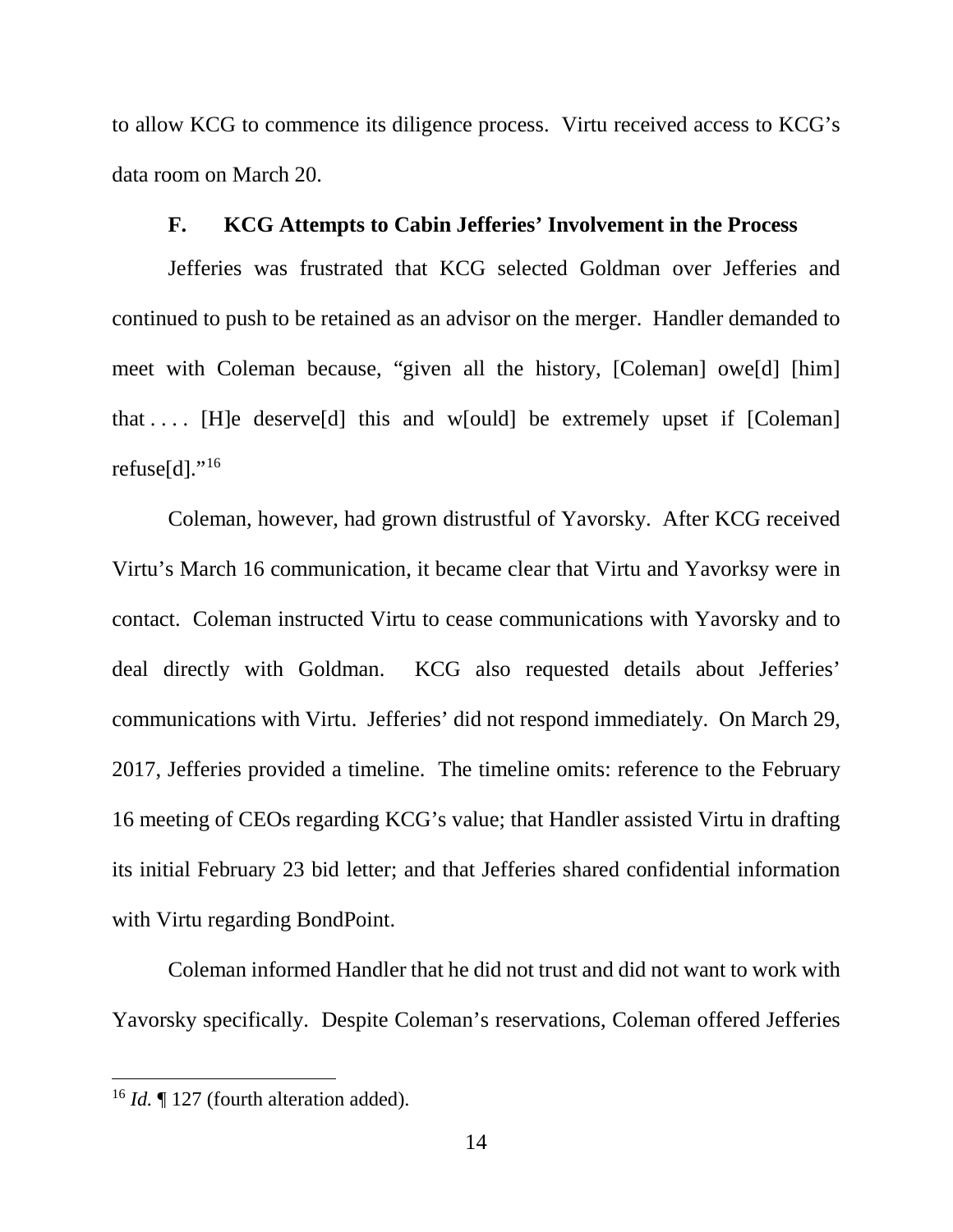to allow KCG to commence its diligence process. Virtu received access to KCG's data room on March 20.

### F. KCG Attempts to Cabin Jefferies' Involvement in the Process

Jefferies was frustrated that KCG selected Goldman over Jefferies and continued to push to be retained as an advisor on the merger. Handler demanded to meet with Coleman because, "given all the history, [Coleman] owe[d] [him] that . . . . [H]e deserve[d] this and w[ould] be extremely upset if [Coleman] refuse[d]."[16]

Coleman, however, had grown distrustful of Yavorsky. After KCG received Virtu's March 16 communication, it became clear that Virtu and Yavorksy were in contact. Coleman instructed Virtu to cease communications with Yavorsky and to deal directly with Goldman. KCG also requested details about Jefferies' communications with Virtu. Jefferies' did not respond immediately. On March 29, 2017, Jefferies provided a timeline. The timeline omits: reference to the February 16 meeting of CEOs regarding KCG's value; that Handler assisted Virtu in drafting its initial February 23 bid letter; and that Jefferies shared confidential information with Virtu regarding BondPoint.

Coleman informed Handler that he did not trust and did not want to work with Yavorsky specifically. Despite Coleman's reservations, Coleman offered Jefferies

---

[16] *Id.* ¶ 127 (fourth alteration added).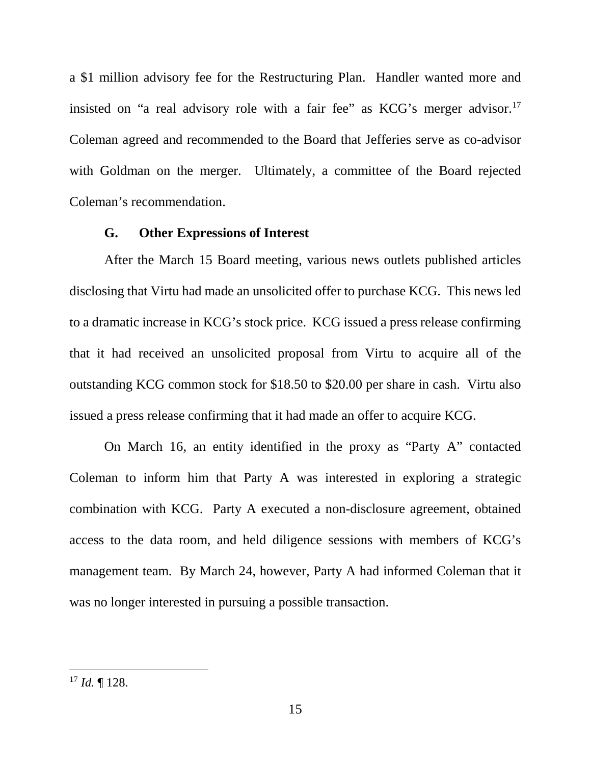a $1 million advisory fee for the Restructuring Plan. Handler wanted more and insisted on "a real advisory role with a fair fee" as KCG's merger advisor.[17] Coleman agreed and recommended to the Board that Jefferies serve as co-advisor with Goldman on the merger. Ultimately, a committee of the Board rejected Coleman's recommendation.

### G. Other Expressions of Interest

After the March 15 Board meeting, various news outlets published articles disclosing that Virtu had made an unsolicited offer to purchase KCG. This news led to a dramatic increase in KCG's stock price. KCG issued a press release confirming that it had received an unsolicited proposal from Virtu to acquire all of the outstanding KCG common stock for $18.50 to $20.00 per share in cash. Virtu also issued a press release confirming that it had made an offer to acquire KCG.

On March 16, an entity identified in the proxy as "Party A" contacted Coleman to inform him that Party A was interested in exploring a strategic combination with KCG. Party A executed a non-disclosure agreement, obtained access to the data room, and held diligence sessions with members of KCG's management team. By March 24, however, Party A had informed Coleman that it was no longer interested in pursuing a possible transaction.

---

[17] *Id.* ¶ 128.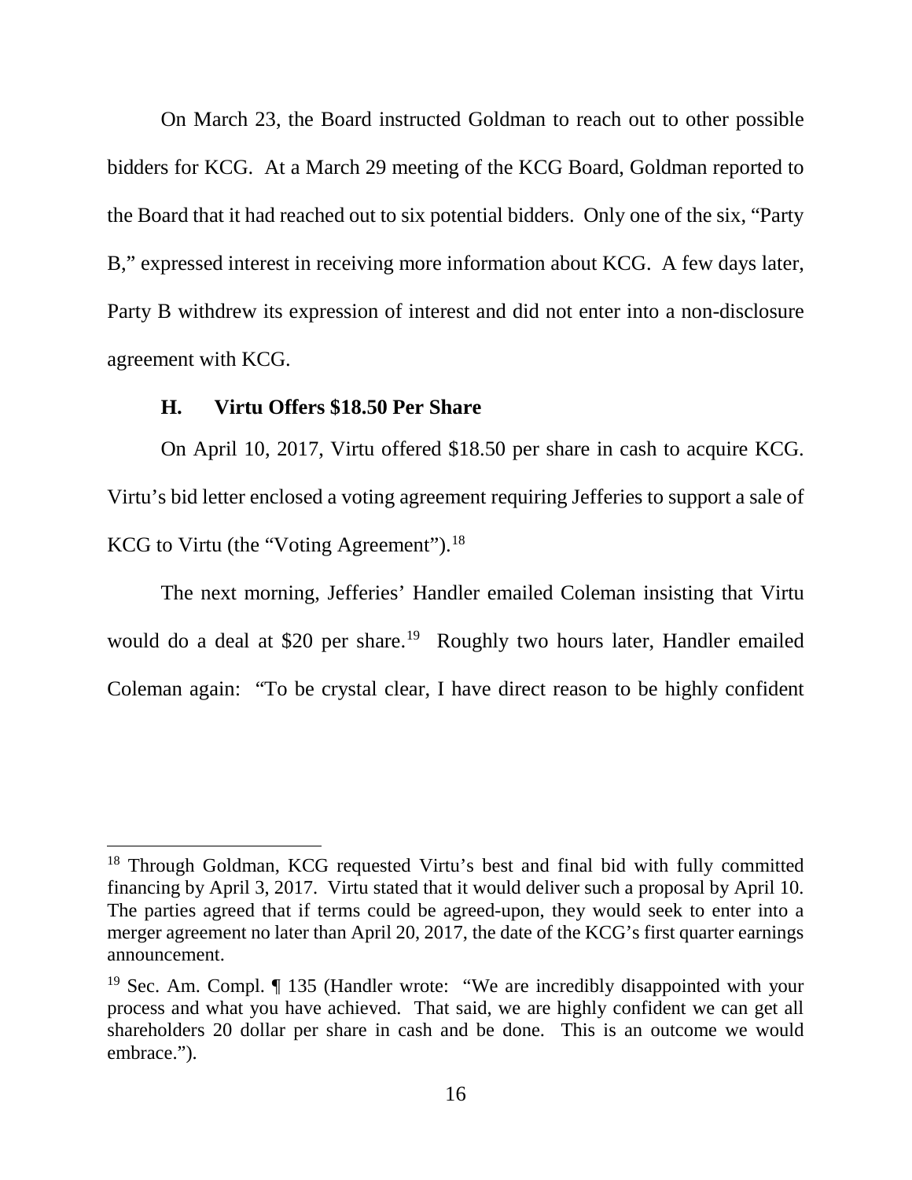On March 23, the Board instructed Goldman to reach out to other possible bidders for KCG. At a March 29 meeting of the KCG Board, Goldman reported to the Board that it had reached out to six potential bidders. Only one of the six, "Party B," expressed interest in receiving more information about KCG. A few days later, Party B withdrew its expression of interest and did not enter into a non-disclosure agreement with KCG.

### H. Virtu Offers $18.50 Per Share

On April 10, 2017, Virtu offered $18.50 per share in cash to acquire KCG. Virtu's bid letter enclosed a voting agreement requiring Jefferies to support a sale of KCG to Virtu (the "Voting Agreement").[18]

The next morning, Jefferies' Handler emailed Coleman insisting that Virtu would do a deal at $20 per share.[19] Roughly two hours later, Handler emailed Coleman again: "To be crystal clear, I have direct reason to be highly confident

---

[18] Through Goldman, KCG requested Virtu's best and final bid with fully committed financing by April 3, 2017. Virtu stated that it would deliver such a proposal by April 10. The parties agreed that if terms could be agreed-upon, they would seek to enter into a merger agreement no later than April 20, 2017, the date of the KCG's first quarter earnings announcement.

[19] Sec. Am. Compl. ¶ 135 (Handler wrote: "We are incredibly disappointed with your process and what you have achieved. That said, we are highly confident we can get all shareholders 20 dollar per share in cash and be done. This is an outcome we would embrace.").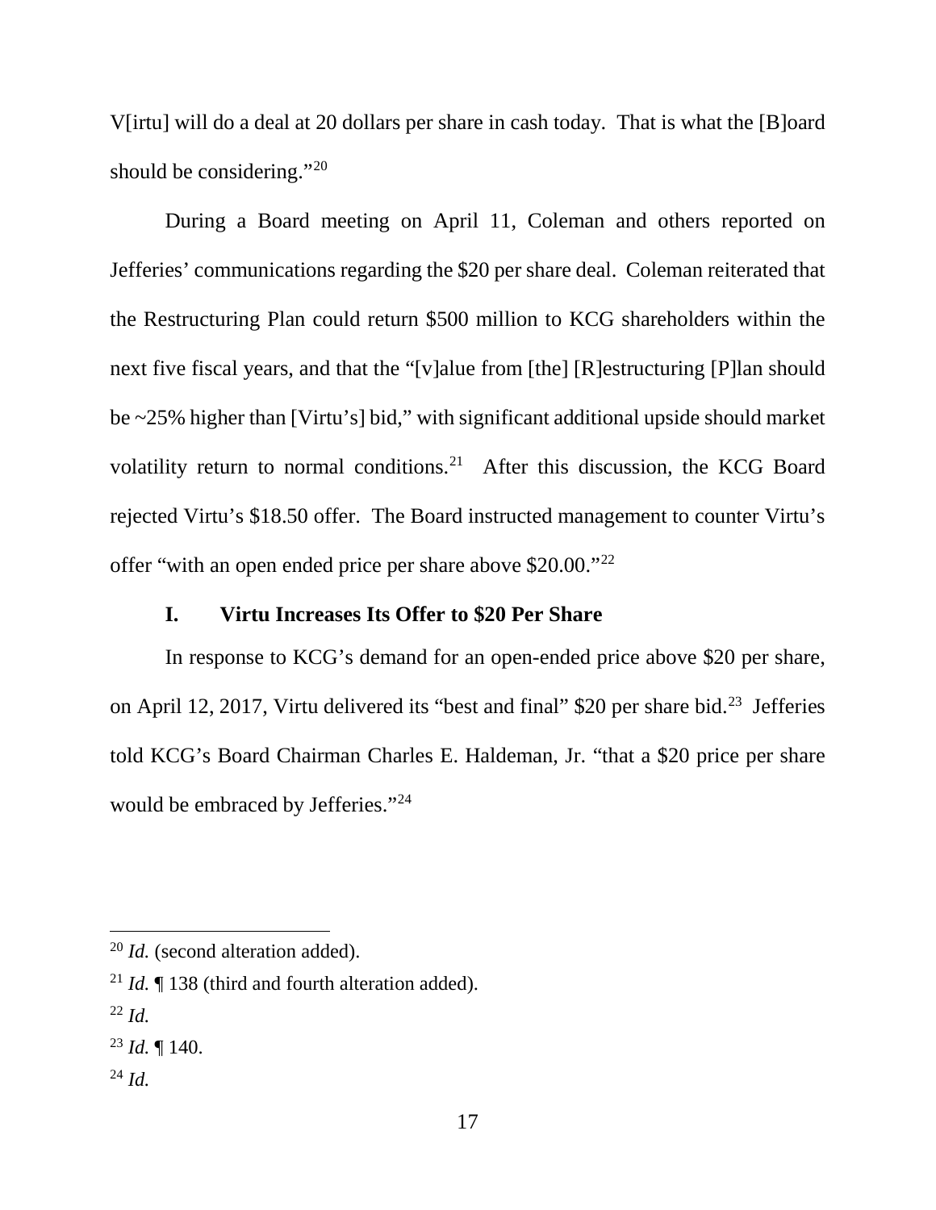V[irtu] will do a deal at 20 dollars per share in cash today. That is what the [B]oard should be considering."[20]

During a Board meeting on April 11, Coleman and others reported on Jefferies' communications regarding the $20 per share deal. Coleman reiterated that the Restructuring Plan could return $500 million to KCG shareholders within the next five fiscal years, and that the "[v]alue from [the] [R]estructuring [P]lan should be ~25% higher than [Virtu's] bid," with significant additional upside should market volatility return to normal conditions.[21] After this discussion, the KCG Board rejected Virtu's $18.50 offer. The Board instructed management to counter Virtu's offer "with an open ended price per share above $20.00."[22]

### I. Virtu Increases Its Offer to $20 Per Share

In response to KCG's demand for an open-ended price above $20 per share, on April 12, 2017, Virtu delivered its "best and final" $20 per share bid.[23] Jefferies told KCG's Board Chairman Charles E. Haldeman, Jr. "that a $20 price per share would be embraced by Jefferies."[24]

---

[20] *Id.* (second alteration added).

[21] *Id.* ¶ 138 (third and fourth alteration added).

[22] *Id.*

[23] *Id.* ¶ 140.

[24] *Id.*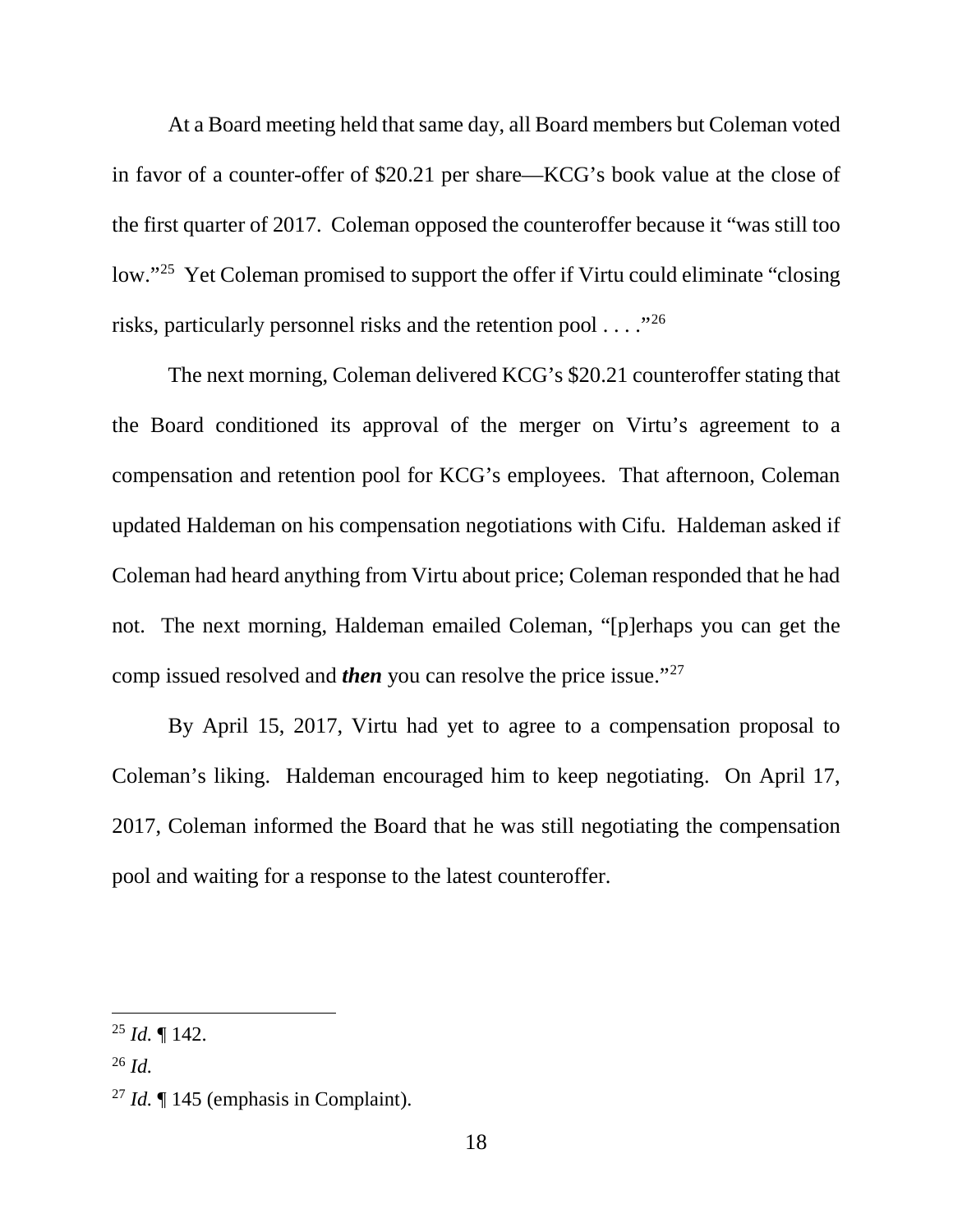At a Board meeting held that same day, all Board members but Coleman voted in favor of a counter-offer of $20.21 per share—KCG's book value at the close of the first quarter of 2017. Coleman opposed the counteroffer because it "was still too low."[25] Yet Coleman promised to support the offer if Virtu could eliminate "closing risks, particularly personnel risks and the retention pool . . . ."[26]

The next morning, Coleman delivered KCG's $20.21 counteroffer stating that the Board conditioned its approval of the merger on Virtu's agreement to a compensation and retention pool for KCG's employees. That afternoon, Coleman updated Haldeman on his compensation negotiations with Cifu. Haldeman asked if Coleman had heard anything from Virtu about price; Coleman responded that he had not. The next morning, Haldeman emailed Coleman, "[p]erhaps you can get the comp issued resolved and ***then*** you can resolve the price issue."[27]

By April 15, 2017, Virtu had yet to agree to a compensation proposal to Coleman's liking. Haldeman encouraged him to keep negotiating. On April 17, 2017, Coleman informed the Board that he was still negotiating the compensation pool and waiting for a response to the latest counteroffer.

---

[25] *Id.* ¶ 142.

[26] *Id.*

[27] *Id.* ¶ 145 (emphasis in Complaint).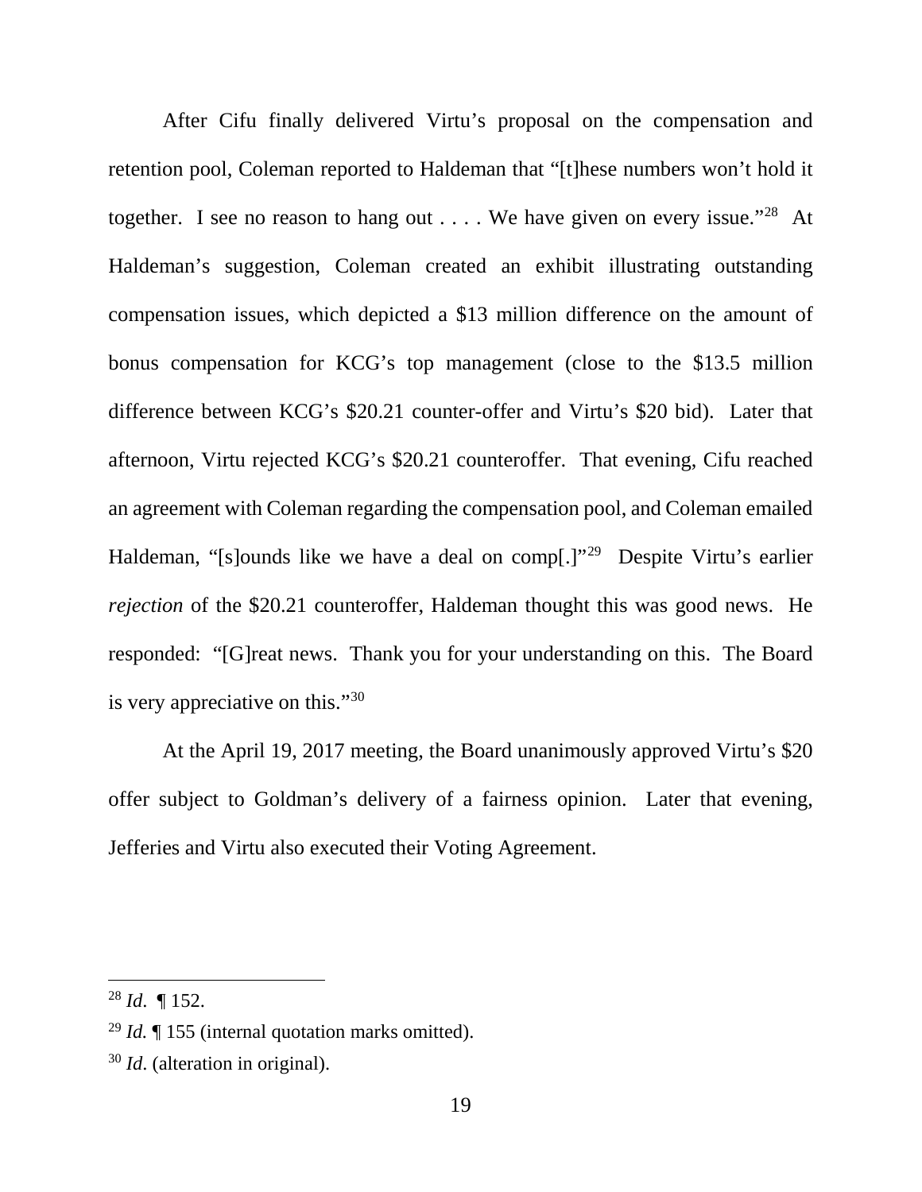After Cifu finally delivered Virtu's proposal on the compensation and retention pool, Coleman reported to Haldeman that "[t]hese numbers won't hold it together. I see no reason to hang out . . . . We have given on every issue."[28] At Haldeman's suggestion, Coleman created an exhibit illustrating outstanding compensation issues, which depicted a $13 million difference on the amount of bonus compensation for KCG's top management (close to the $13.5 million difference between KCG's $20.21 counter-offer and Virtu's $20 bid). Later that afternoon, Virtu rejected KCG's $20.21 counteroffer. That evening, Cifu reached an agreement with Coleman regarding the compensation pool, and Coleman emailed Haldeman, "[s]ounds like we have a deal on comp[.]"[29] Despite Virtu's earlier *rejection* of the $20.21 counteroffer, Haldeman thought this was good news. He responded: "[G]reat news. Thank you for your understanding on this. The Board is very appreciative on this."[30]

At the April 19, 2017 meeting, the Board unanimously approved Virtu's $20 offer subject to Goldman's delivery of a fairness opinion. Later that evening, Jefferies and Virtu also executed their Voting Agreement.

---

[28] *Id*. ¶ 152.

[29] *Id.* ¶ 155 (internal quotation marks omitted).

[30] *Id*. (alteration in original).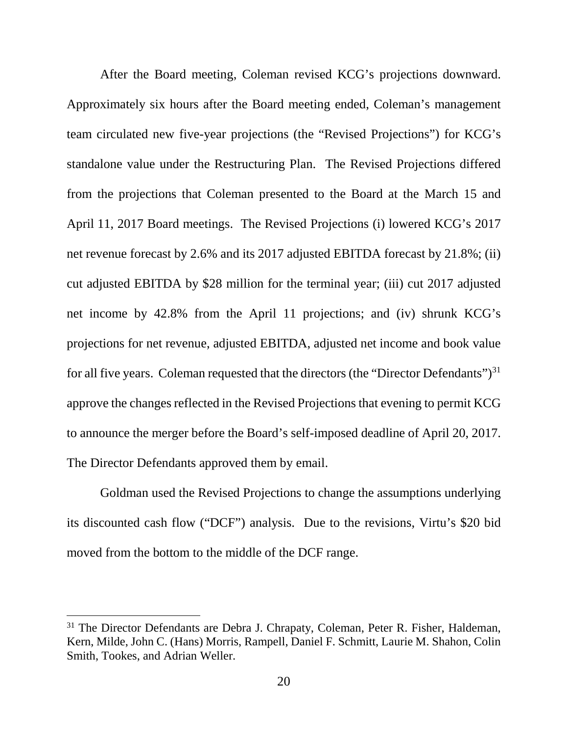After the Board meeting, Coleman revised KCG's projections downward. Approximately six hours after the Board meeting ended, Coleman's management team circulated new five-year projections (the "Revised Projections") for KCG's standalone value under the Restructuring Plan. The Revised Projections differed from the projections that Coleman presented to the Board at the March 15 and April 11, 2017 Board meetings. The Revised Projections (i) lowered KCG's 2017 net revenue forecast by 2.6% and its 2017 adjusted EBITDA forecast by 21.8%; (ii) cut adjusted EBITDA by $28 million for the terminal year; (iii) cut 2017 adjusted net income by 42.8% from the April 11 projections; and (iv) shrunk KCG's projections for net revenue, adjusted EBITDA, adjusted net income and book value for all five years. Coleman requested that the directors (the "Director Defendants")[31] approve the changes reflected in the Revised Projections that evening to permit KCG to announce the merger before the Board's self-imposed deadline of April 20, 2017. The Director Defendants approved them by email.

Goldman used the Revised Projections to change the assumptions underlying its discounted cash flow ("DCF") analysis. Due to the revisions, Virtu's $20 bid moved from the bottom to the middle of the DCF range.

---

[31] The Director Defendants are Debra J. Chrapaty, Coleman, Peter R. Fisher, Haldeman, Kern, Milde, John C. (Hans) Morris, Rampell, Daniel F. Schmitt, Laurie M. Shahon, Colin Smith, Tookes, and Adrian Weller.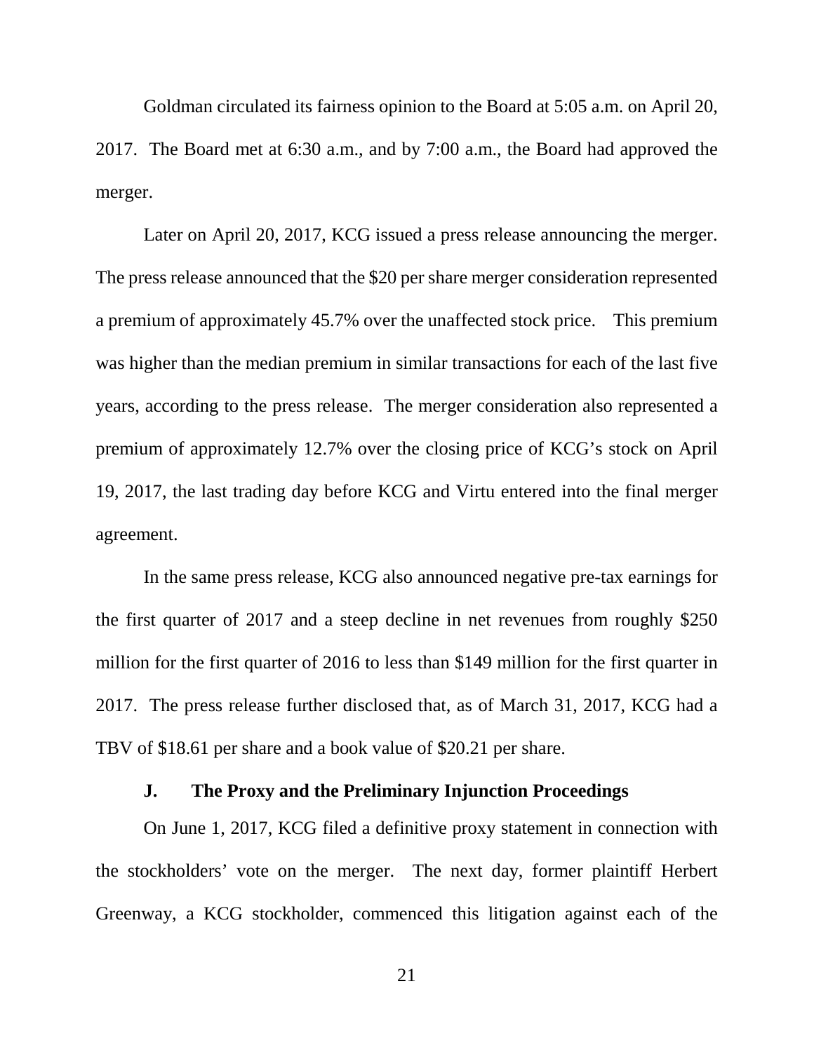Goldman circulated its fairness opinion to the Board at 5:05 a.m. on April 20, 2017. The Board met at 6:30 a.m., and by 7:00 a.m., the Board had approved the merger.

Later on April 20, 2017, KCG issued a press release announcing the merger. The press release announced that the $20 per share merger consideration represented a premium of approximately 45.7% over the unaffected stock price. This premium was higher than the median premium in similar transactions for each of the last five years, according to the press release. The merger consideration also represented a premium of approximately 12.7% over the closing price of KCG's stock on April 19, 2017, the last trading day before KCG and Virtu entered into the final merger agreement.

In the same press release, KCG also announced negative pre-tax earnings for the first quarter of 2017 and a steep decline in net revenues from roughly $250 million for the first quarter of 2016 to less than $149 million for the first quarter in 2017. The press release further disclosed that, as of March 31, 2017, KCG had a TBV of $18.61 per share and a book value of $20.21 per share.

### J. The Proxy and the Preliminary Injunction Proceedings

On June 1, 2017, KCG filed a definitive proxy statement in connection with the stockholders' vote on the merger. The next day, former plaintiff Herbert Greenway, a KCG stockholder, commenced this litigation against each of the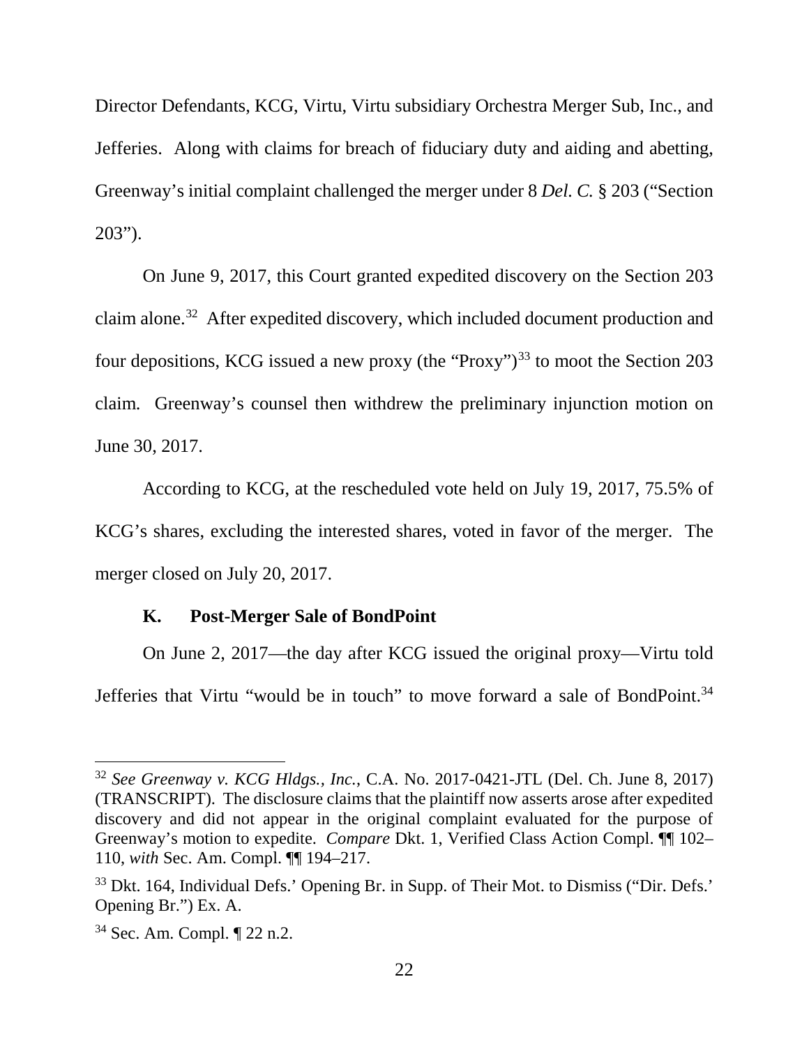Director Defendants, KCG, Virtu, Virtu subsidiary Orchestra Merger Sub, Inc., and Jefferies. Along with claims for breach of fiduciary duty and aiding and abetting, Greenway's initial complaint challenged the merger under 8 *Del. C.* § 203 ("Section 203").

On June 9, 2017, this Court granted expedited discovery on the Section 203 claim alone.[32] After expedited discovery, which included document production and four depositions, KCG issued a new proxy (the "Proxy")[33] to moot the Section 203 claim. Greenway's counsel then withdrew the preliminary injunction motion on June 30, 2017.

According to KCG, at the rescheduled vote held on July 19, 2017, 75.5% of KCG's shares, excluding the interested shares, voted in favor of the merger. The merger closed on July 20, 2017.

### K. Post-Merger Sale of BondPoint

On June 2, 2017—the day after KCG issued the original proxy—Virtu told Jefferies that Virtu "would be in touch" to move forward a sale of BondPoint.[34]

---

[32] *See Greenway v. KCG Hldgs., Inc.*, C.A. No. 2017-0421-JTL (Del. Ch. June 8, 2017) (TRANSCRIPT). The disclosure claims that the plaintiff now asserts arose after expedited discovery and did not appear in the original complaint evaluated for the purpose of Greenway's motion to expedite. *Compare* Dkt. 1, Verified Class Action Compl. ¶¶ 102–110, *with* Sec. Am. Compl. ¶¶ 194–217.

[33] Dkt. 164, Individual Defs.' Opening Br. in Supp. of Their Mot. to Dismiss ("Dir. Defs.' Opening Br.") Ex. A.

[34] Sec. Am. Compl. ¶ 22 n.2.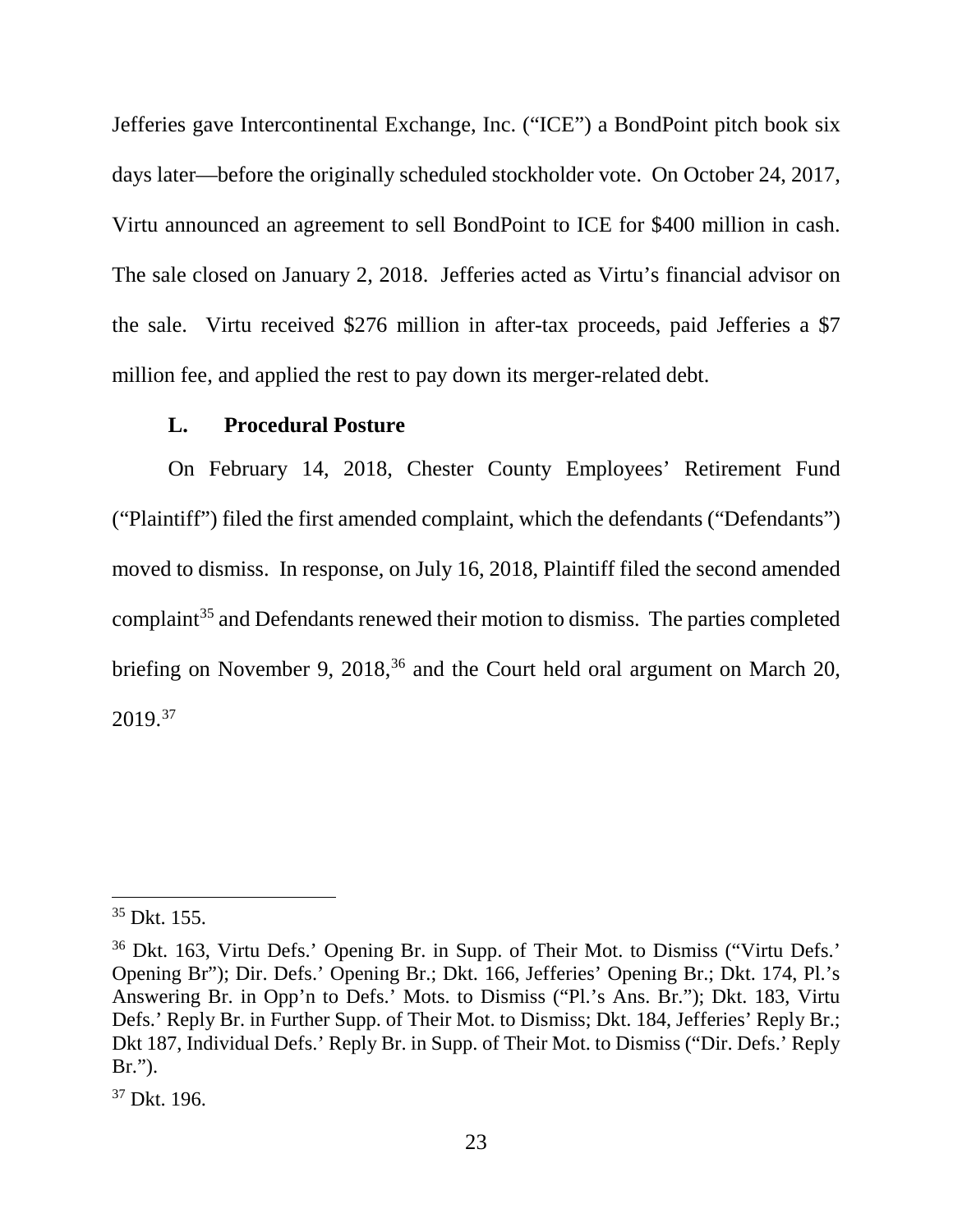Jefferies gave Intercontinental Exchange, Inc. ("ICE") a BondPoint pitch book six days later—before the originally scheduled stockholder vote. On October 24, 2017, Virtu announced an agreement to sell BondPoint to ICE for $400 million in cash. The sale closed on January 2, 2018. Jefferies acted as Virtu's financial advisor on the sale. Virtu received $276 million in after-tax proceeds, paid Jefferies a $7 million fee, and applied the rest to pay down its merger-related debt.

### L. Procedural Posture

On February 14, 2018, Chester County Employees' Retirement Fund ("Plaintiff") filed the first amended complaint, which the defendants ("Defendants") moved to dismiss. In response, on July 16, 2018, Plaintiff filed the second amended complaint[35] and Defendants renewed their motion to dismiss. The parties completed briefing on November 9, 2018,[36] and the Court held oral argument on March 20, 2019.[37]

---

[35] Dkt. 155.

[36] Dkt. 163, Virtu Defs.' Opening Br. in Supp. of Their Mot. to Dismiss ("Virtu Defs.' Opening Br"); Dir. Defs.' Opening Br.; Dkt. 166, Jefferies' Opening Br.; Dkt. 174, Pl.'s Answering Br. in Opp'n to Defs.' Mots. to Dismiss ("Pl.'s Ans. Br."); Dkt. 183, Virtu Defs.' Reply Br. in Further Supp. of Their Mot. to Dismiss; Dkt. 184, Jefferies' Reply Br.; Dkt 187, Individual Defs.' Reply Br. in Supp. of Their Mot. to Dismiss ("Dir. Defs.' Reply Br.").

[37] Dkt. 196.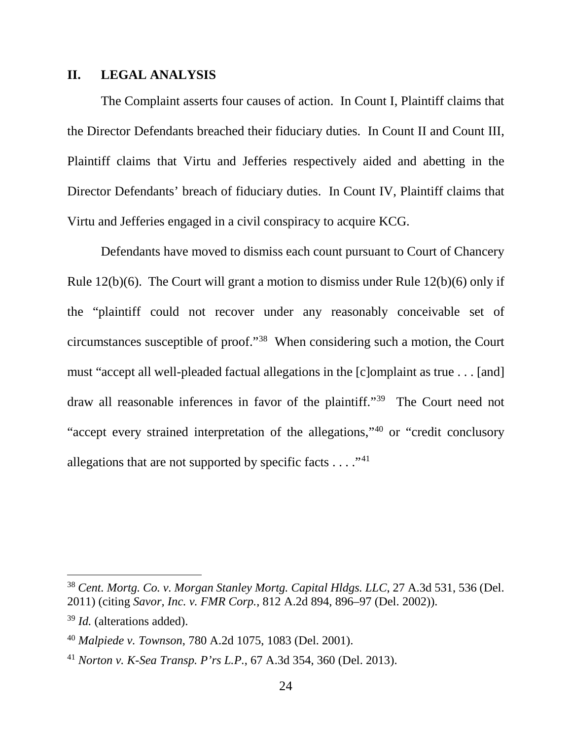## II. LEGAL ANALYSIS

The Complaint asserts four causes of action. In Count I, Plaintiff claims that the Director Defendants breached their fiduciary duties. In Count II and Count III, Plaintiff claims that Virtu and Jefferies respectively aided and abetting in the Director Defendants' breach of fiduciary duties. In Count IV, Plaintiff claims that Virtu and Jefferies engaged in a civil conspiracy to acquire KCG.

Defendants have moved to dismiss each count pursuant to Court of Chancery Rule 12(b)(6). The Court will grant a motion to dismiss under Rule 12(b)(6) only if the "plaintiff could not recover under any reasonably conceivable set of circumstances susceptible of proof."[38] When considering such a motion, the Court must "accept all well-pleaded factual allegations in the [c]omplaint as true . . . [and] draw all reasonable inferences in favor of the plaintiff."[39] The Court need not "accept every strained interpretation of the allegations,"[40] or "credit conclusory allegations that are not supported by specific facts . . . ."[41]

---

[38] *Cent. Mortg. Co. v. Morgan Stanley Mortg. Capital Hldgs. LLC*, 27 A.3d 531, 536 (Del. 2011) (citing *Savor, Inc. v. FMR Corp.*, 812 A.2d 894, 896–97 (Del. 2002)).

[39] *Id.* (alterations added).

[40] *Malpiede v. Townson*, 780 A.2d 1075, 1083 (Del. 2001).

[41] *Norton v. K-Sea Transp. P'rs L.P.*, 67 A.3d 354, 360 (Del. 2013).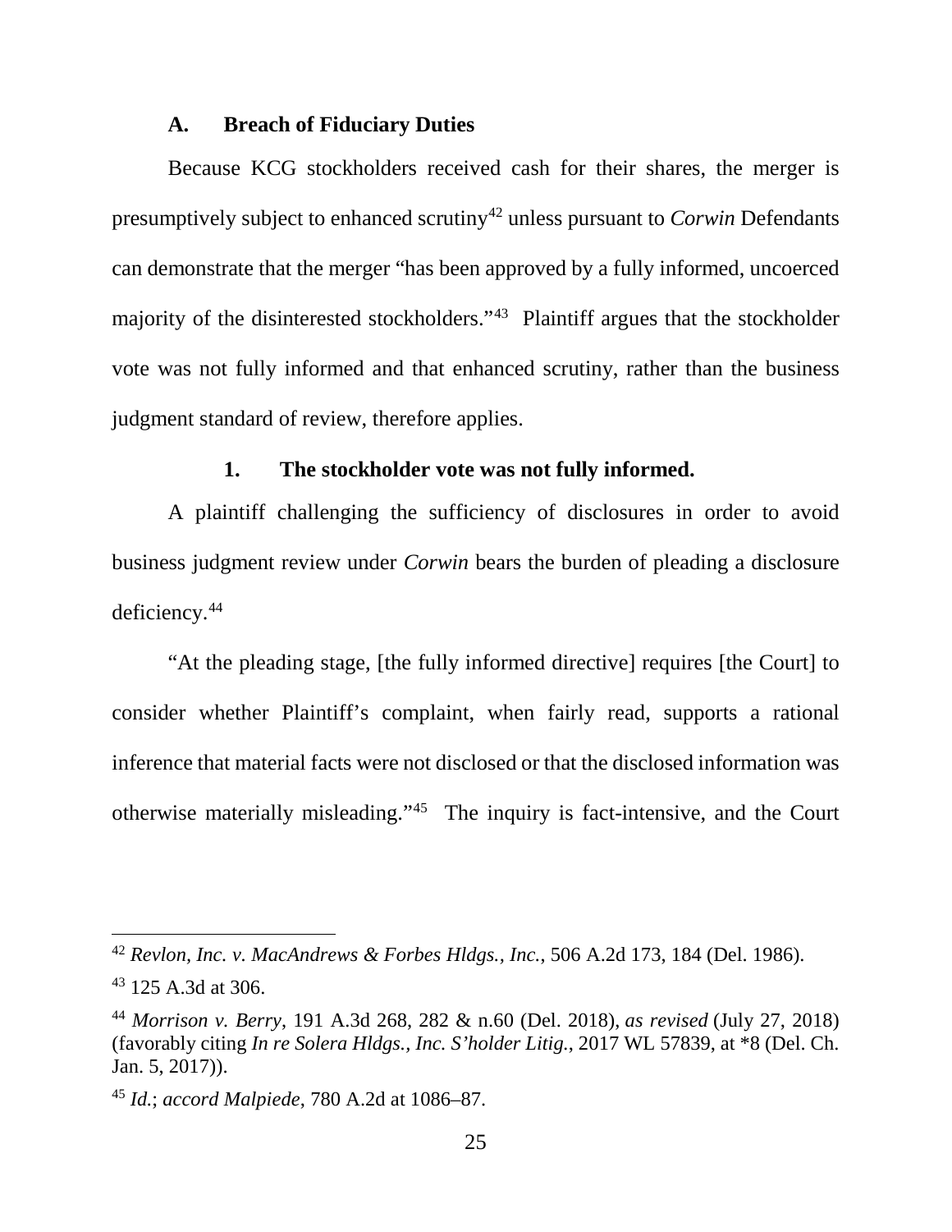### A. Breach of Fiduciary Duties

Because KCG stockholders received cash for their shares, the merger is presumptively subject to enhanced scrutiny[42] unless pursuant to *Corwin* Defendants can demonstrate that the merger "has been approved by a fully informed, uncoerced majority of the disinterested stockholders."[43] Plaintiff argues that the stockholder vote was not fully informed and that enhanced scrutiny, rather than the business judgment standard of review, therefore applies.

#### 1. The stockholder vote was not fully informed.

A plaintiff challenging the sufficiency of disclosures in order to avoid business judgment review under *Corwin* bears the burden of pleading a disclosure deficiency.[44]

"At the pleading stage, [the fully informed directive] requires [the Court] to consider whether Plaintiff's complaint, when fairly read, supports a rational inference that material facts were not disclosed or that the disclosed information was otherwise materially misleading."[45] The inquiry is fact-intensive, and the Court

---

[42] *Revlon, Inc. v. MacAndrews & Forbes Hldgs., Inc.*, 506 A.2d 173, 184 (Del. 1986).

[43] 125 A.3d at 306.

[44] *Morrison v. Berry*, 191 A.3d 268, 282 & n.60 (Del. 2018), *as revised* (July 27, 2018) (favorably citing *In re Solera Hldgs., Inc. S'holder Litig.*, 2017 WL 57839, at *8 (Del. Ch. Jan. 5, 2017)).

[45] *Id.*; *accord Malpiede*, 780 A.2d at 1086–87.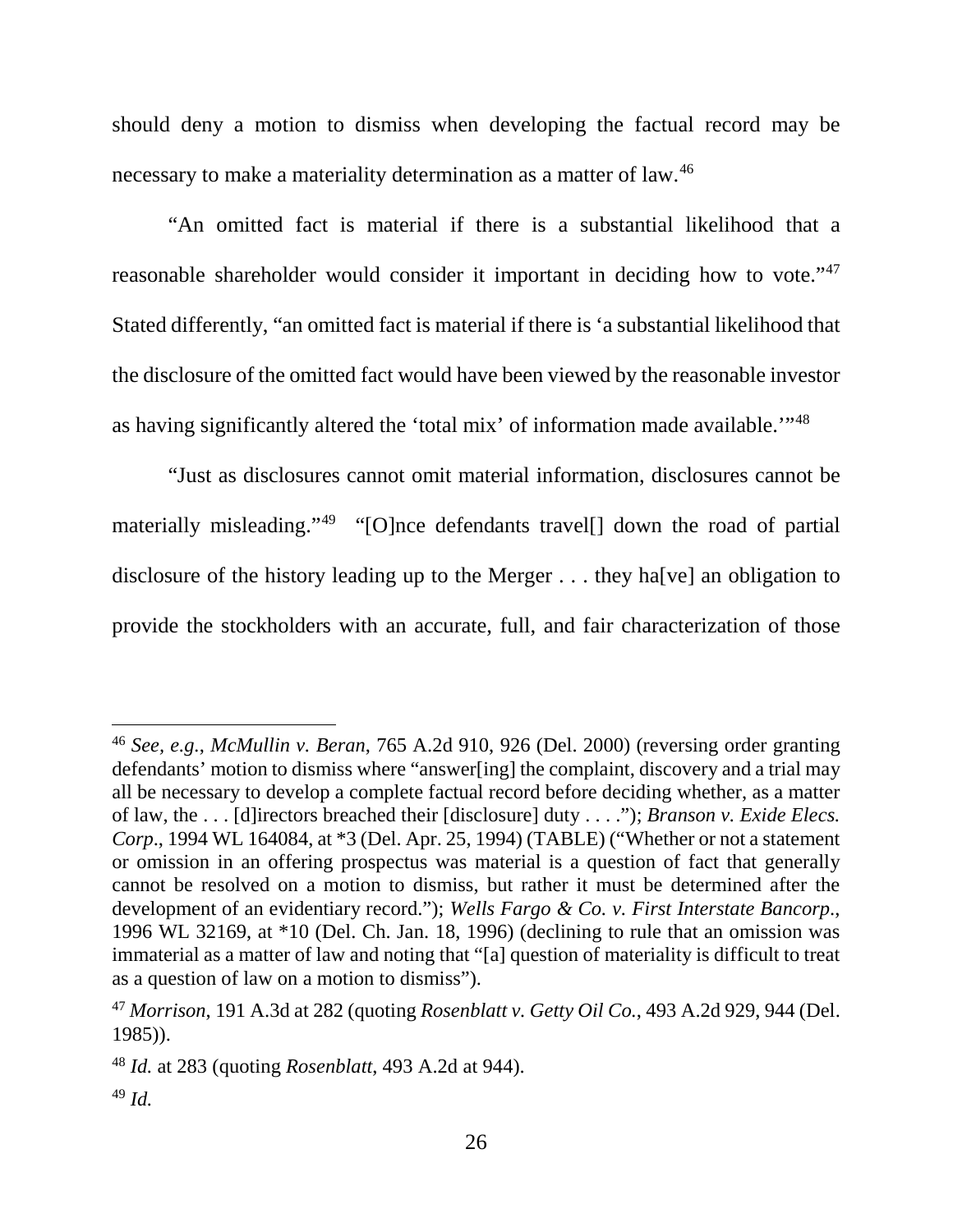should deny a motion to dismiss when developing the factual record may be necessary to make a materiality determination as a matter of law.[46]

"An omitted fact is material if there is a substantial likelihood that a reasonable shareholder would consider it important in deciding how to vote."[47] Stated differently, "an omitted fact is material if there is 'a substantial likelihood that the disclosure of the omitted fact would have been viewed by the reasonable investor as having significantly altered the 'total mix' of information made available.'"[48]

"Just as disclosures cannot omit material information, disclosures cannot be materially misleading."[49] "[O]nce defendants travel[] down the road of partial disclosure of the history leading up to the Merger . . . they ha[ve] an obligation to provide the stockholders with an accurate, full, and fair characterization of those

---

[46] *See, e.g.*, *McMullin v. Beran*, 765 A.2d 910, 926 (Del. 2000) (reversing order granting defendants' motion to dismiss where "answer[ing] the complaint, discovery and a trial may all be necessary to develop a complete factual record before deciding whether, as a matter of law, the . . . [d]irectors breached their [disclosure] duty . . . ."); *Branson v. Exide Elecs. Corp*., 1994 WL 164084, at *3 (Del. Apr. 25, 1994) (TABLE) ("Whether or not a statement or omission in an offering prospectus was material is a question of fact that generally cannot be resolved on a motion to dismiss, but rather it must be determined after the development of an evidentiary record."); *Wells Fargo & Co. v. First Interstate Bancorp*., 1996 WL 32169, at *10 (Del. Ch. Jan. 18, 1996) (declining to rule that an omission was immaterial as a matter of law and noting that "[a] question of materiality is difficult to treat as a question of law on a motion to dismiss").

[47] *Morrison*, 191 A.3d at 282 (quoting *Rosenblatt v. Getty Oil Co.*, 493 A.2d 929, 944 (Del. 1985)).

[48] *Id.* at 283 (quoting *Rosenblatt*, 493 A.2d at 944).

[49] *Id.*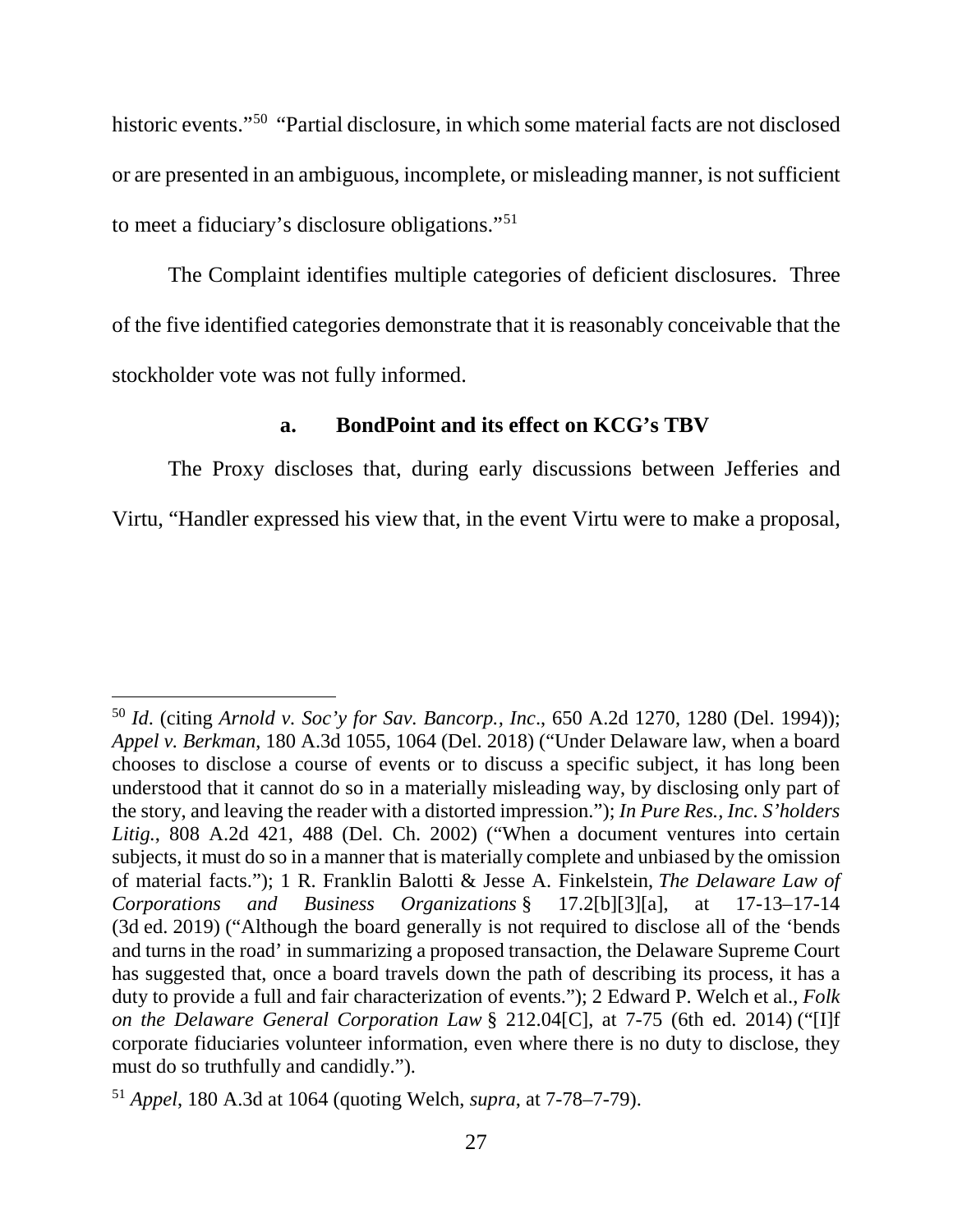historic events."[50] "Partial disclosure, in which some material facts are not disclosed or are presented in an ambiguous, incomplete, or misleading manner, is not sufficient to meet a fiduciary's disclosure obligations."[51]

The Complaint identifies multiple categories of deficient disclosures. Three of the five identified categories demonstrate that it is reasonably conceivable that the stockholder vote was not fully informed.

### a. BondPoint and its effect on KCG's TBV

The Proxy discloses that, during early discussions between Jefferies and Virtu, "Handler expressed his view that, in the event Virtu were to make a proposal,

---

[50] *Id*. (citing *Arnold v. Soc'y for Sav. Bancorp., Inc*., 650 A.2d 1270, 1280 (Del. 1994)); *Appel v. Berkman*, 180 A.3d 1055, 1064 (Del. 2018) ("Under Delaware law, when a board chooses to disclose a course of events or to discuss a specific subject, it has long been understood that it cannot do so in a materially misleading way, by disclosing only part of the story, and leaving the reader with a distorted impression."); *In Pure Res., Inc. S'holders Litig.*, 808 A.2d 421, 488 (Del. Ch. 2002) ("When a document ventures into certain subjects, it must do so in a manner that is materially complete and unbiased by the omission of material facts."); 1 R. Franklin Balotti & Jesse A. Finkelstein, *The Delaware Law of Corporations and Business Organizations* § 17.2[b][3][a], at 17-13–17-14 (3d ed. 2019) ("Although the board generally is not required to disclose all of the 'bends and turns in the road' in summarizing a proposed transaction, the Delaware Supreme Court has suggested that, once a board travels down the path of describing its process, it has a duty to provide a full and fair characterization of events."); 2 Edward P. Welch et al., *Folk on the Delaware General Corporation Law* § 212.04[C], at 7-75 (6th ed. 2014) ("[I]f corporate fiduciaries volunteer information, even where there is no duty to disclose, they must do so truthfully and candidly.").

[51] *Appel*, 180 A.3d at 1064 (quoting Welch, *supra*, at 7-78–7-79).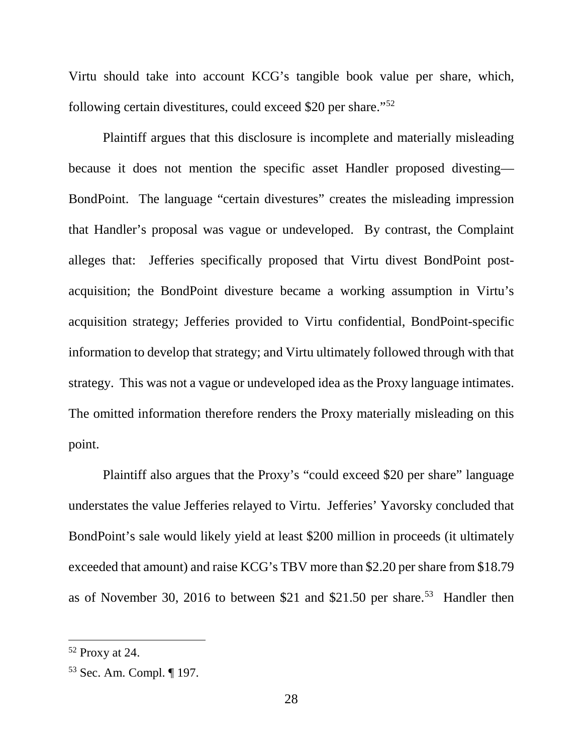Virtu should take into account KCG's tangible book value per share, which, following certain divestitures, could exceed $20 per share."[52]

Plaintiff argues that this disclosure is incomplete and materially misleading because it does not mention the specific asset Handler proposed divesting—BondPoint. The language "certain divestures" creates the misleading impression that Handler's proposal was vague or undeveloped. By contrast, the Complaint alleges that: Jefferies specifically proposed that Virtu divest BondPoint post-acquisition; the BondPoint divesture became a working assumption in Virtu's acquisition strategy; Jefferies provided to Virtu confidential, BondPoint-specific information to develop that strategy; and Virtu ultimately followed through with that strategy. This was not a vague or undeveloped idea as the Proxy language intimates. The omitted information therefore renders the Proxy materially misleading on this point.

Plaintiff also argues that the Proxy's "could exceed $20 per share" language understates the value Jefferies relayed to Virtu. Jefferies' Yavorsky concluded that BondPoint's sale would likely yield at least $200 million in proceeds (it ultimately exceeded that amount) and raise KCG's TBV more than $2.20 per share from $18.79 as of November 30, 2016 to between $21 and $21.50 per share.[53] Handler then

---

[52] Proxy at 24.

[53] Sec. Am. Compl. ¶ 197.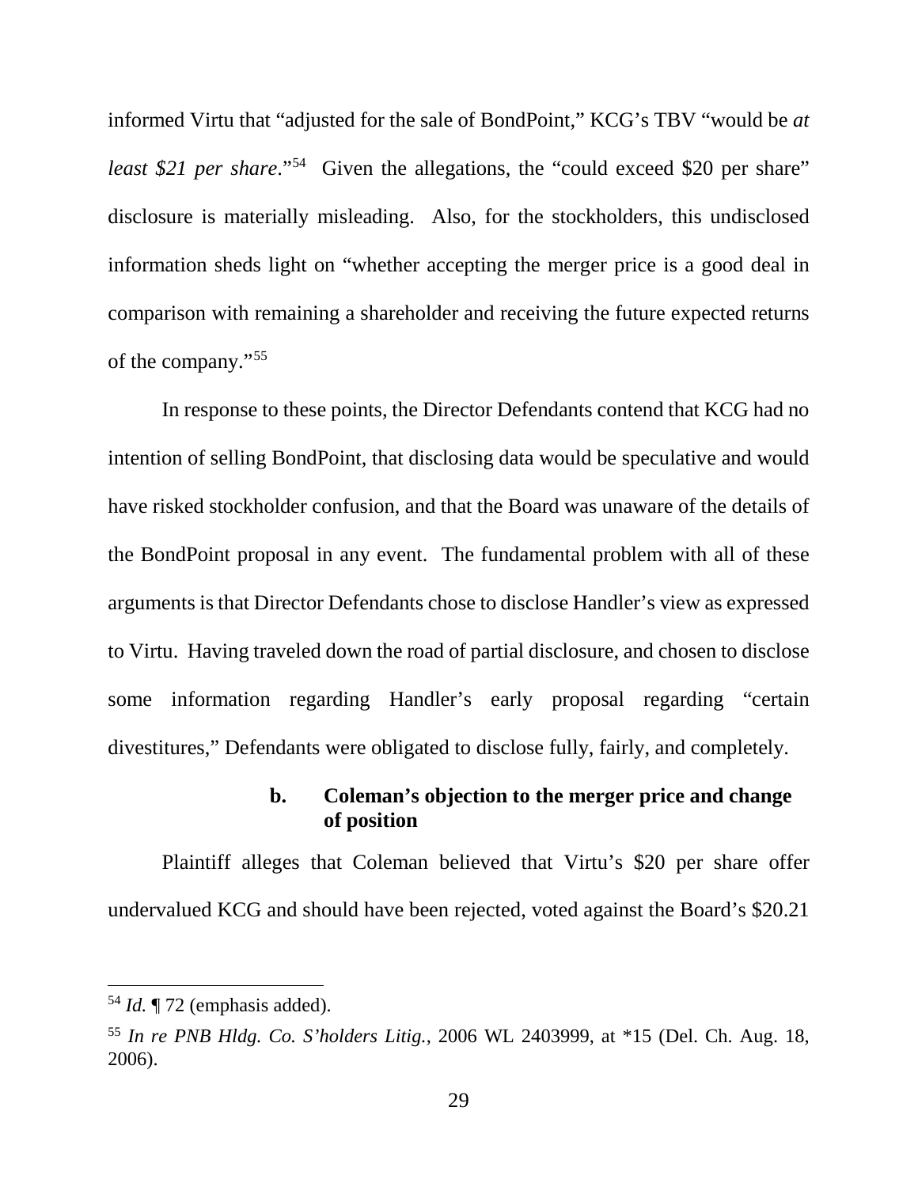informed Virtu that "adjusted for the sale of BondPoint," KCG's TBV "would be *at least $21 per share*."[54] Given the allegations, the "could exceed $20 per share" disclosure is materially misleading. Also, for the stockholders, this undisclosed information sheds light on "whether accepting the merger price is a good deal in comparison with remaining a shareholder and receiving the future expected returns of the company."[55]

In response to these points, the Director Defendants contend that KCG had no intention of selling BondPoint, that disclosing data would be speculative and would have risked stockholder confusion, and that the Board was unaware of the details of the BondPoint proposal in any event. The fundamental problem with all of these arguments is that Director Defendants chose to disclose Handler's view as expressed to Virtu. Having traveled down the road of partial disclosure, and chosen to disclose some information regarding Handler's early proposal regarding "certain divestitures," Defendants were obligated to disclose fully, fairly, and completely.

#### b. Coleman's objection to the merger price and change of position

Plaintiff alleges that Coleman believed that Virtu's $20 per share offer undervalued KCG and should have been rejected, voted against the Board's $20.21

---

[54] *Id.* ¶ 72 (emphasis added).

[55] *In re PNB Hldg. Co. S'holders Litig.*, 2006 WL 2403999, at *15 (Del. Ch. Aug. 18, 2006).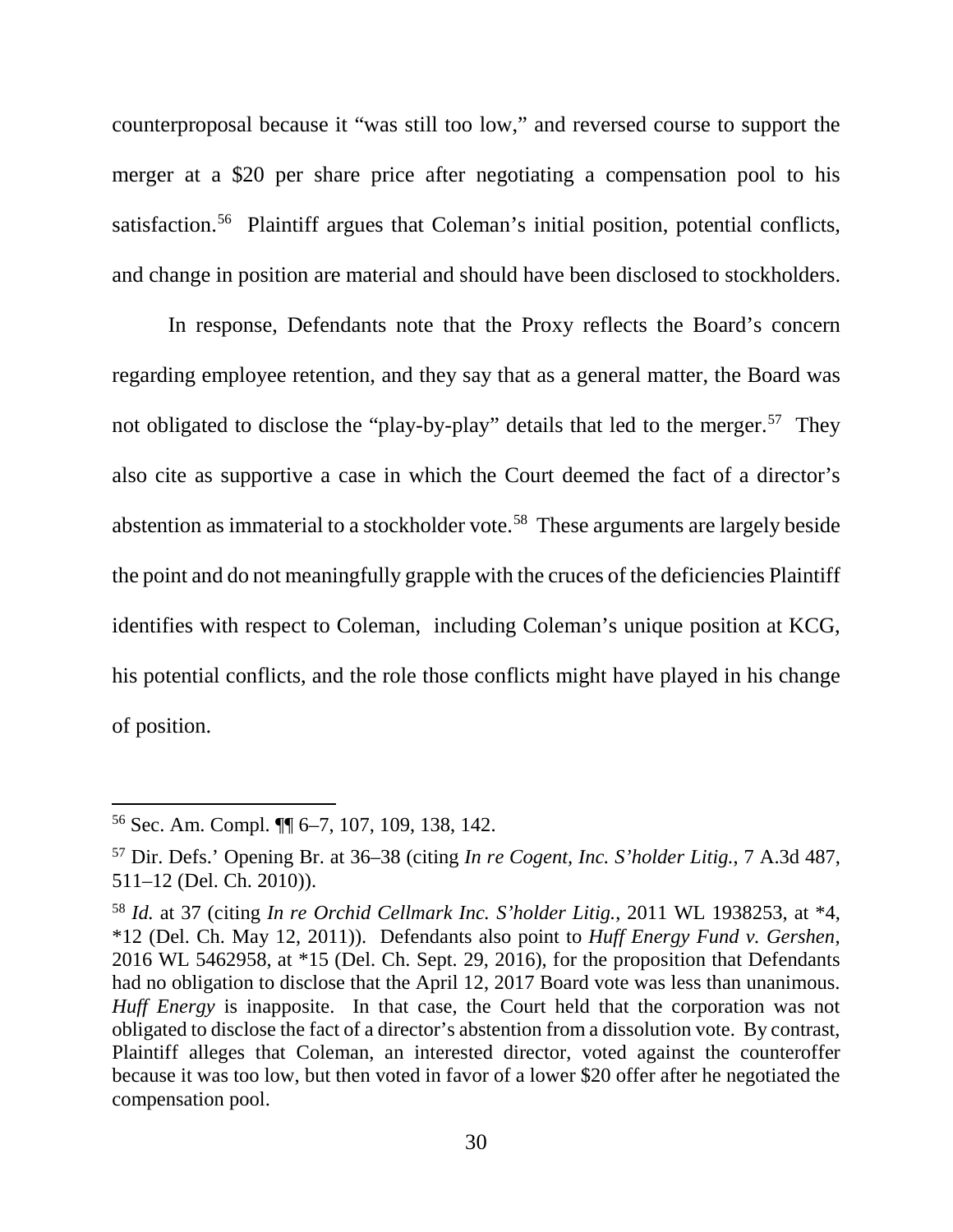counterproposal because it "was still too low," and reversed course to support the merger at a $20 per share price after negotiating a compensation pool to his satisfaction.[56] Plaintiff argues that Coleman's initial position, potential conflicts, and change in position are material and should have been disclosed to stockholders.

In response, Defendants note that the Proxy reflects the Board's concern regarding employee retention, and they say that as a general matter, the Board was not obligated to disclose the "play-by-play" details that led to the merger.[57] They also cite as supportive a case in which the Court deemed the fact of a director's abstention as immaterial to a stockholder vote.[58] These arguments are largely beside the point and do not meaningfully grapple with the cruces of the deficiencies Plaintiff identifies with respect to Coleman, including Coleman's unique position at KCG, his potential conflicts, and the role those conflicts might have played in his change of position.

---

[56] Sec. Am. Compl. ¶¶ 6–7, 107, 109, 138, 142.

[57] Dir. Defs.' Opening Br. at 36–38 (citing *In re Cogent, Inc. S'holder Litig.*, 7 A.3d 487, 511–12 (Del. Ch. 2010)).

[58] *Id.* at 37 (citing *In re Orchid Cellmark Inc. S'holder Litig.*, 2011 WL 1938253, at *4, *12 (Del. Ch. May 12, 2011)). Defendants also point to *Huff Energy Fund v. Gershen*, 2016 WL 5462958, at *15 (Del. Ch. Sept. 29, 2016), for the proposition that Defendants had no obligation to disclose that the April 12, 2017 Board vote was less than unanimous. *Huff Energy* is inapposite. In that case, the Court held that the corporation was not obligated to disclose the fact of a director's abstention from a dissolution vote. By contrast, Plaintiff alleges that Coleman, an interested director, voted against the counteroffer because it was too low, but then voted in favor of a lower $20 offer after he negotiated the compensation pool.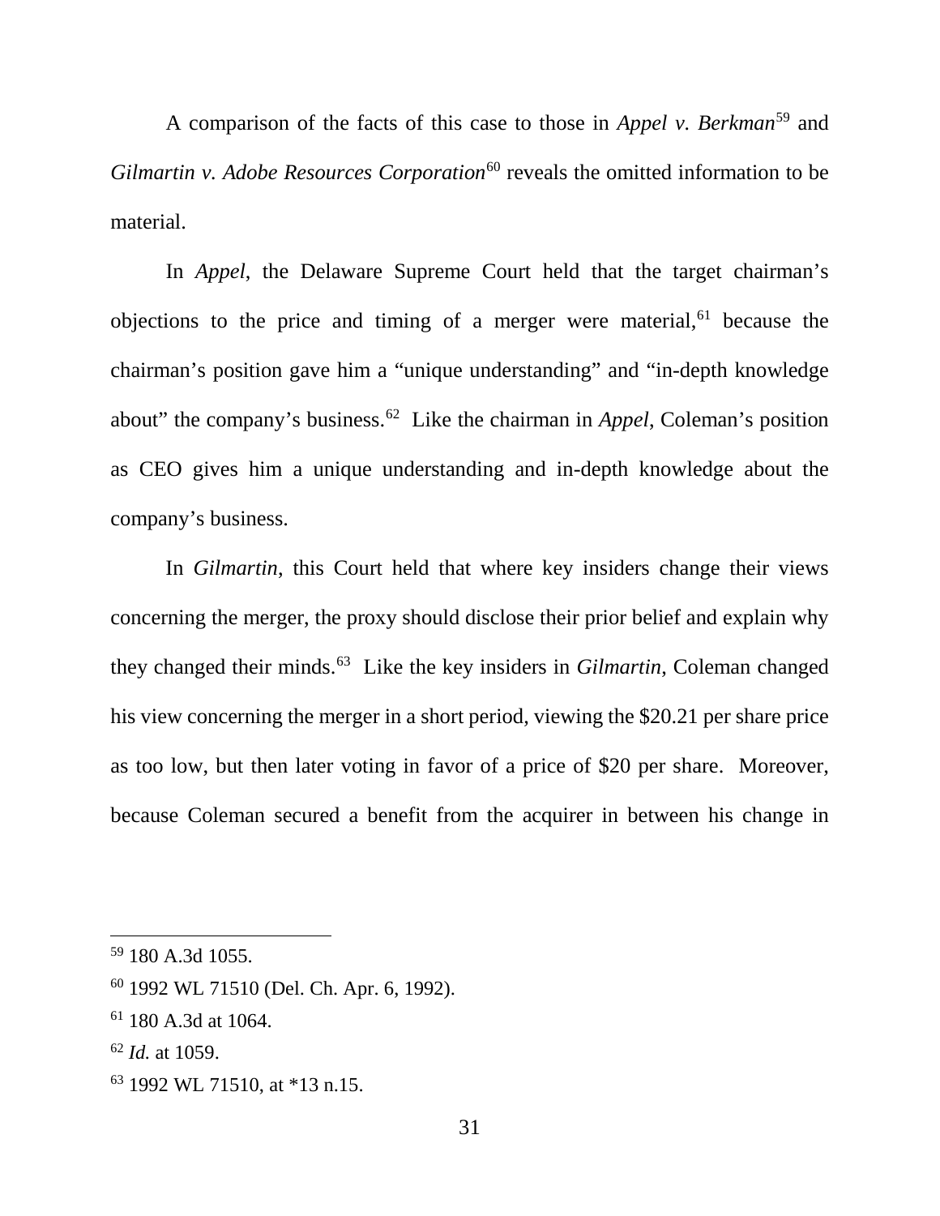A comparison of the facts of this case to those in *Appel v. Berkman*[59] and *Gilmartin v. Adobe Resources Corporation*[60] reveals the omitted information to be material.

In *Appel*, the Delaware Supreme Court held that the target chairman's objections to the price and timing of a merger were material,[61] because the chairman's position gave him a "unique understanding" and "in-depth knowledge about" the company's business.[62] Like the chairman in *Appel*, Coleman's position as CEO gives him a unique understanding and in-depth knowledge about the company's business.

In *Gilmartin*, this Court held that where key insiders change their views concerning the merger, the proxy should disclose their prior belief and explain why they changed their minds.[63] Like the key insiders in *Gilmartin*, Coleman changed his view concerning the merger in a short period, viewing the $20.21 per share price as too low, but then later voting in favor of a price of $20 per share. Moreover, because Coleman secured a benefit from the acquirer in between his change in

---

[59] 180 A.3d 1055.

[60] 1992 WL 71510 (Del. Ch. Apr. 6, 1992).

[61] 180 A.3d at 1064.

[62] *Id.* at 1059.

[63] 1992 WL 71510, at *13 n.15.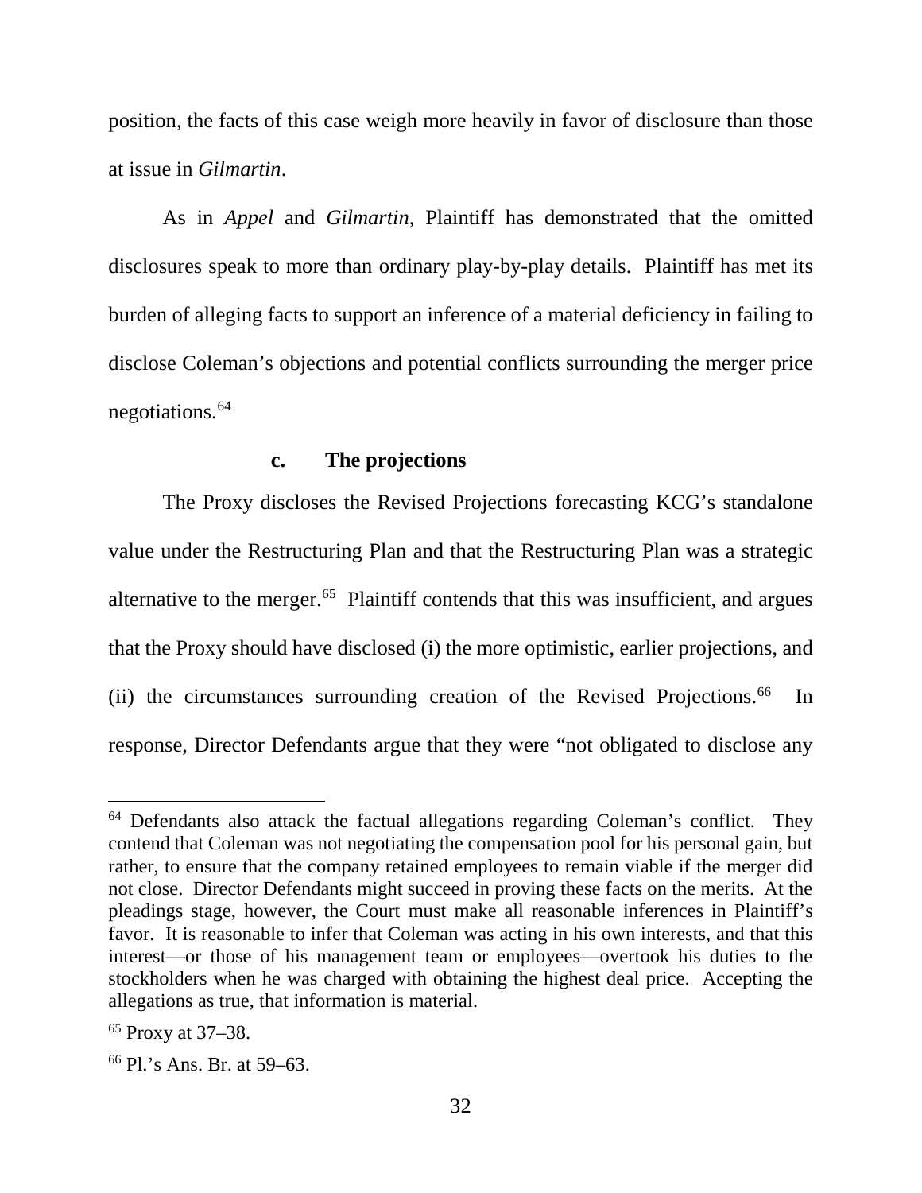position, the facts of this case weigh more heavily in favor of disclosure than those at issue in *Gilmartin*.

As in *Appel* and *Gilmartin*, Plaintiff has demonstrated that the omitted disclosures speak to more than ordinary play-by-play details. Plaintiff has met its burden of alleging facts to support an inference of a material deficiency in failing to disclose Coleman's objections and potential conflicts surrounding the merger price negotiations.[64]

#### c. The projections

The Proxy discloses the Revised Projections forecasting KCG's standalone value under the Restructuring Plan and that the Restructuring Plan was a strategic alternative to the merger.[65] Plaintiff contends that this was insufficient, and argues that the Proxy should have disclosed (i) the more optimistic, earlier projections, and (ii) the circumstances surrounding creation of the Revised Projections.[66] In response, Director Defendants argue that they were "not obligated to disclose any

---

[64] Defendants also attack the factual allegations regarding Coleman's conflict. They contend that Coleman was not negotiating the compensation pool for his personal gain, but rather, to ensure that the company retained employees to remain viable if the merger did not close. Director Defendants might succeed in proving these facts on the merits. At the pleadings stage, however, the Court must make all reasonable inferences in Plaintiff's favor. It is reasonable to infer that Coleman was acting in his own interests, and that this interest—or those of his management team or employees—overtook his duties to the stockholders when he was charged with obtaining the highest deal price. Accepting the allegations as true, that information is material.

[65] Proxy at 37–38.

[66] Pl.'s Ans. Br. at 59–63.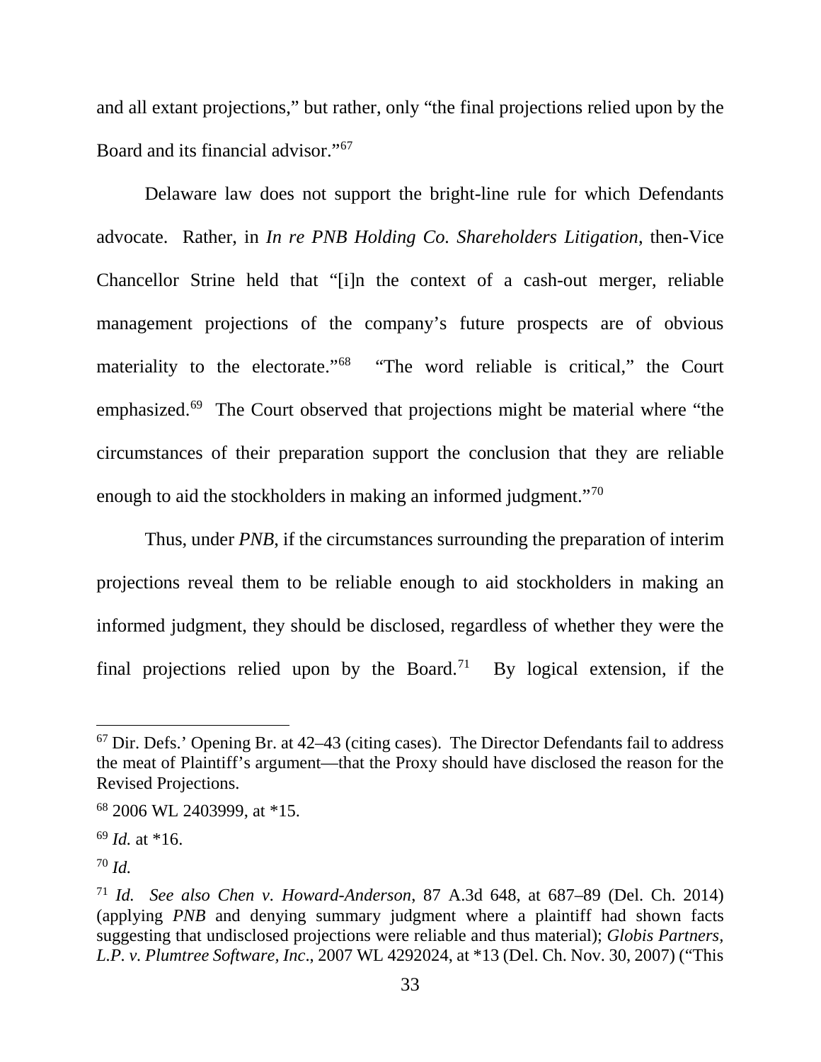and all extant projections," but rather, only "the final projections relied upon by the Board and its financial advisor."[67]

Delaware law does not support the bright-line rule for which Defendants advocate. Rather, in *In re PNB Holding Co. Shareholders Litigation*, then-Vice Chancellor Strine held that "[i]n the context of a cash-out merger, reliable management projections of the company's future prospects are of obvious materiality to the electorate."[68] "The word reliable is critical," the Court emphasized.[69] The Court observed that projections might be material where "the circumstances of their preparation support the conclusion that they are reliable enough to aid the stockholders in making an informed judgment."[70]

Thus, under *PNB*, if the circumstances surrounding the preparation of interim projections reveal them to be reliable enough to aid stockholders in making an informed judgment, they should be disclosed, regardless of whether they were the final projections relied upon by the Board.[71] By logical extension, if the

---

[67] Dir. Defs.' Opening Br. at 42–43 (citing cases). The Director Defendants fail to address the meat of Plaintiff's argument—that the Proxy should have disclosed the reason for the Revised Projections.

[68] 2006 WL 2403999, at *15.

[69] *Id.* at *16.

[70] *Id.*

[71] *Id.* *See also Chen v. Howard-Anderson*, 87 A.3d 648, at 687–89 (Del. Ch. 2014) (applying *PNB* and denying summary judgment where a plaintiff had shown facts suggesting that undisclosed projections were reliable and thus material); *Globis Partners, L.P. v. Plumtree Software, Inc*., 2007 WL 4292024, at *13 (Del. Ch. Nov. 30, 2007) ("This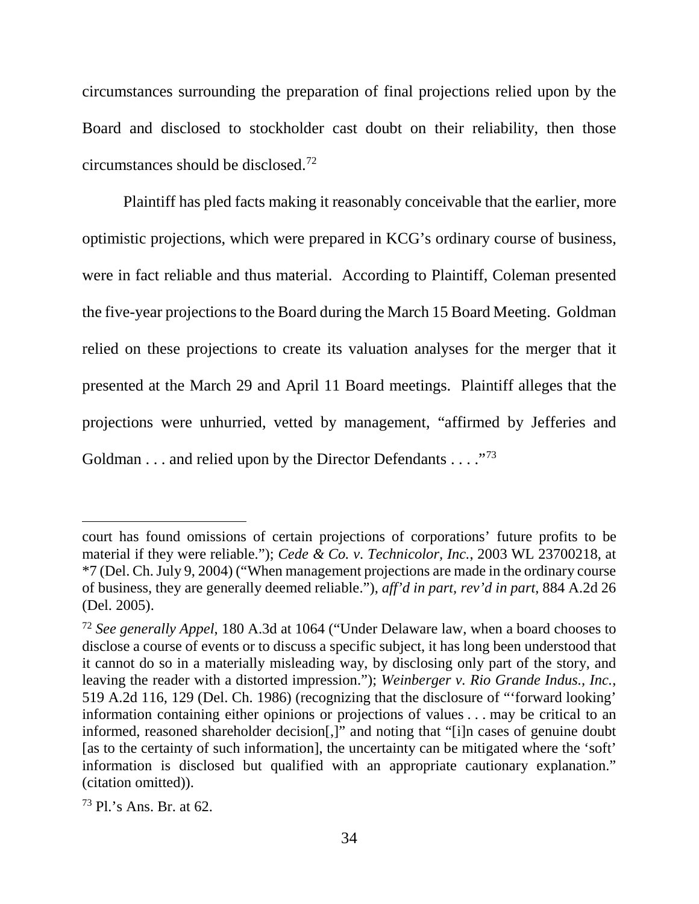circumstances surrounding the preparation of final projections relied upon by the Board and disclosed to stockholder cast doubt on their reliability, then those circumstances should be disclosed.[72]

Plaintiff has pled facts making it reasonably conceivable that the earlier, more optimistic projections, which were prepared in KCG's ordinary course of business, were in fact reliable and thus material. According to Plaintiff, Coleman presented the five-year projections to the Board during the March 15 Board Meeting. Goldman relied on these projections to create its valuation analyses for the merger that it presented at the March 29 and April 11 Board meetings. Plaintiff alleges that the projections were unhurried, vetted by management, "affirmed by Jefferies and Goldman . . . and relied upon by the Director Defendants . . . ."[73]

---

court has found omissions of certain projections of corporations' future profits to be material if they were reliable."); *Cede & Co. v. Technicolor, Inc.*, 2003 WL 23700218, at *7 (Del. Ch. July 9, 2004) ("When management projections are made in the ordinary course of business, they are generally deemed reliable."), *aff'd in part, rev'd in part*, 884 A.2d 26 (Del. 2005).

[72] *See generally Appel*, 180 A.3d at 1064 ("Under Delaware law, when a board chooses to disclose a course of events or to discuss a specific subject, it has long been understood that it cannot do so in a materially misleading way, by disclosing only part of the story, and leaving the reader with a distorted impression."); *Weinberger v. Rio Grande Indus., Inc.*, 519 A.2d 116, 129 (Del. Ch. 1986) (recognizing that the disclosure of "'forward looking' information containing either opinions or projections of values . . . may be critical to an informed, reasoned shareholder decision[,]" and noting that "[i]n cases of genuine doubt [as to the certainty of such information], the uncertainty can be mitigated where the 'soft' information is disclosed but qualified with an appropriate cautionary explanation." (citation omitted)).

[73] Pl.'s Ans. Br. at 62.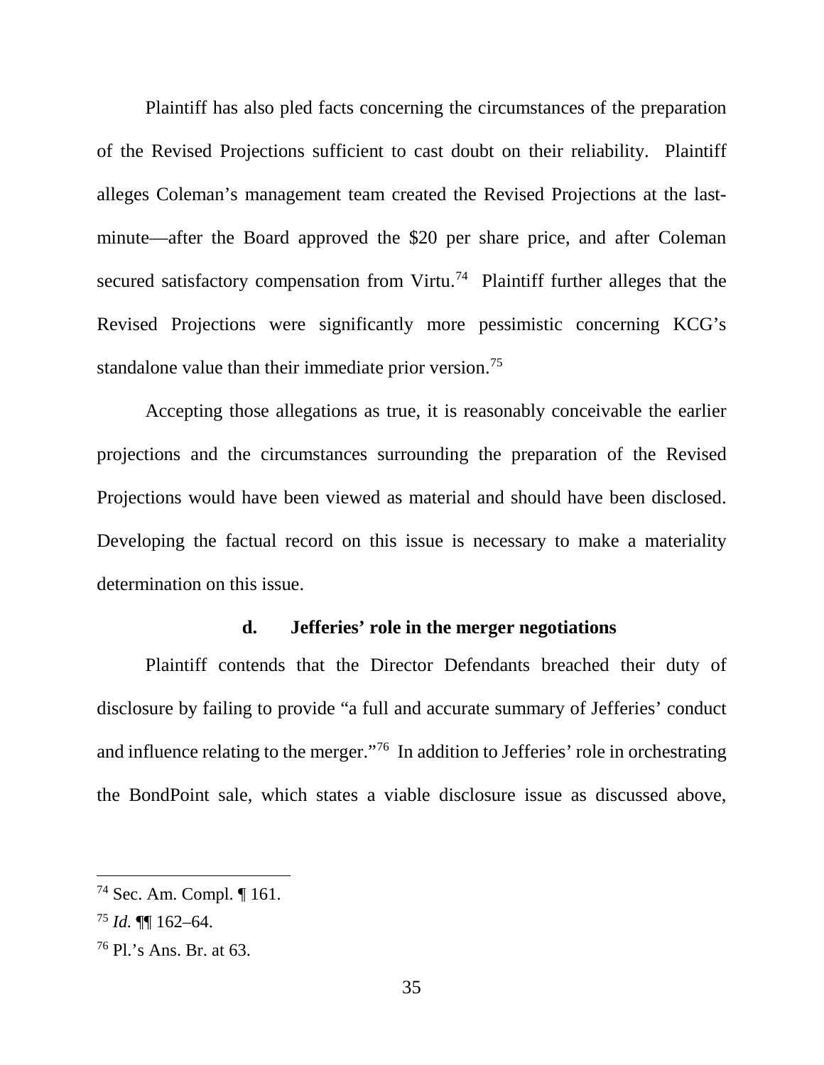Plaintiff has also pled facts concerning the circumstances of the preparation of the Revised Projections sufficient to cast doubt on their reliability. Plaintiff alleges Coleman's management team created the Revised Projections at the last-minute—after the Board approved the $20 per share price, and after Coleman secured satisfactory compensation from Virtu.[74] Plaintiff further alleges that the Revised Projections were significantly more pessimistic concerning KCG's standalone value than their immediate prior version.[75]

Accepting those allegations as true, it is reasonably conceivable the earlier projections and the circumstances surrounding the preparation of the Revised Projections would have been viewed as material and should have been disclosed. Developing the factual record on this issue is necessary to make a materiality determination on this issue.

**d. Jefferies' role in the merger negotiations**

Plaintiff contends that the Director Defendants breached their duty of disclosure by failing to provide "a full and accurate summary of Jefferies' conduct and influence relating to the merger."[76] In addition to Jefferies' role in orchestrating the BondPoint sale, which states a viable disclosure issue as discussed above,

---

[74] Sec. Am. Compl. ¶ 161.

[75] *Id.* ¶¶ 162–64.

[76] Pl.'s Ans. Br. at 63.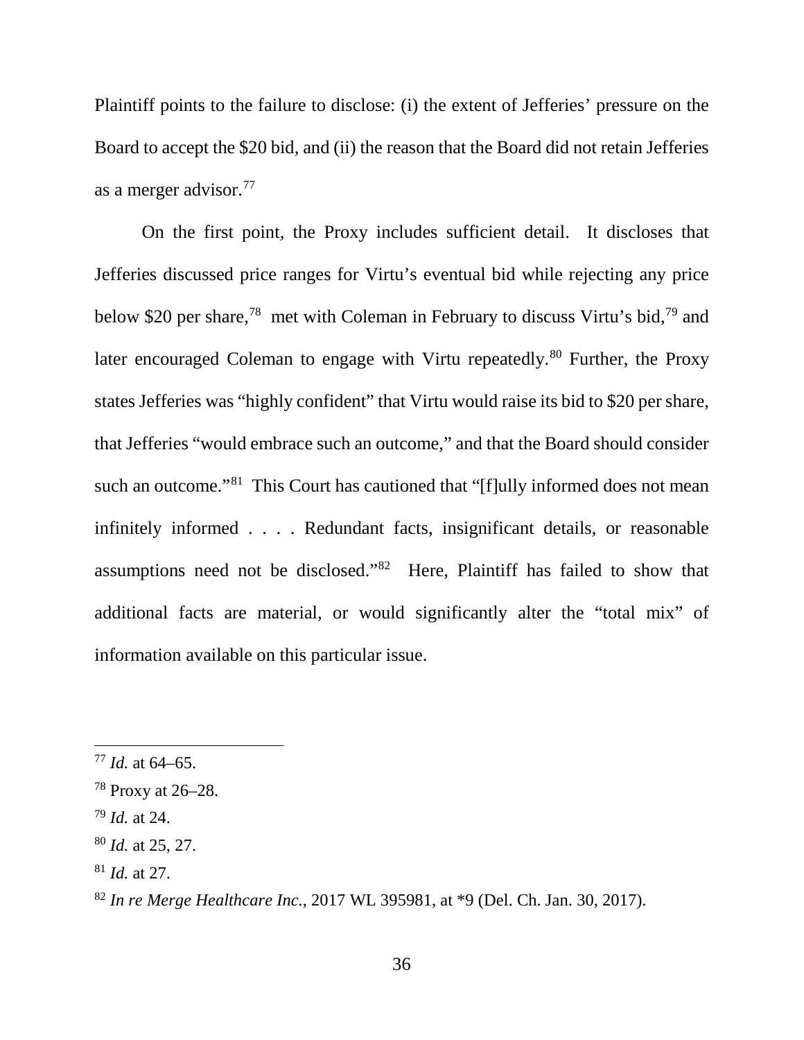Plaintiff points to the failure to disclose: (i) the extent of Jefferies' pressure on the Board to accept the $20 bid, and (ii) the reason that the Board did not retain Jefferies as a merger advisor.[77]

On the first point, the Proxy includes sufficient detail. It discloses that Jefferies discussed price ranges for Virtu's eventual bid while rejecting any price below $20 per share,[78] met with Coleman in February to discuss Virtu's bid,[79] and later encouraged Coleman to engage with Virtu repeatedly.[80] Further, the Proxy states Jefferies was "highly confident" that Virtu would raise its bid to $20 per share, that Jefferies "would embrace such an outcome," and that the Board should consider such an outcome."[81] This Court has cautioned that "[f]ully informed does not mean infinitely informed . . . . Redundant facts, insignificant details, or reasonable assumptions need not be disclosed."[82] Here, Plaintiff has failed to show that additional facts are material, or would significantly alter the "total mix" of information available on this particular issue.

---

[77] *Id.* at 64–65.

[78] Proxy at 26–28.

[79] *Id.* at 24.

[80] *Id.* at 25, 27.

[81] *Id.* at 27.

[82] *In re Merge Healthcare Inc.*, 2017 WL 395981, at *9 (Del. Ch. Jan. 30, 2017).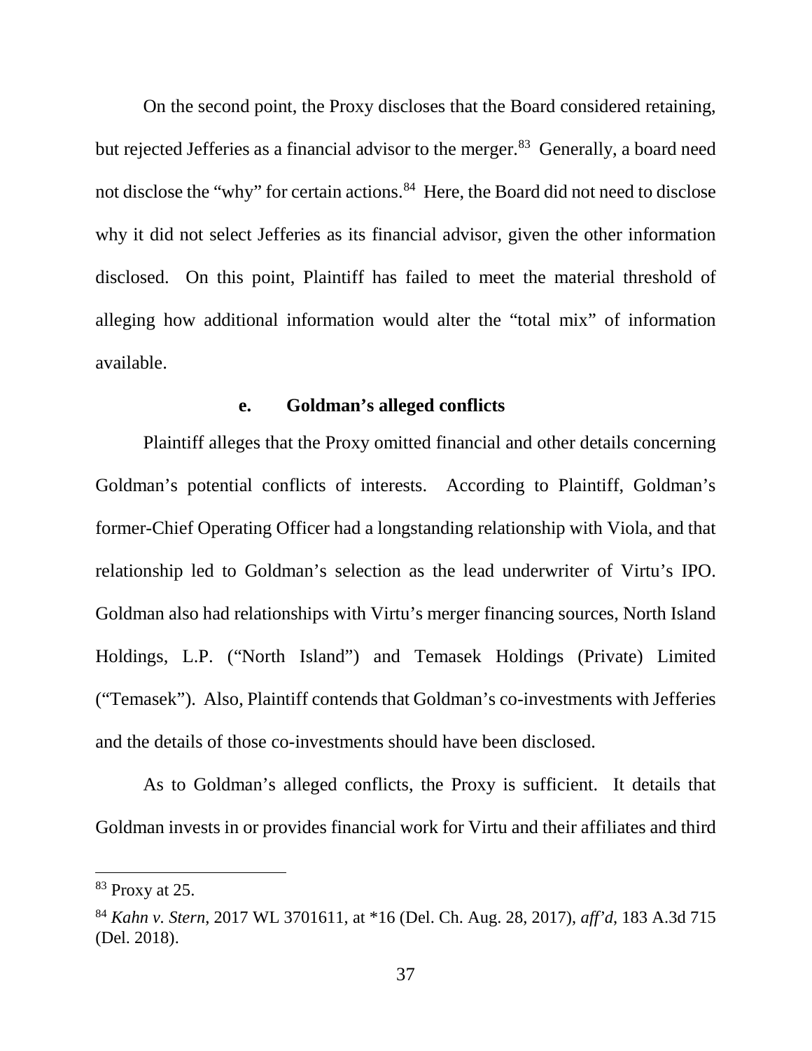On the second point, the Proxy discloses that the Board considered retaining, but rejected Jefferies as a financial advisor to the merger.[83] Generally, a board need not disclose the "why" for certain actions.[84] Here, the Board did not need to disclose why it did not select Jefferies as its financial advisor, given the other information disclosed. On this point, Plaintiff has failed to meet the material threshold of alleging how additional information would alter the "total mix" of information available.

#### e. Goldman's alleged conflicts

Plaintiff alleges that the Proxy omitted financial and other details concerning Goldman's potential conflicts of interests. According to Plaintiff, Goldman's former-Chief Operating Officer had a longstanding relationship with Viola, and that relationship led to Goldman's selection as the lead underwriter of Virtu's IPO. Goldman also had relationships with Virtu's merger financing sources, North Island Holdings, L.P. ("North Island") and Temasek Holdings (Private) Limited ("Temasek"). Also, Plaintiff contends that Goldman's co-investments with Jefferies and the details of those co-investments should have been disclosed.

As to Goldman's alleged conflicts, the Proxy is sufficient. It details that Goldman invests in or provides financial work for Virtu and their affiliates and third

---

[83] Proxy at 25.

[84] *Kahn v. Stern*, 2017 WL 3701611, at *16 (Del. Ch. Aug. 28, 2017), *aff'd*, 183 A.3d 715 (Del. 2018).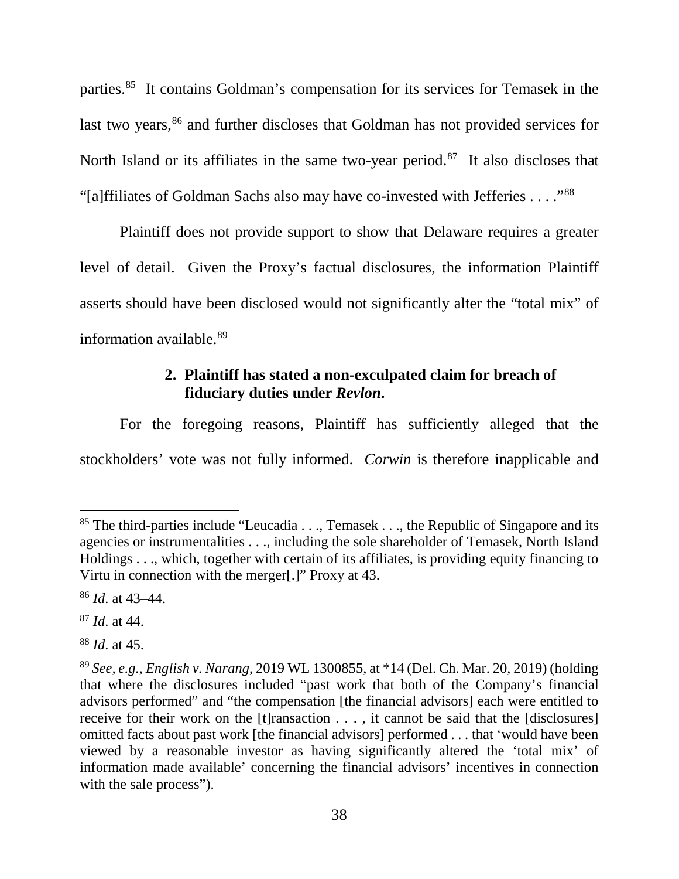parties.[85] It contains Goldman's compensation for its services for Temasek in the last two years,[86] and further discloses that Goldman has not provided services for North Island or its affiliates in the same two-year period.[87] It also discloses that "[a]ffiliates of Goldman Sachs also may have co-invested with Jefferies . . . ."[88]

Plaintiff does not provide support to show that Delaware requires a greater level of detail. Given the Proxy's factual disclosures, the information Plaintiff asserts should have been disclosed would not significantly alter the "total mix" of information available.[89]

### 2. Plaintiff has stated a non-exculpated claim for breach of fiduciary duties under *Revlon*.

For the foregoing reasons, Plaintiff has sufficiently alleged that the stockholders' vote was not fully informed. *Corwin* is therefore inapplicable and

---

[85] The third-parties include "Leucadia . . ., Temasek . . ., the Republic of Singapore and its agencies or instrumentalities . . ., including the sole shareholder of Temasek, North Island Holdings . . ., which, together with certain of its affiliates, is providing equity financing to Virtu in connection with the merger[.]" Proxy at 43.

[86] *Id*. at 43–44.

[87] *Id*. at 44.

[88] *Id*. at 45.

[89] *See, e.g.*, *English v. Narang*, 2019 WL 1300855, at *14 (Del. Ch. Mar. 20, 2019) (holding that where the disclosures included "past work that both of the Company's financial advisors performed" and "the compensation [the financial advisors] each were entitled to receive for their work on the [t]ransaction . . . , it cannot be said that the [disclosures] omitted facts about past work [the financial advisors] performed . . . that 'would have been viewed by a reasonable investor as having significantly altered the 'total mix' of information made available' concerning the financial advisors' incentives in connection with the sale process").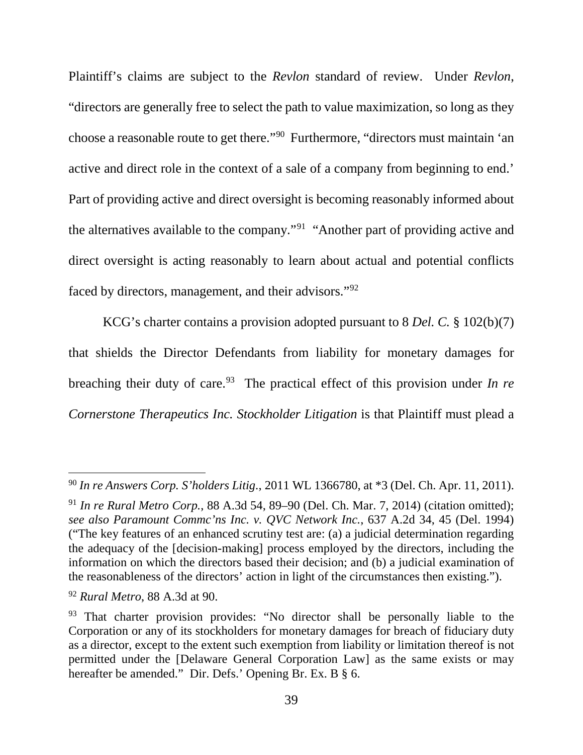Plaintiff's claims are subject to the *Revlon* standard of review. Under *Revlon*, "directors are generally free to select the path to value maximization, so long as they choose a reasonable route to get there."[90] Furthermore, "directors must maintain 'an active and direct role in the context of a sale of a company from beginning to end.' Part of providing active and direct oversight is becoming reasonably informed about the alternatives available to the company."[91] "Another part of providing active and direct oversight is acting reasonably to learn about actual and potential conflicts faced by directors, management, and their advisors."[92]

KCG's charter contains a provision adopted pursuant to 8 *Del. C.* § 102(b)(7) that shields the Director Defendants from liability for monetary damages for breaching their duty of care.[93] The practical effect of this provision under *In re Cornerstone Therapeutics Inc. Stockholder Litigation* is that Plaintiff must plead a

---

[90] *In re Answers Corp. S'holders Litig.*, 2011 WL 1366780, at *3 (Del. Ch. Apr. 11, 2011).

[91] *In re Rural Metro Corp.*, 88 A.3d 54, 89–90 (Del. Ch. Mar. 7, 2014) (citation omitted); *see also Paramount Commc'ns Inc. v. QVC Network Inc.*, 637 A.2d 34, 45 (Del. 1994) ("The key features of an enhanced scrutiny test are: (a) a judicial determination regarding the adequacy of the [decision-making] process employed by the directors, including the information on which the directors based their decision; and (b) a judicial examination of the reasonableness of the directors' action in light of the circumstances then existing.").

[92] *Rural Metro*, 88 A.3d at 90.

[93] That charter provision provides: "No director shall be personally liable to the Corporation or any of its stockholders for monetary damages for breach of fiduciary duty as a director, except to the extent such exemption from liability or limitation thereof is not permitted under the [Delaware General Corporation Law] as the same exists or may hereafter be amended." Dir. Defs.' Opening Br. Ex. B § 6.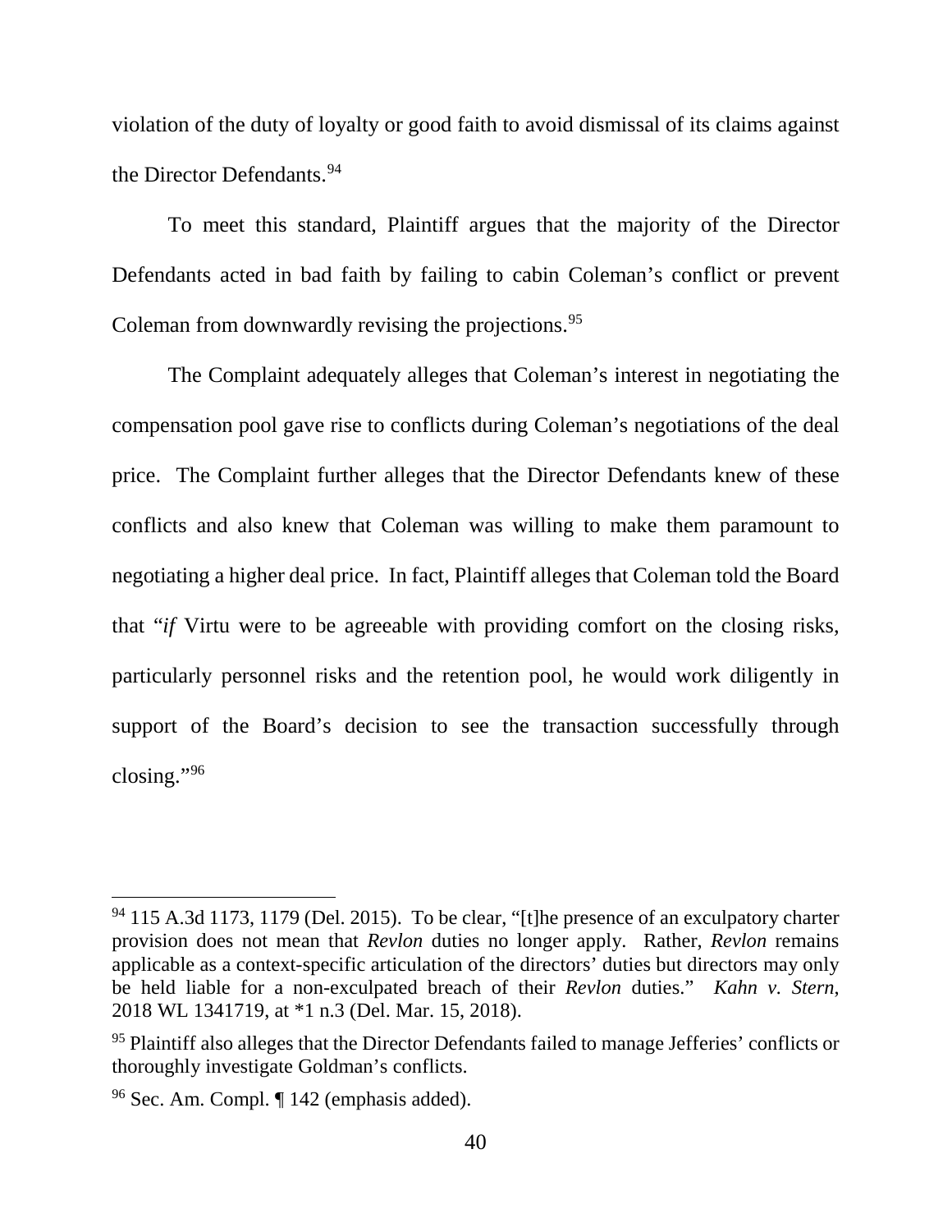violation of the duty of loyalty or good faith to avoid dismissal of its claims against the Director Defendants.[94]

To meet this standard, Plaintiff argues that the majority of the Director Defendants acted in bad faith by failing to cabin Coleman's conflict or prevent Coleman from downwardly revising the projections.[95]

The Complaint adequately alleges that Coleman's interest in negotiating the compensation pool gave rise to conflicts during Coleman's negotiations of the deal price. The Complaint further alleges that the Director Defendants knew of these conflicts and also knew that Coleman was willing to make them paramount to negotiating a higher deal price. In fact, Plaintiff alleges that Coleman told the Board that "*if* Virtu were to be agreeable with providing comfort on the closing risks, particularly personnel risks and the retention pool, he would work diligently in support of the Board's decision to see the transaction successfully through closing."[96]

---

[94] 115 A.3d 1173, 1179 (Del. 2015). To be clear, "[t]he presence of an exculpatory charter provision does not mean that *Revlon* duties no longer apply. Rather, *Revlon* remains applicable as a context-specific articulation of the directors' duties but directors may only be held liable for a non-exculpated breach of their *Revlon* duties." *Kahn v. Stern*, 2018 WL 1341719, at *1 n.3 (Del. Mar. 15, 2018).

[95] Plaintiff also alleges that the Director Defendants failed to manage Jefferies' conflicts or thoroughly investigate Goldman's conflicts.

[96] Sec. Am. Compl. ¶ 142 (emphasis added).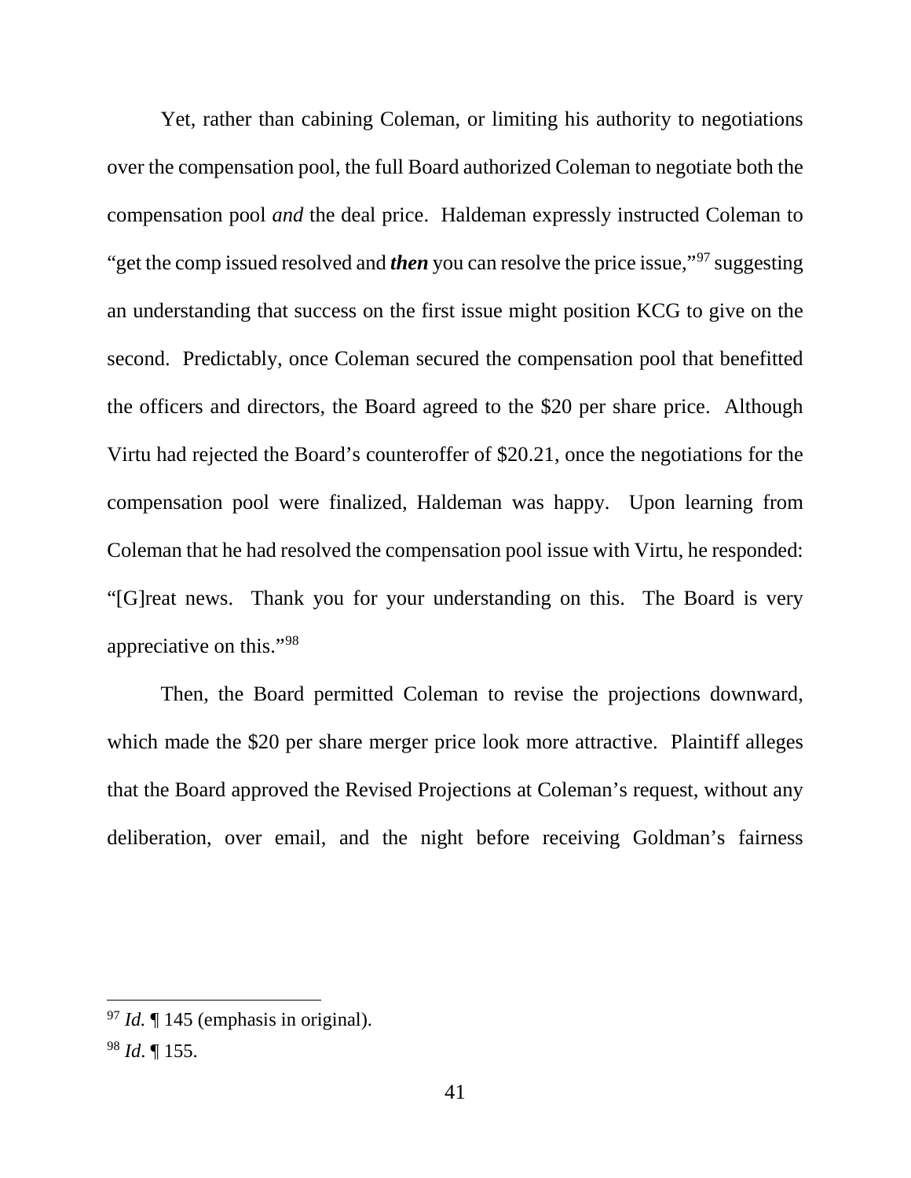Yet, rather than cabining Coleman, or limiting his authority to negotiations over the compensation pool, the full Board authorized Coleman to negotiate both the compensation pool *and* the deal price. Haldeman expressly instructed Coleman to "get the comp issued resolved and ***then*** you can resolve the price issue,"[97] suggesting an understanding that success on the first issue might position KCG to give on the second. Predictably, once Coleman secured the compensation pool that benefitted the officers and directors, the Board agreed to the $20 per share price. Although Virtu had rejected the Board's counteroffer of $20.21, once the negotiations for the compensation pool were finalized, Haldeman was happy. Upon learning from Coleman that he had resolved the compensation pool issue with Virtu, he responded: "[G]reat news. Thank you for your understanding on this. The Board is very appreciative on this."[98]

Then, the Board permitted Coleman to revise the projections downward, which made the $20 per share merger price look more attractive. Plaintiff alleges that the Board approved the Revised Projections at Coleman's request, without any deliberation, over email, and the night before receiving Goldman's fairness

---

[97] *Id.* ¶ 145 (emphasis in original).

[98] *Id*. ¶ 155.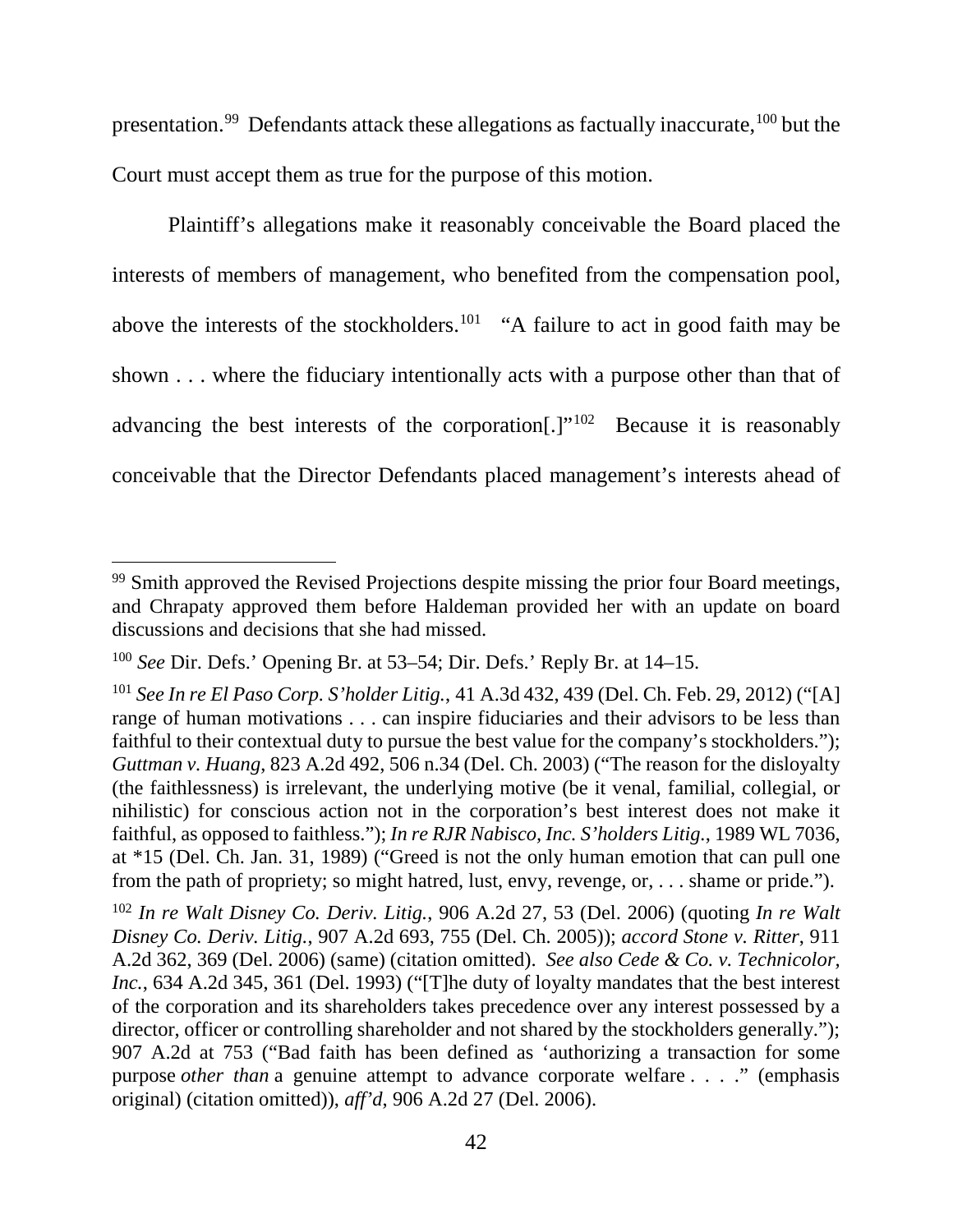presentation.[99] Defendants attack these allegations as factually inaccurate,[100] but the Court must accept them as true for the purpose of this motion.

Plaintiff's allegations make it reasonably conceivable the Board placed the interests of members of management, who benefited from the compensation pool, above the interests of the stockholders.[101] "A failure to act in good faith may be shown . . . where the fiduciary intentionally acts with a purpose other than that of advancing the best interests of the corporation[.]"[102] Because it is reasonably conceivable that the Director Defendants placed management's interests ahead of

---

[99] Smith approved the Revised Projections despite missing the prior four Board meetings, and Chrapaty approved them before Haldeman provided her with an update on board discussions and decisions that she had missed.

[100] *See* Dir. Defs.' Opening Br. at 53–54; Dir. Defs.' Reply Br. at 14–15.

[101] *See In re El Paso Corp. S'holder Litig.*, 41 A.3d 432, 439 (Del. Ch. Feb. 29, 2012) ("[A] range of human motivations . . . can inspire fiduciaries and their advisors to be less than faithful to their contextual duty to pursue the best value for the company's stockholders."); *Guttman v. Huang*, 823 A.2d 492, 506 n.34 (Del. Ch. 2003) ("The reason for the disloyalty (the faithlessness) is irrelevant, the underlying motive (be it venal, familial, collegial, or nihilistic) for conscious action not in the corporation's best interest does not make it faithful, as opposed to faithless."); *In re RJR Nabisco, Inc. S'holders Litig.*, 1989 WL 7036, at *15 (Del. Ch. Jan. 31, 1989) ("Greed is not the only human emotion that can pull one from the path of propriety; so might hatred, lust, envy, revenge, or, . . . shame or pride.").

[102] *In re Walt Disney Co. Deriv. Litig.*, 906 A.2d 27, 53 (Del. 2006) (quoting *In re Walt Disney Co. Deriv. Litig.*, 907 A.2d 693, 755 (Del. Ch. 2005)); *accord Stone v. Ritter*, 911 A.2d 362, 369 (Del. 2006) (same) (citation omitted). *See also Cede & Co. v. Technicolor, Inc.*, 634 A.2d 345, 361 (Del. 1993) ("[T]he duty of loyalty mandates that the best interest of the corporation and its shareholders takes precedence over any interest possessed by a director, officer or controlling shareholder and not shared by the stockholders generally."); 907 A.2d at 753 ("Bad faith has been defined as 'authorizing a transaction for some purpose *other than* a genuine attempt to advance corporate welfare . . . .' (emphasis original) (citation omitted)), *aff'd*, 906 A.2d 27 (Del. 2006).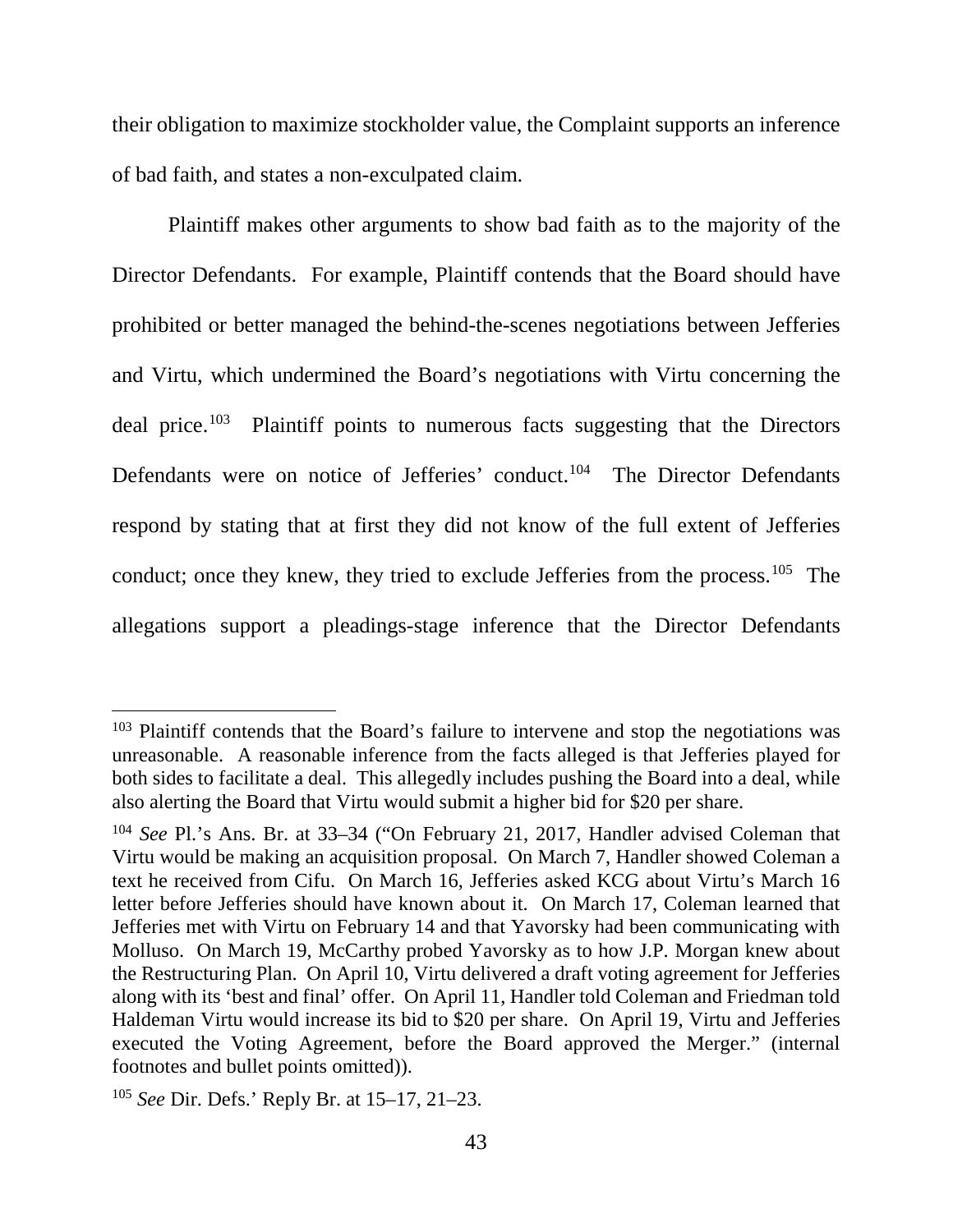their obligation to maximize stockholder value, the Complaint supports an inference of bad faith, and states a non-exculpated claim.

Plaintiff makes other arguments to show bad faith as to the majority of the Director Defendants. For example, Plaintiff contends that the Board should have prohibited or better managed the behind-the-scenes negotiations between Jefferies and Virtu, which undermined the Board's negotiations with Virtu concerning the deal price.[103] Plaintiff points to numerous facts suggesting that the Directors Defendants were on notice of Jefferies' conduct.[104] The Director Defendants respond by stating that at first they did not know of the full extent of Jefferies conduct; once they knew, they tried to exclude Jefferies from the process.[105] The allegations support a pleadings-stage inference that the Director Defendants

---

[103] Plaintiff contends that the Board's failure to intervene and stop the negotiations was unreasonable. A reasonable inference from the facts alleged is that Jefferies played for both sides to facilitate a deal. This allegedly includes pushing the Board into a deal, while also alerting the Board that Virtu would submit a higher bid for $20 per share.

[104] *See* Pl.'s Ans. Br. at 33–34 ("On February 21, 2017, Handler advised Coleman that Virtu would be making an acquisition proposal. On March 7, Handler showed Coleman a text he received from Cifu. On March 16, Jefferies asked KCG about Virtu's March 16 letter before Jefferies should have known about it. On March 17, Coleman learned that Jefferies met with Virtu on February 14 and that Yavorsky had been communicating with Molluso. On March 19, McCarthy probed Yavorsky as to how J.P. Morgan knew about the Restructuring Plan. On April 10, Virtu delivered a draft voting agreement for Jefferies along with its 'best and final' offer. On April 11, Handler told Coleman and Friedman told Haldeman Virtu would increase its bid to $20 per share. On April 19, Virtu and Jefferies executed the Voting Agreement, before the Board approved the Merger." (internal footnotes and bullet points omitted)).

[105] *See* Dir. Defs.' Reply Br. at 15–17, 21–23.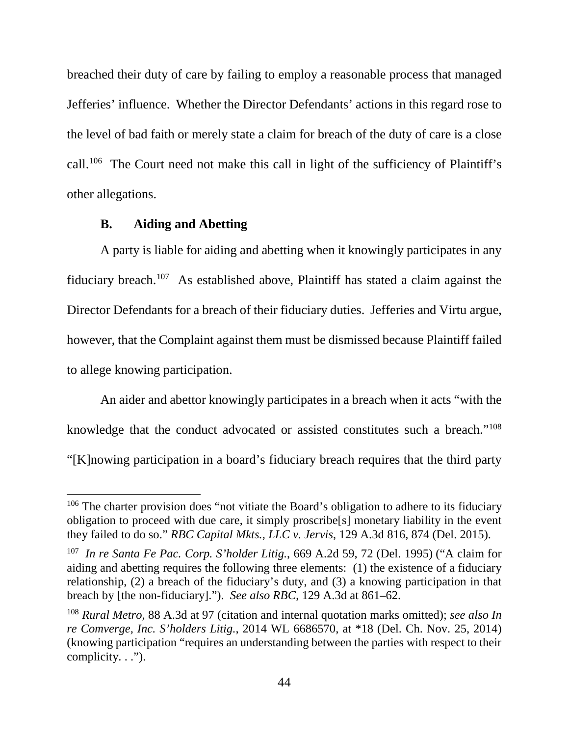breached their duty of care by failing to employ a reasonable process that managed Jefferies' influence. Whether the Director Defendants' actions in this regard rose to the level of bad faith or merely state a claim for breach of the duty of care is a close call.[106] The Court need not make this call in light of the sufficiency of Plaintiff's other allegations.

### B. Aiding and Abetting

A party is liable for aiding and abetting when it knowingly participates in any fiduciary breach.[107] As established above, Plaintiff has stated a claim against the Director Defendants for a breach of their fiduciary duties. Jefferies and Virtu argue, however, that the Complaint against them must be dismissed because Plaintiff failed to allege knowing participation.

An aider and abettor knowingly participates in a breach when it acts "with the knowledge that the conduct advocated or assisted constitutes such a breach."[108] "[K]nowing participation in a board's fiduciary breach requires that the third party

---

[106] The charter provision does "not vitiate the Board's obligation to adhere to its fiduciary obligation to proceed with due care, it simply proscribe[s] monetary liability in the event they failed to do so." *RBC Capital Mkts., LLC v. Jervis*, 129 A.3d 816, 874 (Del. 2015).

[107] *In re Santa Fe Pac. Corp. S'holder Litig.*, 669 A.2d 59, 72 (Del. 1995) ("A claim for aiding and abetting requires the following three elements: (1) the existence of a fiduciary relationship, (2) a breach of the fiduciary's duty, and (3) a knowing participation in that breach by [the non-fiduciary]."). *See also RBC*, 129 A.3d at 861–62.

[108] *Rural Metro*, 88 A.3d at 97 (citation and internal quotation marks omitted); *see also In re Comverge, Inc. S'holders Litig.*, 2014 WL 6686570, at *18 (Del. Ch. Nov. 25, 2014) (knowing participation "requires an understanding between the parties with respect to their complicity. . .").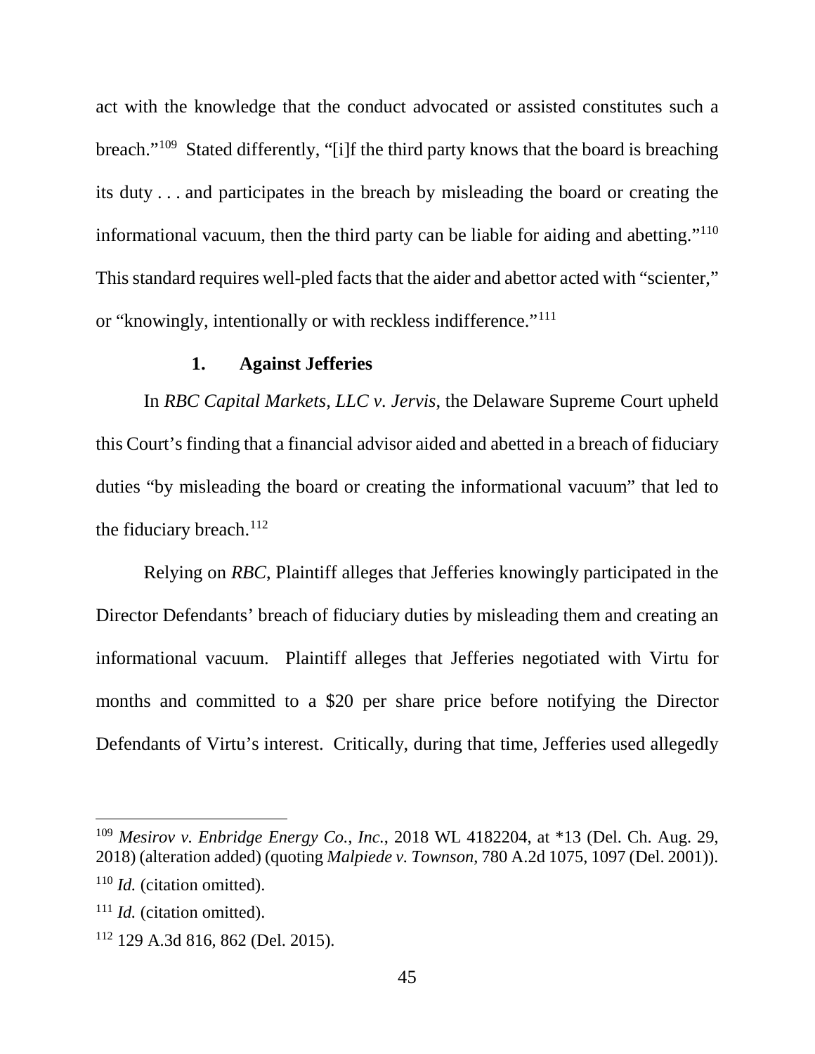act with the knowledge that the conduct advocated or assisted constitutes such a breach."[109] Stated differently, "[i]f the third party knows that the board is breaching its duty . . . and participates in the breach by misleading the board or creating the informational vacuum, then the third party can be liable for aiding and abetting."[110] This standard requires well-pled facts that the aider and abettor acted with "scienter," or "knowingly, intentionally or with reckless indifference."[111]

### 1. Against Jefferies

In *RBC Capital Markets, LLC v. Jervis*, the Delaware Supreme Court upheld this Court's finding that a financial advisor aided and abetted in a breach of fiduciary duties "by misleading the board or creating the informational vacuum" that led to the fiduciary breach.[112]

Relying on *RBC*, Plaintiff alleges that Jefferies knowingly participated in the Director Defendants' breach of fiduciary duties by misleading them and creating an informational vacuum. Plaintiff alleges that Jefferies negotiated with Virtu for months and committed to a $20 per share price before notifying the Director Defendants of Virtu's interest. Critically, during that time, Jefferies used allegedly

---

[109] *Mesirov v. Enbridge Energy Co., Inc.*, 2018 WL 4182204, at *13 (Del. Ch. Aug. 29, 2018) (alteration added) (quoting *Malpiede v. Townson*, 780 A.2d 1075, 1097 (Del. 2001)).

[110] *Id.* (citation omitted).

[111] *Id.* (citation omitted).

[112] 129 A.3d 816, 862 (Del. 2015).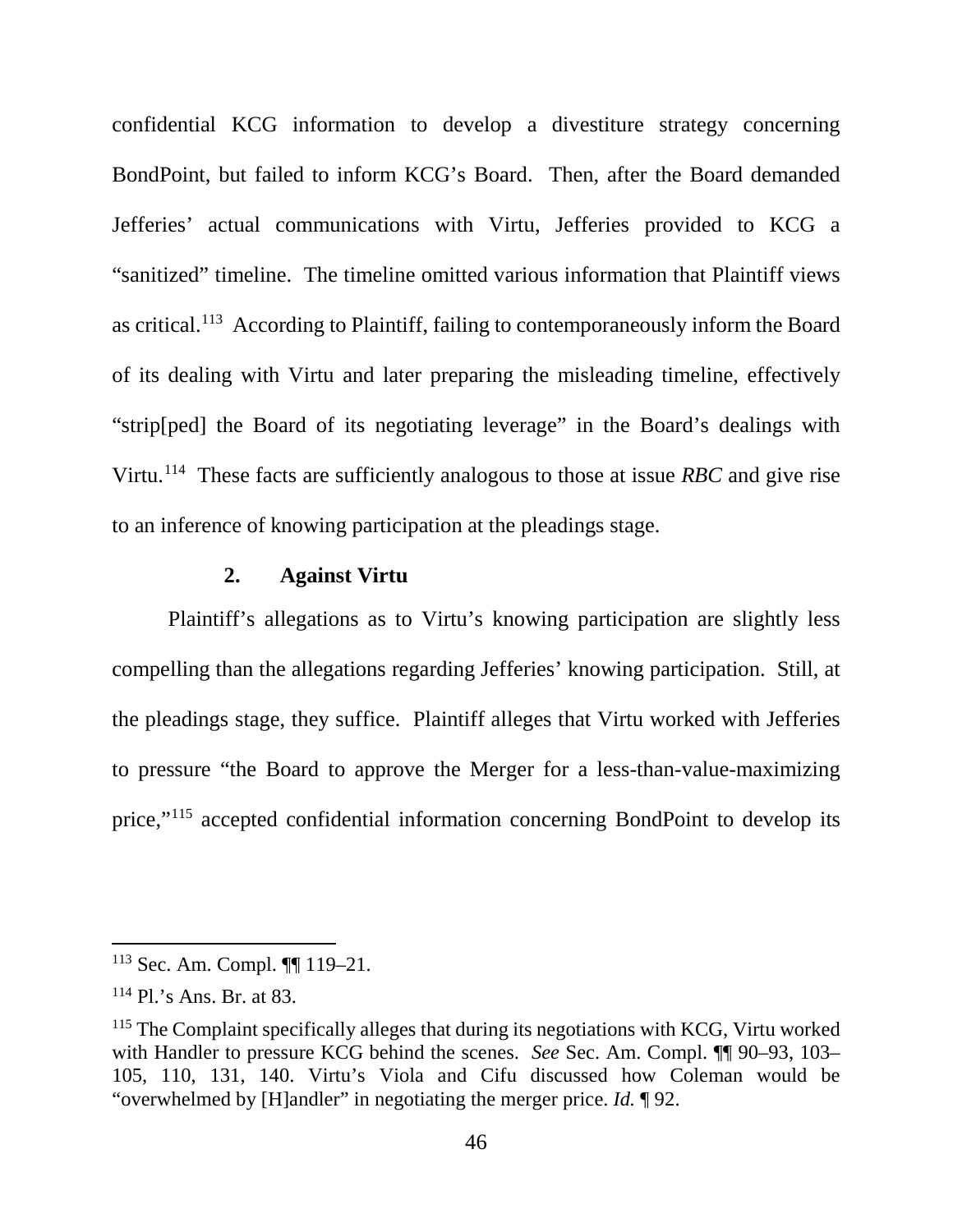confidential KCG information to develop a divestiture strategy concerning BondPoint, but failed to inform KCG's Board. Then, after the Board demanded Jefferies' actual communications with Virtu, Jefferies provided to KCG a "sanitized" timeline. The timeline omitted various information that Plaintiff views as critical.[113] According to Plaintiff, failing to contemporaneously inform the Board of its dealing with Virtu and later preparing the misleading timeline, effectively "strip[ped] the Board of its negotiating leverage" in the Board's dealings with Virtu.[114] These facts are sufficiently analogous to those at issue *RBC* and give rise to an inference of knowing participation at the pleadings stage.

### 2. Against Virtu

Plaintiff's allegations as to Virtu's knowing participation are slightly less compelling than the allegations regarding Jefferies' knowing participation. Still, at the pleadings stage, they suffice. Plaintiff alleges that Virtu worked with Jefferies to pressure "the Board to approve the Merger for a less-than-value-maximizing price,"[115] accepted confidential information concerning BondPoint to develop its

---

[113] Sec. Am. Compl. ¶¶ 119–21.

[114] Pl.'s Ans. Br. at 83.

[115] The Complaint specifically alleges that during its negotiations with KCG, Virtu worked with Handler to pressure KCG behind the scenes. *See* Sec. Am. Compl. ¶¶ 90–93, 103–105, 110, 131, 140. Virtu's Viola and Cifu discussed how Coleman would be "overwhelmed by [H]andler" in negotiating the merger price. *Id.* ¶ 92.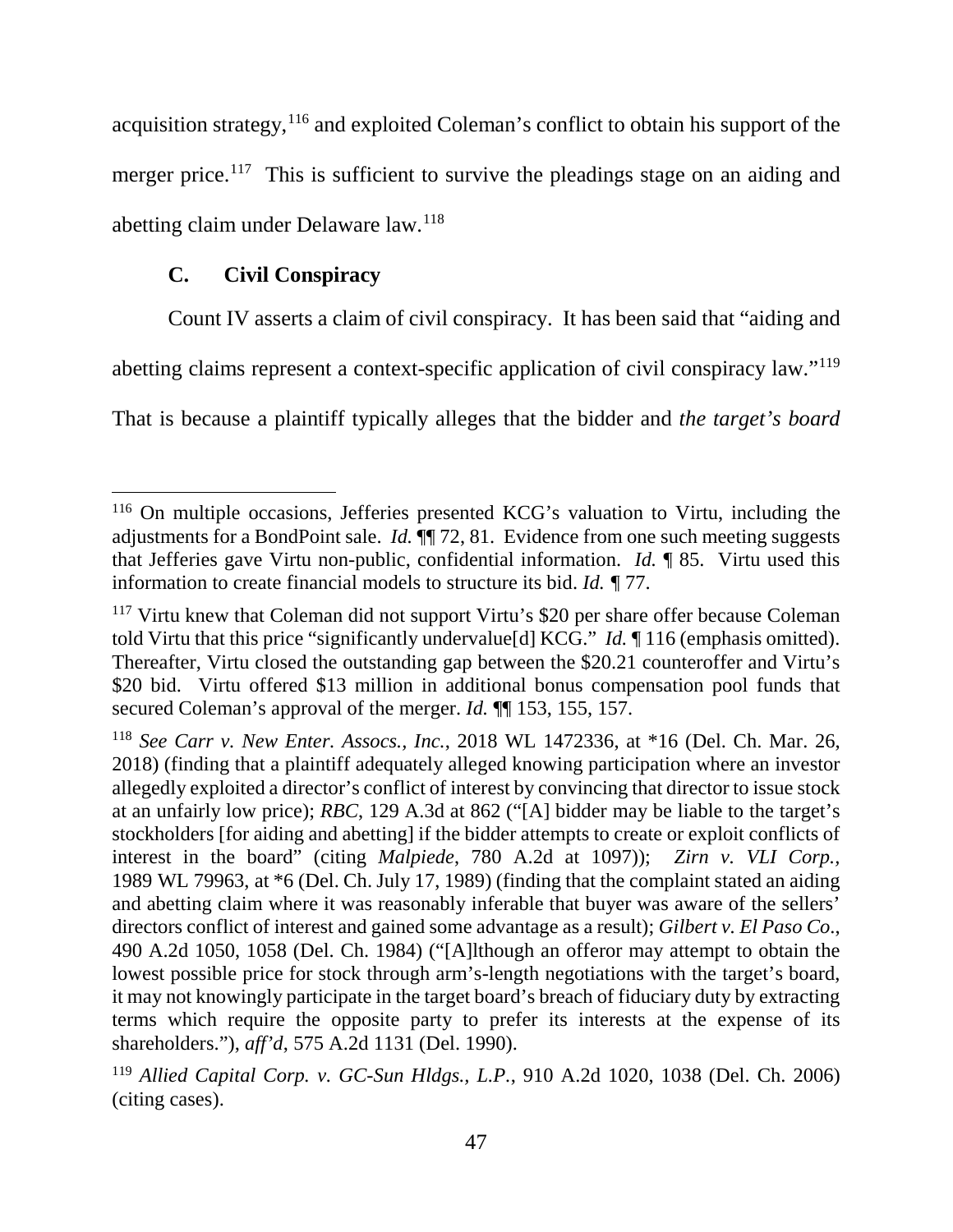acquisition strategy,[116] and exploited Coleman's conflict to obtain his support of the merger price.[117] This is sufficient to survive the pleadings stage on an aiding and abetting claim under Delaware law.[118]

### C. Civil Conspiracy

Count IV asserts a claim of civil conspiracy. It has been said that "aiding and abetting claims represent a context-specific application of civil conspiracy law."[119] That is because a plaintiff typically alleges that the bidder and *the target's board*

---

[116] On multiple occasions, Jefferies presented KCG's valuation to Virtu, including the adjustments for a BondPoint sale. *Id.* ¶¶ 72, 81. Evidence from one such meeting suggests that Jefferies gave Virtu non-public, confidential information. *Id.* ¶ 85. Virtu used this information to create financial models to structure its bid. *Id.* ¶ 77.

[117] Virtu knew that Coleman did not support Virtu's $20 per share offer because Coleman told Virtu that this price "significantly undervalue[d] KCG." *Id.* ¶ 116 (emphasis omitted). Thereafter, Virtu closed the outstanding gap between the $20.21 counteroffer and Virtu's $20 bid. Virtu offered $13 million in additional bonus compensation pool funds that secured Coleman's approval of the merger. *Id.* ¶¶ 153, 155, 157.

[118] *See Carr v. New Enter. Assocs., Inc.*, 2018 WL 1472336, at *16 (Del. Ch. Mar. 26, 2018) (finding that a plaintiff adequately alleged knowing participation where an investor allegedly exploited a director's conflict of interest by convincing that director to issue stock at an unfairly low price); *RBC*, 129 A.3d at 862 ("[A] bidder may be liable to the target's stockholders [for aiding and abetting] if the bidder attempts to create or exploit conflicts of interest in the board" (citing *Malpiede*, 780 A.2d at 1097)); *Zirn v. VLI Corp.*, 1989 WL 79963, at *6 (Del. Ch. July 17, 1989) (finding that the complaint stated an aiding and abetting claim where it was reasonably inferable that buyer was aware of the sellers' directors conflict of interest and gained some advantage as a result); *Gilbert v. El Paso Co.*, 490 A.2d 1050, 1058 (Del. Ch. 1984) ("[A]lthough an offeror may attempt to obtain the lowest possible price for stock through arm's-length negotiations with the target's board, it may not knowingly participate in the target board's breach of fiduciary duty by extracting terms which require the opposite party to prefer its interests at the expense of its shareholders."), *aff'd*, 575 A.2d 1131 (Del. 1990).

[119] *Allied Capital Corp. v. GC-Sun Hldgs., L.P.*, 910 A.2d 1020, 1038 (Del. Ch. 2006) (citing cases).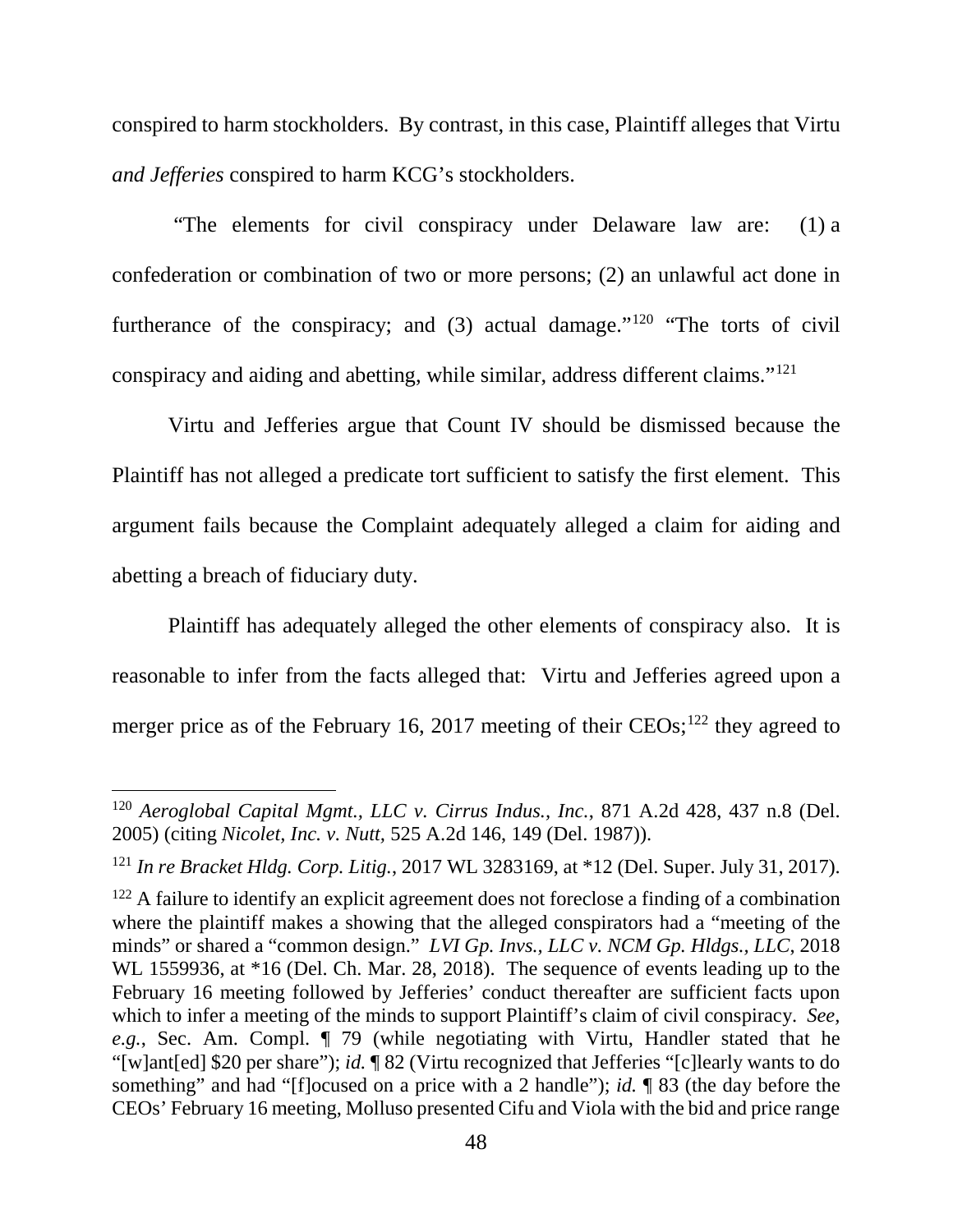conspired to harm stockholders. By contrast, in this case, Plaintiff alleges that Virtu *and Jefferies* conspired to harm KCG's stockholders.

"The elements for civil conspiracy under Delaware law are: (1) a confederation or combination of two or more persons; (2) an unlawful act done in furtherance of the conspiracy; and (3) actual damage."[120] "The torts of civil conspiracy and aiding and abetting, while similar, address different claims."[121]

Virtu and Jefferies argue that Count IV should be dismissed because the Plaintiff has not alleged a predicate tort sufficient to satisfy the first element. This argument fails because the Complaint adequately alleged a claim for aiding and abetting a breach of fiduciary duty.

Plaintiff has adequately alleged the other elements of conspiracy also. It is reasonable to infer from the facts alleged that: Virtu and Jefferies agreed upon a merger price as of the February 16, 2017 meeting of their CEOs;[122] they agreed to

---

[120] *Aeroglobal Capital Mgmt., LLC v. Cirrus Indus., Inc.*, 871 A.2d 428, 437 n.8 (Del. 2005) (citing *Nicolet, Inc. v. Nutt*, 525 A.2d 146, 149 (Del. 1987)).

[121] *In re Bracket Hldg. Corp. Litig.*, 2017 WL 3283169, at *12 (Del. Super. July 31, 2017).

[122] A failure to identify an explicit agreement does not foreclose a finding of a combination where the plaintiff makes a showing that the alleged conspirators had a "meeting of the minds" or shared a "common design." *LVI Gp. Invs., LLC v. NCM Gp. Hldgs., LLC*, 2018 WL 1559936, at *16 (Del. Ch. Mar. 28, 2018). The sequence of events leading up to the February 16 meeting followed by Jefferies' conduct thereafter are sufficient facts upon which to infer a meeting of the minds to support Plaintiff's claim of civil conspiracy. *See, e.g.*, Sec. Am. Compl. ¶ 79 (while negotiating with Virtu, Handler stated that he "[w]ant[ed] $20 per share"); *id.* ¶ 82 (Virtu recognized that Jefferies "[c]learly wants to do something" and had "[f]ocused on a price with a 2 handle"); *id.* ¶ 83 (the day before the CEOs' February 16 meeting, Molluso presented Cifu and Viola with the bid and price range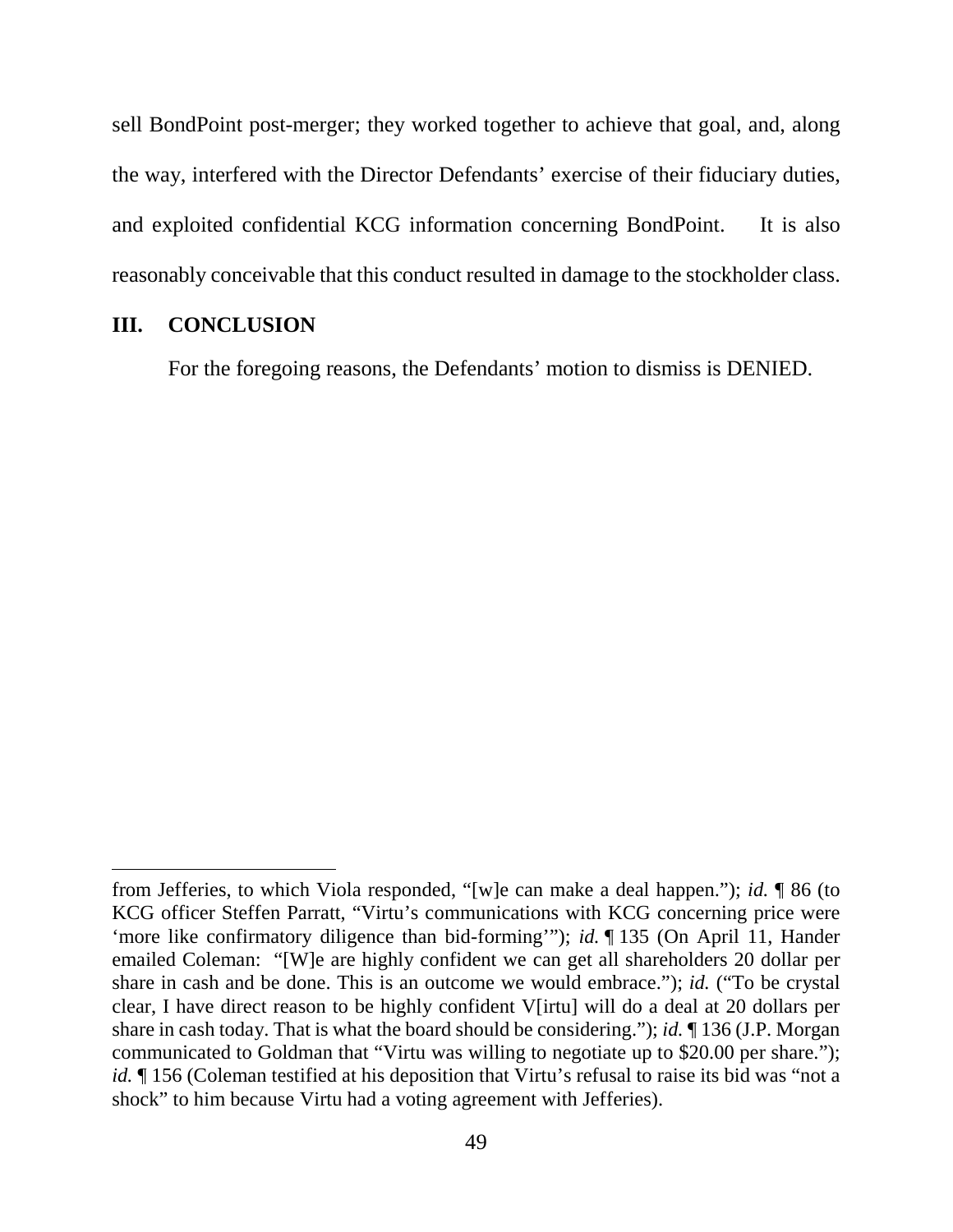sell BondPoint post-merger; they worked together to achieve that goal, and, along the way, interfered with the Director Defendants' exercise of their fiduciary duties, and exploited confidential KCG information concerning BondPoint. It is also reasonably conceivable that this conduct resulted in damage to the stockholder class.

## III. CONCLUSION

For the foregoing reasons, the Defendants' motion to dismiss is DENIED.

---

from Jefferies, to which Viola responded, "[w]e can make a deal happen."); *id.* ¶ 86 (to KCG officer Steffen Parratt, "Virtu's communications with KCG concerning price were 'more like confirmatory diligence than bid-forming'"); *id.* ¶ 135 (On April 11, Hander emailed Coleman: "[W]e are highly confident we can get all shareholders 20 dollar per share in cash and be done. This is an outcome we would embrace."); *id.* ("To be crystal clear, I have direct reason to be highly confident V[irtu] will do a deal at 20 dollars per share in cash today. That is what the board should be considering."); *id.* ¶ 136 (J.P. Morgan communicated to Goldman that "Virtu was willing to negotiate up to $20.00 per share."); *id.* ¶ 156 (Coleman testified at his deposition that Virtu's refusal to raise its bid was "not a shock" to him because Virtu had a voting agreement with Jefferies).